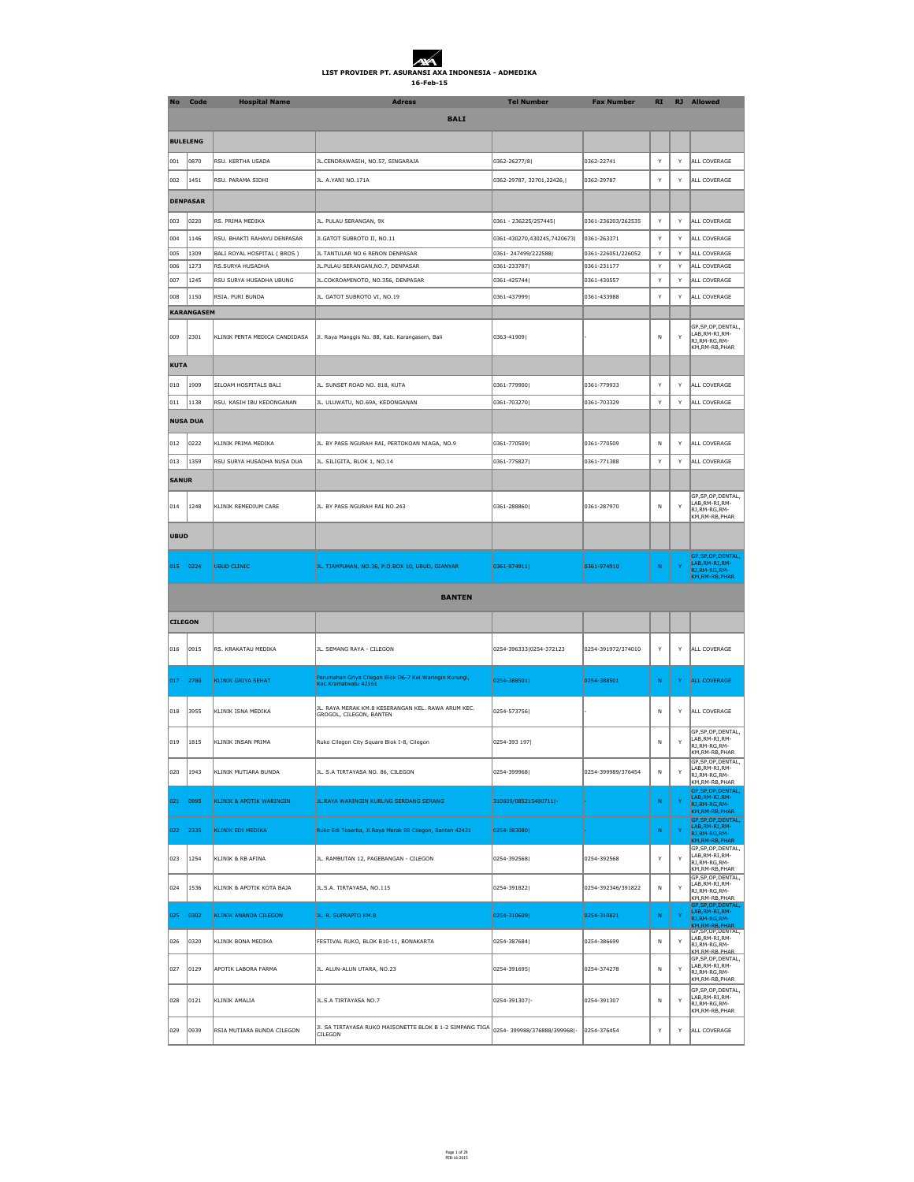**LIST PROVIDER PT. ASURANSI AXA INDONESIA - ADMEDIKA**

**16-Feb-15**

| No | Code | Hospital Name | Adress | Tel Number | Fax Number | RI | RJ | Allowed |
|---|---|---|---|---|---|---|---|---|
| **BALI** | | | | | | | | |
| **BULELENG** | | | | | | | | |
| 001 | 0870 | RSU. KERTHA USADA | JL.CENDRAWASIH, NO.57, SINGARAJA | 0362-26277/8\| | 0362-22741 | Y | Y | ALL COVERAGE |
| 002 | 1451 | RSU. PARAMA SIDHI | JL. A.YANI NO.171A | 0362-29787, 32701,22426,\| | 0362-29787 | Y | Y | ALL COVERAGE |
| **DENPASAR** | | | | | | | | |
| 003 | 0220 | RS. PRIMA MEDIKA | JL. PULAU SERANGAN, 9X | 0361 - 236225/257445\| | 0361-236203/262535 | Y | Y | ALL COVERAGE |
| 004 | 1146 | RSU. BHAKTI RAHAYU DENPASAR | Jl.GATOT SUBROTO II, NO.11 | 0361-430270,430245,7420673\| | 0361-263371 | Y | Y | ALL COVERAGE |
| 005 | 1309 | BALI ROYAL HOSPITAL ( BROS ) | JL TANTULAR NO 6 RENON DENPASAR | 0361- 247499/222588\| | 0361-226051/226052 | Y | Y | ALL COVERAGE |
| 006 | 1273 | RS.SURYA HUSADHA | JL.PULAU SERANGAN,NO.7, DENPASAR | 0361-233787\| | 0361-231177 | Y | Y | ALL COVERAGE |
| 007 | 1245 | RSU SURYA HUSADHA UBUNG | JL.COKROAMINOTO, NO.356, DENPASAR | 0361-425744\| | 0361-430557 | Y | Y | ALL COVERAGE |
| 008 | 1150 | RSIA. PURI BUNDA | JL. GATOT SUBROTO VI, NO.19 | 0361-437999\| | 0361-433988 | Y | Y | ALL COVERAGE |
| **KARANGASEM** | | | | | | | | |
| 009 | 2301 | KLINIK PENTA MEDICA CANDIDASA | Jl. Raya Manggis No. 88, Kab. Karangasem, Bali | 0363-41909\| | - | N | Y | GP,SP,OP,DENTAL, LAB,RM-RI,RM-RJ,RM-RG,RM-KM,RM-RB,PHAR |
| **KUTA** | | | | | | | | |
| 010 | 1909 | SILOAM HOSPITALS BALI | JL. SUNSET ROAD NO. 818, KUTA | 0361-779900\| | 0361-779933 | Y | Y | ALL COVERAGE |
| 011 | 1138 | RSU. KASIH IBU KEDONGANAN | JL. ULUWATU, NO.69A, KEDONGANAN | 0361-703270\| | 0361-703329 | Y | Y | ALL COVERAGE |
| **NUSA DUA** | | | | | | | | |
| 012 | 0222 | KLINIK PRIMA MEDIKA | JL. BY PASS NGURAH RAI, PERTOKOAN NIAGA, NO.9 | 0361-770509\| | 0361-770509 | N | Y | ALL COVERAGE |
| 013 | 1359 | RSU SURYA HUSADHA NUSA DUA | JL. SILIGITA, BLOK 1, NO.14 | 0361-775827\| | 0361-771388 | Y | Y | ALL COVERAGE |
| **SANUR** | | | | | | | | |
| 014 | 1248 | KLINIK REMEDIUM CARE | JL. BY PASS NGURAH RAI NO.243 | 0361-288860\| | 0361-287970 | N | Y | GP,SP,OP,DENTAL, LAB,RM-RI,RM-RJ,RM-RG,RM-KM,RM-RB,PHAR |
| **UBUD** | | | | | | | | |
| 015 | 0224 | UBUD CLINIC | JL. TJAMPUHAN, NO.36, P.O.BOX 10, UBUD, GIANYAR | 0361-974911\| | 0361-974910 | N | Y | GP,SP,OP,DENTAL, LAB,RM-RI,RM-RJ,RM-RG,RM-KM,RM-RB,PHAR |
| **BANTEN** | | | | | | | | |
| **CILEGON** | | | | | | | | |
| 016 | 0915 | RS. KRAKATAU MEDIKA | JL. SEMANG RAYA - CILEGON | 0254-396333\|0254-372123 | 0254-391972/374010 | Y | Y | ALL COVERAGE |
| 017 | 2780 | KLINIK GRIYA SEHAT | Perumahan Griya Cilegon Blok D6-7 Kel.Waringin Kurungi, Kec.Kramatwatu 42161 | 0254-388501\| | 0254-388501 | N | Y | ALL COVERAGE |
| 018 | 3955 | KLINIK ISNA MEDIKA | JL. RAYA MERAK KM.8 KESERANGAN KEL. RAWA ARUM KEC. GROGOL, CILEGON, BANTEN | 0254-573756\| | - | N | Y | ALL COVERAGE |
| 019 | 1815 | KLINIK INSAN PRIMA | Ruko Cilegon City Square Blok I-8, Cilegon | 0254-393 197\| | | N | Y | GP,SP,OP,DENTAL, LAB,RM-RI,RM-RJ,RM-RG,RM-KM,RM-RB,PHAR |
| 020 | 1943 | KLINIK MUTIARA BUNDA | JL. S.A TIRTAYASA NO. 86, CILEGON | 0254-399968\| | 0254-399989/376454 | N | Y | GP,SP,OP,DENTAL, LAB,RM-RI,RM-RJ,RM-RG,RM-KM,RM-RB,PHAR |
| 021 | 0995 | KLINIK & APOTIK WARINGIN | JL.RAYA WARINGIN KURUNG SERDANG SERANG | 310609/085215480711\|- | - | N | Y | GP,SP,OP,DENTAL, LAB,RM-RI,RM-RJ,RM-RG,RM-KM,RM-RB,PHAR |
| 022 | 2335 | KLINIK EDI MEDIKA | Ruko Edi Toserba, Jl.Raya Merak 88 Cilegon, Banten 42431 | 0254-383080\| | - | N | Y | GP,SP,OP,DENTAL, LAB,RM-RI,RM-RJ,RM-RG,RM-KM,RM-RB,PHAR |
| 023 | 1254 | KLINIK & RB AFINA | JL. RAMBUTAN 12, PAGEBANGAN - CILEGON | 0254-392568\| | 0254-392568 | Y | Y | GP,SP,OP,DENTAL, LAB,RM-RI,RM-RJ,RM-RG,RM-KM,RM-RB,PHAR |
| 024 | 1536 | KLINIK & APOTIK KOTA BAJA | JL.S.A. TIRTAYASA, NO.115 | 0254-391822\| | 0254-392346/391822 | N | Y | GP,SP,OP,DENTAL, LAB,RM-RI,RM-RJ,RM-RG,RM-KM,RM-RB,PHAR |
| 025 | 0302 | KLINIK ANANDA CILEGON | JL. R. SUPRAPTO KM.8 | 0254-310609\| | 0254-310821 | N | Y | GP,SP,OP,DENTAL, LAB,RM-RI,RM-RJ,RM-RG,RM-KM,RM-RB,PHAR |
| 026 | 0320 | KLINIK BONA MEDIKA | FESTIVAL RUKO, BLOK B10-11, BONAKARTA | 0254-387684\| | 0254-386699 | N | Y | GP,SP,OP,DENTAL, LAB,RM-RI,RM-RJ,RM-RG,RM-KM,RM-RB,PHAR |
| 027 | 0129 | APOTIK LABORA FARMA | JL. ALUN-ALUN UTARA, NO.23 | 0254-391695\| | 0254-374278 | N | Y | GP,SP,OP,DENTAL, LAB,RM-RI,RM-RJ,RM-RG,RM-KM,RM-RB,PHAR |
| 028 | 0121 | KLINIK AMALIA | JL.S.A TIRTAYASA NO.7 | 0254-391307\|- | 0254-391307 | N | Y | GP,SP,OP,DENTAL, LAB,RM-RI,RM-RJ,RM-RG,RM-KM,RM-RB,PHAR |
| 029 | 0939 | RSIA MUTIARA BUNDA CILEGON | Jl. SA TIRTAYASA RUKO MAISONETTE BLOK B 1-2 SIMPANG TIGA CILEGON | 0254- 399988/376888/399968\|- | 0254-376454 | Y | Y | ALL COVERAGE |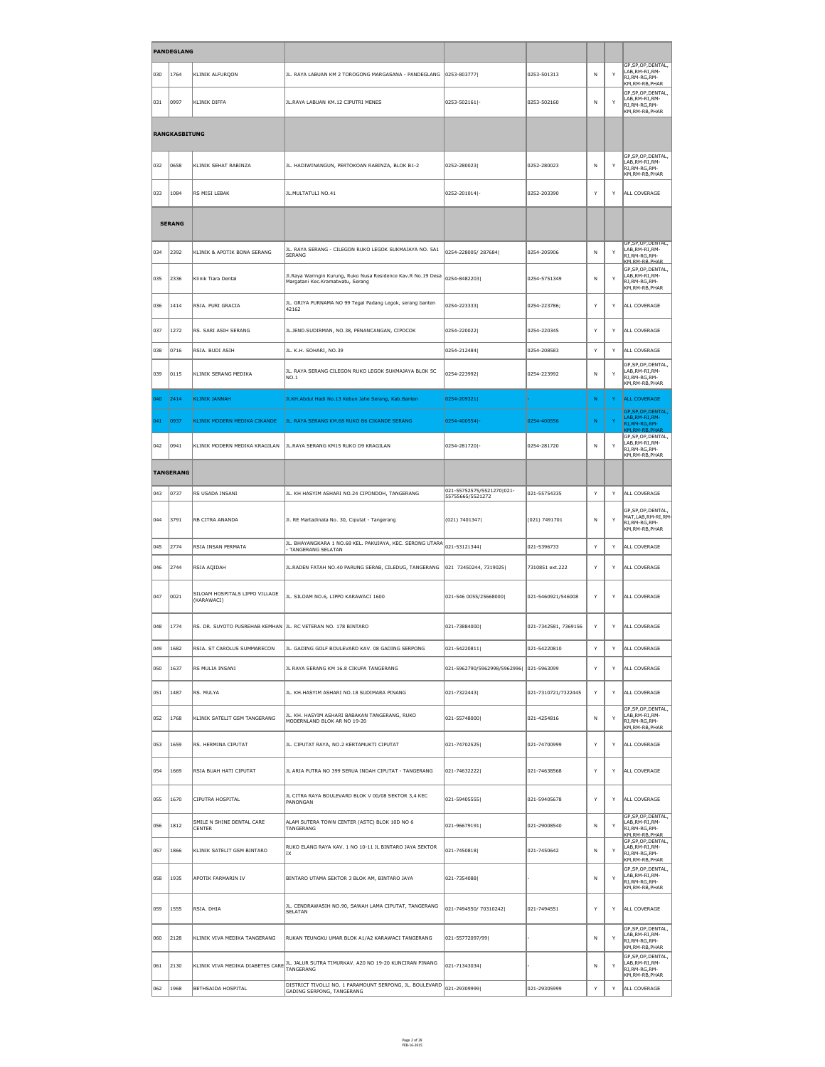| | | | | | | | | |
|---|---|---|---|---|---|---|---|---|
| **PANDEGLANG** | | | | | | | | |
| 030 | 1764 | KLINIK ALFURQON | JL. RAYA LABUAN KM 2 TOROGONG MARGASANA - PANDEGLANG | 0253-803777\| | 0253-501313 | N | Y | GP,SP,OP,DENTAL, LAB,RM-RI,RM-RJ,RM-RG,RM-KM,RM-RB,PHAR |
| 031 | 0997 | KLINIK DIFFA | JL.RAYA LABUAN KM.12 CIPUTRI MENES | 0253-502161\|- | 0253-502160 | N | Y | GP,SP,OP,DENTAL, LAB,RM-RI,RM-RJ,RM-RG,RM-KM,RM-RB,PHAR |
| **RANGKASBITUNG** | | | | | | | | |
| 032 | 0658 | KLINIK SEHAT RABINZA | JL. HADIWINANGUN, PERTOKOAN RABINZA, BLOK B1-2 | 0252-280023\| | 0252-280023 | N | Y | GP,SP,OP,DENTAL, LAB,RM-RI,RM-RJ,RM-RG,RM-KM,RM-RB,PHAR |
| 033 | 1084 | RS MISI LEBAK | JL.MULTATULI NO.41 | 0252-201014\|- | 0252-203390 | Y | Y | ALL COVERAGE |
| **SERANG** | | | | | | | | |
| 034 | 2392 | KLINIK & APOTIK BONA SERANG | JL. RAYA SERANG - CILEGON RUKO LEGOK SUKMAJAYA NO. 5A1 SERANG | 0254-228005/ 287684\| | 0254-205906 | N | Y | GP,SP,OP,DENTAL, LAB,RM-RI,RM-RJ,RM-RG,RM-KM,RM-RB,PHAR |
| 035 | 2336 | Klinik Tiara Dental | Jl.Raya Waringin Kurung, Ruko Nusa Residence Kav.R No.19 Desa Margatani Kec.Kramatwatu, Serang | 0254-8482203\| | 0254-5751349 | N | Y | GP,SP,OP,DENTAL, LAB,RM-RI,RM-RJ,RM-RG,RM-KM,RM-RB,PHAR |
| 036 | 1414 | RSIA. PURI GRACIA | JL. GRIYA PURNAMA NO 99 Tegal Padang Legok, serang banten 42162 | 0254-223333\| | 0254-223786; | Y | Y | ALL COVERAGE |
| 037 | 1272 | RS. SARI ASIH SERANG | JL.JEND.SUDIRMAN, NO.38, PENANCANGAN, CIPOCOK | 0254-220022\| | 0254-220345 | Y | Y | ALL COVERAGE |
| 038 | 0716 | RSIA. BUDI ASIH | JL. K.H. SOHARI, NO.39 | 0254-212484\| | 0254-208583 | Y | Y | ALL COVERAGE |
| 039 | 0115 | KLINIK SERANG MEDIKA | JL. RAYA SERANG CILEGON RUKO LEGOK SUKMAJAYA BLOK SC NO.1 | 0254-223992\| | 0254-223992 | N | Y | GP,SP,OP,DENTAL, LAB,RM-RI,RM-RJ,RM-RG,RM-KM,RM-RB,PHAR |
| 040 | 2414 | KLINIK JANNAH | Jl.KH.Abdul Hadi No.13 Kebun Jahe Serang, Kab.Banten | 0254-209321\| | - | N | Y | ALL COVERAGE |
| 041 | 0937 | KLINIK MODERN MEDIKA CIKANDE | JL. RAYA SERANG KM.68 RUKO B6 CIKANDE SERANG | 0254-400554\|- | 0254-400556 | N | Y | GP,SP,OP,DENTAL, LAB,RM-RI,RM-RJ,RM-RG,RM-KM,RM-RB,PHAR |
| 042 | 0941 | KLINIK MODERN MEDIKA KRAGILAN | JL.RAYA SERANG KM15 RUKO D9 KRAGILAN | 0254-281720\|- | 0254-281720 | N | Y | GP,SP,OP,DENTAL, LAB,RM-RI,RM-RJ,RM-RG,RM-KM,RM-RB,PHAR |
| **TANGERANG** | | | | | | | | |
| 043 | 0737 | RS USADA INSANI | JL. KH HASYIM ASHARI NO.24 CIPONDOH, TANGERANG | 021-55752575/5521270\|021-55755665/5521272 | 021-55754335 | Y | Y | ALL COVERAGE |
| 044 | 3791 | RB CITRA ANANDA | Jl. RE Martadinata No. 30, Ciputat - Tangerang | (021) 7401347\| | (021) 7491701 | N | Y | GP,SP,OP,DENTAL, MAT,LAB,RM-RI,RM-RJ,RM-RG,RM-KM,RM-RB,PHAR |
| 045 | 2774 | RSIA INSAN PERMATA | JL. BHAYANGKARA 1 NO.68 KEL. PAKUJAYA, KEC. SERONG UTARA - TANGERANG SELATAN | 021-53121344\| | 021-5396733 | Y | Y | ALL COVERAGE |
| 046 | 2744 | RSIA AQIDAH | JL.RADEN FATAH NO.40 PARUNG SERAB, CILEDUG, TANGERANG | 021 73450244, 7319025\| | 7310851 ext.222 | Y | Y | ALL COVERAGE |
| 047 | 0021 | SILOAM HOSPITALS LIPPO VILLAGE (KARAWACI) | JL. SILOAM NO.6, LIPPO KARAWACI 1600 | 021-546 0055/25668000\| | 021-5460921/546008 | Y | Y | ALL COVERAGE |
| 048 | 1774 | RS. DR. SUYOTO PUSREHAB KEMHAN | JL. RC VETERAN NO. 178 BINTARO | 021-73884000\| | 021-7342581, 7369156 | Y | Y | ALL COVERAGE |
| 049 | 1682 | RSIA. ST CAROLUS SUMMARECON | JL. GADING GOLF BOULEVARD KAV. 08 GADING SERPONG | 021-54220811\| | 021-54220810 | Y | Y | ALL COVERAGE |
| 050 | 1637 | RS MULIA INSANI | JL RAYA SERANG KM 16.8 CIKUPA TANGERANG | 021-5962790/5962998/5962996\| | 021-5963099 | Y | Y | ALL COVERAGE |
| 051 | 1487 | RS. MULYA | JL. KH.HASYIM ASHARI NO.18 SUDIMARA PINANG | 021-7322443\| | 021-7310721/7322445 | Y | Y | ALL COVERAGE |
| 052 | 1768 | KLINIK SATELIT GSM TANGERANG | JL. KH. HASYIM ASHARI BABAKAN TANGERANG, RUKO MODERNLAND BLOK AR NO 19-20 | 021-55748000\| | 021-4254816 | N | Y | GP,SP,OP,DENTAL, LAB,RM-RI,RM-RJ,RM-RG,RM-KM,RM-RB,PHAR |
| 053 | 1659 | RS. HERMINA CIPUTAT | JL. CIPUTAT RAYA, NO.2 KERTAMUKTI CIPUTAT | 021-74702525\| | 021-74700999 | Y | Y | ALL COVERAGE |
| 054 | 1669 | RSIA BUAH HATI CIPUTAT | JL ARIA PUTRA NO 399 SERUA INDAH CIPUTAT - TANGERANG | 021-74632222\| | 021-74638568 | Y | Y | ALL COVERAGE |
| 055 | 1670 | CIPUTRA HOSPITAL | JL CITRA RAYA BOULEVARD BLOK V 00/08 SEKTOR 3,4 KEC PANONGAN | 021-59405555\| | 021-59405678 | Y | Y | ALL COVERAGE |
| 056 | 1812 | SMILE N SHINE DENTAL CARE CENTER | ALAM SUTERA TOWN CENTER (ASTC) BLOK 10D NO 6 TANGERANG | 021-96679191\| | 021-29008540 | N | Y | GP,SP,OP,DENTAL, LAB,RM-RI,RM-RJ,RM-RG,RM-KM,RM-RB,PHAR |
| 057 | 1866 | KLINIK SATELIT GSM BINTARO | RUKO ELANG RAYA KAV. 1 NO 10-11 JL BINTARO JAYA SEKTOR IX | 021-7450818\| | 021-7450642 | N | Y | GP,SP,OP,DENTAL, LAB,RM-RI,RM-RJ,RM-RG,RM-KM,RM-RB,PHAR |
| 058 | 1935 | APOTIK FARMARIN IV | BINTARO UTAMA SEKTOR 3 BLOK AM, BINTARO JAYA | 021-7354088\| | - | N | Y | GP,SP,OP,DENTAL, LAB,RM-RI,RM-RJ,RM-RG,RM-KM,RM-RB,PHAR |
| 059 | 1555 | RSIA. DHIA | JL. CENDRAWASIH NO.90, SAWAH LAMA CIPUTAT, TANGERANG SELATAN | 021-7494550/ 70310242\| | 021-7494551 | Y | Y | ALL COVERAGE |
| 060 | 2128 | KLINIK VIVA MEDIKA TANGERANG | RUKAN TEUNGKU UMAR BLOK A1/A2 KARAWACI TANGERANG | 021-55772097/99\| | - | N | Y | GP,SP,OP,DENTAL, LAB,RM-RI,RM-RJ,RM-RG,RM-KM,RM-RB,PHAR |
| 061 | 2130 | KLINIK VIVA MEDIKA DIABETES CARE | JL. JALUR SUTRA TIMURKAV. A20 NO 19-20 KUNCIRAN PINANG TANGERANG | 021-71343034\| | - | N | Y | GP,SP,OP,DENTAL, LAB,RM-RI,RM-RJ,RM-RG,RM-KM,RM-RB,PHAR |
| 062 | 1968 | BETHSAIDA HOSPITAL | DISTRICT TIVOLLI NO. 1 PARAMOUNT SERPONG, JL. BOULEVARD GADING SERPONG, TANGERANG | 021-29309999\| | 021-29305999 | Y | Y | ALL COVERAGE |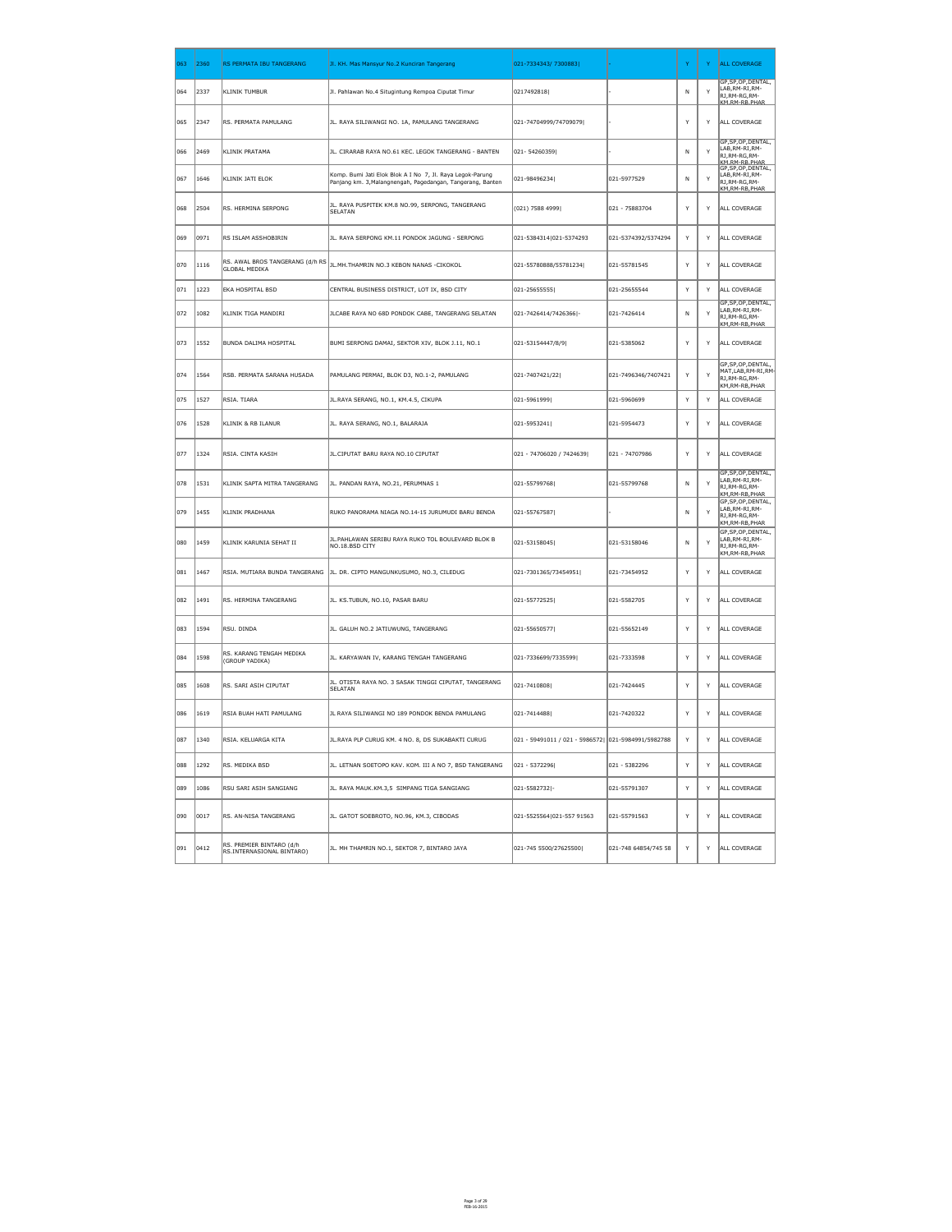| 063 | 2360 | RS PERMATA IBU TANGERANG | Jl. KH. Mas Mansyur No.2 Kunciran Tangerang | 021-7334343/ 7300883\| | - | Y | Y | ALL COVERAGE |
|---|---|---|---|---|---|---|---|---|
| 064 | 2337 | KLINIK TUMBUR | Jl. Pahlawan No.4 Situgintung Rempoa Ciputat Timur | 0217492818\| | - | N | Y | GP,SP,OP,DENTAL, LAB,RM-RI,RM-RJ,RM-RG,RM-KM,RM-RB,PHAR |
| 065 | 2347 | RS. PERMATA PAMULANG | JL. RAYA SILIWANGI NO. 1A, PAMULANG TANGERANG | 021-74704999/74709079\| | - | Y | Y | ALL COVERAGE |
| 066 | 2469 | KLINIK PRATAMA | JL. CIRARAB RAYA NO.61 KEC. LEGOK TANGERANG - BANTEN | 021- 54260359\| | - | N | Y | GP,SP,OP,DENTAL, LAB,RM-RI,RM-RJ,RM-RG,RM-KM,RM-RB,PHAR |
| 067 | 1646 | KLINIK JATI ELOK | Komp. Bumi Jati Elok Blok A I No 7, Jl. Raya Legok-Parung Panjang km. 3,Malangnengah, Pagedangan, Tangerang, Banten | 021-98496234\| | 021-5977529 | N | Y | GP,SP,OP,DENTAL, LAB,RM-RI,RM-RJ,RM-RG,RM-KM,RM-RB,PHAR |
| 068 | 2504 | RS. HERMINA SERPONG | JL. RAYA PUSPITEK KM.8 NO.99, SERPONG, TANGERANG SELATAN | (021) 7588 4999\| | 021 - 75883704 | Y | Y | ALL COVERAGE |
| 069 | 0971 | RS ISLAM ASSHOBIRIN | JL. RAYA SERPONG KM.11 PONDOK JAGUNG - SERPONG | 021-5384314\|021-5374293 | 021-5374392/5374294 | Y | Y | ALL COVERAGE |
| 070 | 1116 | RS. AWAL BROS TANGERANG (d/h RS GLOBAL MEDIKA | JL.MH.THAMRIN NO.3 KEBON NANAS -CIKOKOL | 021-55780888/55781234\| | 021-55781545 | Y | Y | ALL COVERAGE |
| 071 | 1223 | EKA HOSPITAL BSD | CENTRAL BUSINESS DISTRICT, LOT IX, BSD CITY | 021-25655555\| | 021-25655544 | Y | Y | ALL COVERAGE |
| 072 | 1082 | KLINIK TIGA MANDIRI | JLCABE RAYA NO 68D PONDOK CABE, TANGERANG SELATAN | 021-7426414/7426366\|- | 021-7426414 | N | Y | GP,SP,OP,DENTAL, LAB,RM-RI,RM-RJ,RM-RG,RM-KM,RM-RB,PHAR |
| 073 | 1552 | BUNDA DALIMA HOSPITAL | BUMI SERPONG DAMAI, SEKTOR XIV, BLOK J.11, NO.1 | 021-53154447/8/9\| | 021-5385062 | Y | Y | ALL COVERAGE |
| 074 | 1564 | RSB. PERMATA SARANA HUSADA | PAMULANG PERMAI, BLOK D3, NO.1-2, PAMULANG | 021-7407421/22\| | 021-7496346/7407421 | Y | Y | GP,SP,OP,DENTAL, MAT,LAB,RM-RI,RM-RJ,RM-RG,RM-KM,RM-RB,PHAR |
| 075 | 1527 | RSIA. TIARA | JL.RAYA SERANG, NO.1, KM.4.5, CIKUPA | 021-5961999\| | 021-5960699 | Y | Y | ALL COVERAGE |
| 076 | 1528 | KLINIK & RB ILANUR | JL. RAYA SERANG, NO.1, BALARAJA | 021-5953241\| | 021-5954473 | Y | Y | ALL COVERAGE |
| 077 | 1324 | RSIA. CINTA KASIH | JL.CIPUTAT BARU RAYA NO.10 CIPUTAT | 021 - 74706020 / 7424639\| | 021 - 74707986 | Y | Y | ALL COVERAGE |
| 078 | 1531 | KLINIK SAPTA MITRA TANGERANG | JL. PANDAN RAYA, NO.21, PERUMNAS 1 | 021-55799768\| | 021-55799768 | N | Y | GP,SP,OP,DENTAL, LAB,RM-RI,RM-RJ,RM-RG,RM-KM,RM-RB,PHAR |
| 079 | 1455 | KLINIK PRADHANA | RUKO PANORAMA NIAGA NO.14-15 JURUMUDI BARU BENDA | 021-55767587\| | - | N | Y | GP,SP,OP,DENTAL, LAB,RM-RI,RM-RJ,RM-RG,RM-KM,RM-RB,PHAR |
| 080 | 1459 | KLINIK KARUNIA SEHAT II | JL.PAHLAWAN SERIBU RAYA RUKO TOL BOULEVARD BLOK B NO.18.BSD CITY | 021-53158045\| | 021-53158046 | N | Y | GP,SP,OP,DENTAL, LAB,RM-RI,RM-RJ,RM-RG,RM-KM,RM-RB,PHAR |
| 081 | 1467 | RSIA. MUTIARA BUNDA TANGERANG | JL. DR. CIPTO MANGUNKUSUMO, NO.3, CILEDUG | 021-7301365/73454951\| | 021-73454952 | Y | Y | ALL COVERAGE |
| 082 | 1491 | RS. HERMINA TANGERANG | JL. KS.TUBUN, NO.10, PASAR BARU | 021-55772525\| | 021-5582705 | Y | Y | ALL COVERAGE |
| 083 | 1594 | RSU. DINDA | JL. GALUH NO.2 JATIUWUNG, TANGERANG | 021-55650577\| | 021-55652149 | Y | Y | ALL COVERAGE |
| 084 | 1598 | RS. KARANG TENGAH MEDIKA (GROUP YADIKA) | JL. KARYAWAN IV, KARANG TENGAH TANGERANG | 021-7336699/7335599\| | 021-7333598 | Y | Y | ALL COVERAGE |
| 085 | 1608 | RS. SARI ASIH CIPUTAT | JL. OTISTA RAYA NO. 3 SASAK TINGGI CIPUTAT, TANGERANG SELATAN | 021-7410808\| | 021-7424445 | Y | Y | ALL COVERAGE |
| 086 | 1619 | RSIA BUAH HATI PAMULANG | JL RAYA SILIWANGI NO 189 PONDOK BENDA PAMULANG | 021-7414488\| | 021-7420322 | Y | Y | ALL COVERAGE |
| 087 | 1340 | RSIA. KELUARGA KITA | JL.RAYA PLP CURUG KM. 4 NO. 8, DS SUKABAKTI CURUG | 021 - 59491011 / 021 - 5986572\| | 021-5984991/5982788 | Y | Y | ALL COVERAGE |
| 088 | 1292 | RS. MEDIKA BSD | JL. LETNAN SOETOPO KAV. KOM. III A NO 7, BSD TANGERANG | 021 - 5372296\| | 021 - 5382296 | Y | Y | ALL COVERAGE |
| 089 | 1086 | RSU SARI ASIH SANGIANG | JL. RAYA MAUK.KM.3,5 SIMPANG TIGA SANGIANG | 021-5582732\|- | 021-55791307 | Y | Y | ALL COVERAGE |
| 090 | 0017 | RS. AN-NISA TANGERANG | JL. GATOT SOEBROTO, NO.96, KM.3, CIBODAS | 021-5525564\|021-557 91563 | 021-55791563 | Y | Y | ALL COVERAGE |
| 091 | 0412 | RS. PREMIER BINTARO (d/h RS.INTERNASIONAL BINTARO) | JL. MH THAMRIN NO.1, SEKTOR 7, BINTARO JAYA | 021-745 5500/27625500\| | 021-748 64854/745 58 | Y | Y | ALL COVERAGE |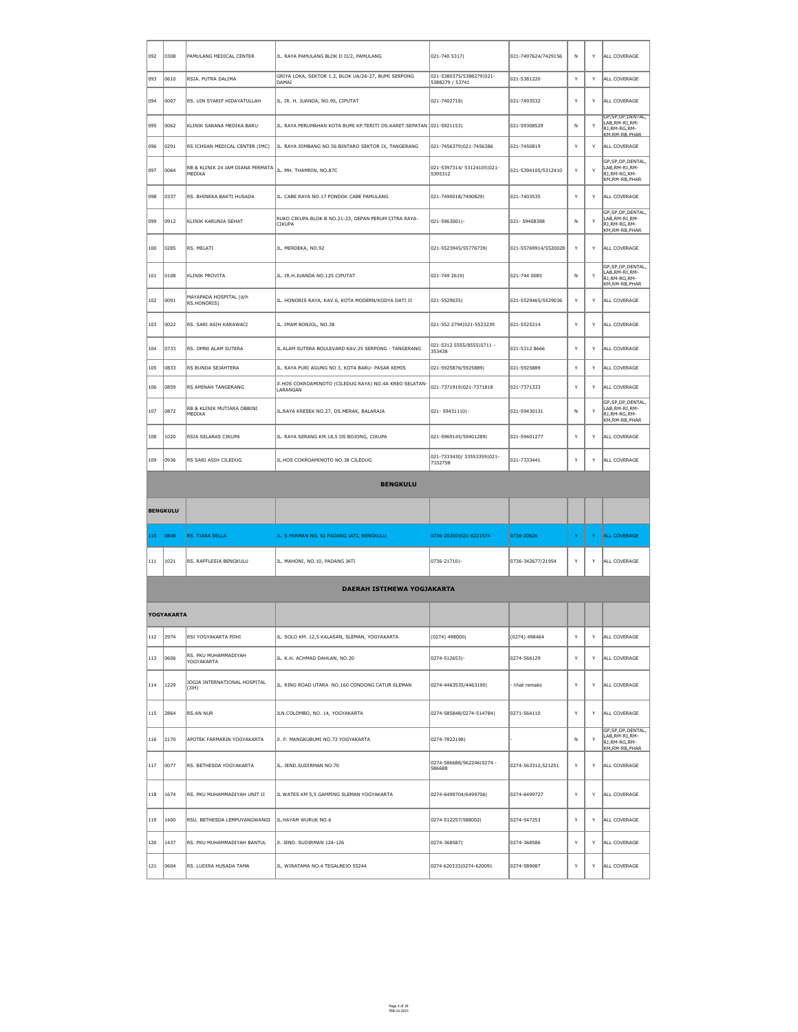| | | | | | | | | |
|---|---|---|---|---|---|---|---|---|
| 092 | 0308 | PAMULANG MEDICAL CENTER | JL. RAYA PAMULANG BLOK D II/2, PAMULANG | 021-740 5317\| | 021-7497624/7429156 | N | Y | ALL COVERAGE |
| 093 | 0610 | RSIA. PUTRA DALIMA | GRIYA LOKA, SEKTOR 1.2, BLOK UA/26-27, BUMI SERPONG DAMAI | 021-5380375/5388279\|021-5388279 / 53741 | 021-5381220 | Y | Y | ALL COVERAGE |
| 094 | 0007 | RS. UIN SYARIF HIDAYATULLAH | JL. IR. H. JUANDA, NO.95, CIPUTAT | 021-7402718\| | 021-7493532 | Y | Y | ALL COVERAGE |
| 095 | 0062 | KLINIK SARANA MEDIKA BARU | JL. RAYA PERUMAHAN KOTA BUMI KP.TERITI DS.KARET.SEPATAN | 021-5921153\| | 021-59308529 | N | Y | GP,SP,OP,DENTAL, LAB,RM-RI,RM-RJ,RM-RG,RM-KM,RM-RB,PHAR |
| 096 | 0291 | RS ICHSAN MEDICAL CENTER (IMC) | JL. RAYA JOMBANG NO.56 BINTARO SEKTOR IX, TANGERANG | 021-7456379\|021-7456386 | 021-7450819 | Y | Y | ALL COVERAGE |
| 097 | 0064 | RB & KLINIK 24 JAM DIANA PERMATA MEDIKA | JL. MH. THAMRIN, NO.87C | 021-5397314/ 53124105\|021-5395312 | 021-5394105/5312410 | Y | Y | GP,SP,OP,DENTAL, LAB,RM-RI,RM-RJ,RM-RG,RM-KM,RM-RB,PHAR |
| 098 | 0337 | RS. BHINEKA BAKTI HUSADA | JL. CABE RAYA NO.17 PONDOK CABE PAMULANG | 021-7490018/7490829\| | 021-7403535 | Y | Y | ALL COVERAGE |
| 099 | 0912 | KLINIK KARUNIA SEHAT | RUKO CIKUPA BLOK B NO.21-23, DEPAN PERUM CITRA RAYA-CIKUPA | 021-5963001\|- | 021- 59408388 | N | Y | GP,SP,OP,DENTAL, LAB,RM-RI,RM-RJ,RM-RG,RM-KM,RM-RB,PHAR |
| 100 | 0285 | RS. MELATI | JL. MERDEKA, NO.92 | 021-5523945/55776739\| | 021-55769914/5520028 | Y | Y | ALL COVERAGE |
| 101 | 0108 | KLINIK PROVITA | JL. IR.H.JUANDA NO.125 CIPUTAT | 021-749 2619\| | 021-744 0085 | N | Y | GP,SP,OP,DENTAL, LAB,RM-RI,RM-RJ,RM-RG,RM-KM,RM-RB,PHAR |
| 102 | 0091 | MAYAPADA HOSPITAL (d/h RS.HONORIS) | JL. HONORIS RAYA, KAV.6, KOTA MODERN/KODYA DATI II | 021-5529035\| | 021-5529465/5529036 | Y | Y | ALL COVERAGE |
| 103 | 0022 | RS. SARI ASIH KARAWACI | JL. IMAM BONJOL, NO.38 | 021-552 2794\|021-5523239 | 021-5525214 | Y | Y | ALL COVERAGE |
| 104 | 0733 | RS. OMNI ALAM SUTERA | JL.ALAM SUTERA BOULEVARD KAV.25 SERPONG - TANGERANG | 021-5312 5555/8555\|0711 - 353438 | 021-5312 8666 | Y | Y | ALL COVERAGE |
| 105 | 0833 | RS BUNDA SEJAHTERA | JL. RAYA PURI AGUNG NO 3, KOTA BARU- PASAR KEMIS | 021-5925876/5925889\| | 021-5925889 | Y | Y | ALL COVERAGE |
| 106 | 0859 | RS AMINAH TANGERANG | Jl.HOS COKROAMINOTO (CILEDUG RAYA) NO.4A KREO SELATAN-LARANGAN | 021-7371919\|021-7371818 | 021-7371333 | Y | Y | ALL COVERAGE |
| 107 | 0872 | RB & KLINIK MUTIARA OBBINI MEDIKA | JL.RAYA KRESEK NO.27, DS.MERAK, BALARAJA | 021- 59431110\|- | 021-59430131 | N | Y | GP,SP,OP,DENTAL, LAB,RM-RI,RM-RJ,RM-RG,RM-KM,RM-RB,PHAR |
| 108 | 1020 | RSIA SELARAS CIKUPA | JL. RAYA SERANG KM.18,5 DS BOJONG, CIKUPA | 021-5969145/59401289\| | 021-59401277 | Y | Y | ALL COVERAGE |
| 109 | 0936 | RS SARI ASIH CILEDUG | JL.HOS COKROAMINOTO NO.38 CILEDUG | 021-7333430/ 33553359\|021-7332758 | 021-7333441 | Y | Y | ALL COVERAGE |
| | | | **BENGKULU** | | | | | |
| **BENGKULU** | | | | | | | | |
| 110 | 0848 | RS. TIARA SELLA | JL. S PARMAN NO. 61 PADANG JATI, BENGKULU | 0736-20350\|021-8221574 | 0736-20626 | Y | Y | ALL COVERAGE |
| 111 | 1021 | RS. RAFFLESIA BENGKULU | JL. MAHONI, NO.10, PADANG JATI | 0736-21710\|- | 0736-342677/21954 | Y | Y | ALL COVERAGE |
| | | | **DAERAH ISTIMEWA YOGJAKARTA** | | | | | |
| **YOGYAKARTA** | | | | | | | | |
| 112 | 2974 | RSI YOGYAKARTA PDHI | JL. SOLO KM. 12,5 KALASAN, SLEMAN, YOGYAKARTA | (0274) 498000\| | (0274) 498464 | Y | Y | ALL COVERAGE |
| 113 | 0606 | RS. PKU MUHAMMADIYAH YOGYAKARTA | JL. K.H. ACHMAD DAHLAN, NO.20 | 0274-512653\|- | 0274-566129 | Y | Y | ALL COVERAGE |
| 114 | 1229 | JOGJA INTERNATIONAL HOSPITAL (JIH) | JL. RING ROAD UTARA NO.160 CONDONG CATUR SLEMAN | 0274-4463535/4463190\| | - lihat remaks | Y | Y | ALL COVERAGE |
| 115 | 2864 | RS.AN NUR | JLN.COLOMBO, NO. 14, YOGYAKARTA | 0274-585848/0274-514784\| | 0271-564110 | Y | Y | ALL COVERAGE |
| 116 | 2170 | APOTEK FARMARIN YOGYAKARTA | Jl. P. MANGKUBUMI NO.73 YOGYAKARTA | 0274-7822198\| | - | N | Y | GP,SP,OP,DENTAL, LAB,RM-RI,RM-RJ,RM-RG,RM-KM,RM-RB,PHAR |
| 117 | 0077 | RS. BETHESDA YOGYAKARTA | JL. JEND.SUDIRMAN NO.70 | 0274-586688/562246\|0274 - 586688 | 0274-563312,521251 | Y | Y | ALL COVERAGE |
| 118 | 1674 | RS. PKU MUHAMMADIYAH UNIT II | JL WATES KM 5,5 GAMPING SLEMAN YOGYAKARTA | 0274-6499704/6499706\| | 0274-6499727 | Y | Y | ALL COVERAGE |
| 119 | 1400 | RSU. BETHESDA LEMPUYANGWANGI | JL.HAYAM WURUK NO.6 | 0274-512257/588002\| | 0274-547253 | Y | Y | ALL COVERAGE |
| 120 | 1437 | RS. PKU MUHAMMADIYAH BANTUL | Jl. JEND. SUDIRMAN 124-126 | 0274-368587\| | 0274-368586 | Y | Y | ALL COVERAGE |
| 121 | 0604 | RS. LUDIRA HUSADA TAMA | JL. WIRATAMA NO.4 TEGALREJO 55244 | 0274 620333\|0274-620091 | 0274-589087 | Y | Y | ALL COVERAGE |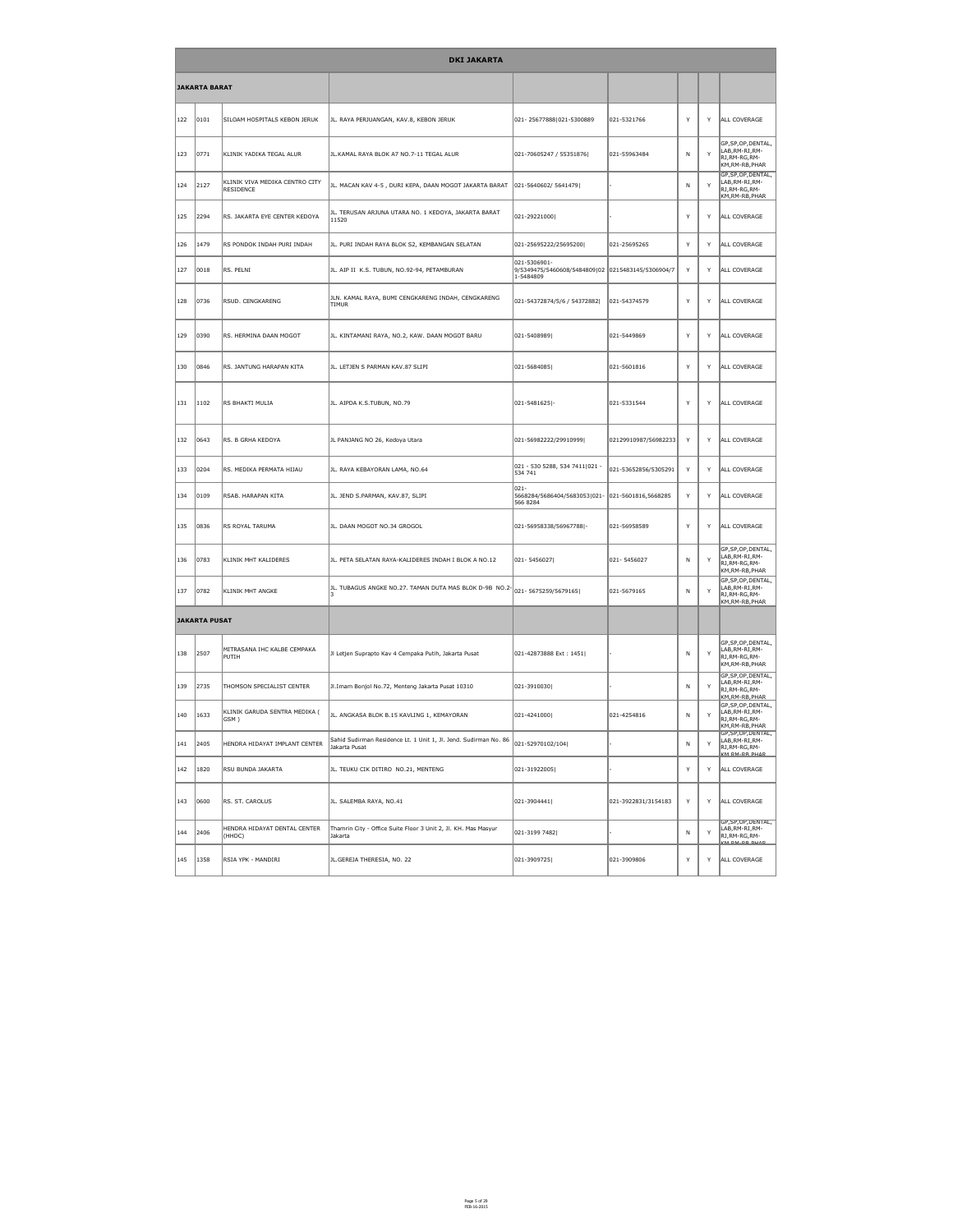| DKI JAKARTA | | | | | | | | |
|---|---|---|---|---|---|---|---|---|
| **JAKARTA BARAT** | | | | | | | | |
| 122 | 0101 | SILOAM HOSPITALS KEBON JERUK | JL. RAYA PERJUANGAN, KAV.8, KEBON JERUK | 021- 25677888\|021-5300889 | 021-5321766 | Y | Y | ALL COVERAGE |
| 123 | 0771 | KLINIK YADIKA TEGAL ALUR | JL.KAMAL RAYA BLOK A7 NO.7-11 TEGAL ALUR | 021-70605247 / 55351876\| | 021-55963484 | N | Y | GP,SP,OP,DENTAL, LAB,RM-RI,RM-RJ,RM-RG,RM-KM,RM-RB,PHAR |
| 124 | 2127 | KLINIK VIVA MEDIKA CENTRO CITY RESIDENCE | JL. MACAN KAV 4-5 , DURI KEPA, DAAN MOGOT JAKARTA BARAT | 021-5640602/ 5641479\| | - | N | Y | GP,SP,OP,DENTAL, LAB,RM-RI,RM-RJ,RM-RG,RM-KM,RM-RB,PHAR |
| 125 | 2294 | RS. JAKARTA EYE CENTER KEDOYA | JL. TERUSAN ARJUNA UTARA NO. 1 KEDOYA, JAKARTA BARAT 11520 | 021-29221000\| | - | Y | Y | ALL COVERAGE |
| 126 | 1479 | RS PONDOK INDAH PURI INDAH | JL. PURI INDAH RAYA BLOK S2, KEMBANGAN SELATAN | 021-25695222/25695200\| | 021-25695265 | Y | Y | ALL COVERAGE |
| 127 | 0018 | RS. PELNI | JL. AIP II K.S. TUBUN, NO.92-94, PETAMBURAN | 021-5306901-9/5349475/5460608/5484809\|021-5484809 | 0215483145/5306904/7 | Y | Y | ALL COVERAGE |
| 128 | 0736 | RSUD. CENGKARENG | JLN. KAMAL RAYA, BUMI CENGKARENG INDAH, CENGKARENG TIMUR | 021-54372874/5/6 / 54372882\| | 021-54374579 | Y | Y | ALL COVERAGE |
| 129 | 0390 | RS. HERMINA DAAN MOGOT | JL. KINTAMANI RAYA, NO.2, KAW. DAAN MOGOT BARU | 021-5408989\| | 021-5449869 | Y | Y | ALL COVERAGE |
| 130 | 0846 | RS. JANTUNG HARAPAN KITA | JL. LETJEN S PARMAN KAV.87 SLIPI | 021-5684085\| | 021-5601816 | Y | Y | ALL COVERAGE |
| 131 | 1102 | RS BHAKTI MULIA | JL. AIPDA K.S.TUBUN, NO.79 | 021-5481625\|- | 021-5331544 | Y | Y | ALL COVERAGE |
| 132 | 0643 | RS. B GRHA KEDOYA | JL PANJANG NO 26, Kedoya Utara | 021-56982222/29910999\| | 02129910987/56982233 | Y | Y | ALL COVERAGE |
| 133 | 0204 | RS. MEDIKA PERMATA HIJAU | JL. RAYA KEBAYORAN LAMA, NO.64 | 021 - 530 5288, 534 7411\|021 - 534 741 | 021-53652856/5305291 | Y | Y | ALL COVERAGE |
| 134 | 0109 | RSAB. HARAPAN KITA | JL. JEND S.PARMAN, KAV.87, SLIPI | 021-5668284/5686404/5683053\|021-566 8284 | 021-5601816,5668285 | Y | Y | ALL COVERAGE |
| 135 | 0836 | RS ROYAL TARUMA | JL. DAAN MOGOT NO.34 GROGOL | 021-56958338/56967788\|- | 021-56958589 | Y | Y | ALL COVERAGE |
| 136 | 0783 | KLINIK MHT KALIDERES | JL. PETA SELATAN RAYA-KALIDERES INDAH I BLOK A NO.12 | 021- 5456027\| | 021- 5456027 | N | Y | GP,SP,OP,DENTAL, LAB,RM-RI,RM-RJ,RM-RG,RM-KM,RM-RB,PHAR |
| 137 | 0782 | KLINIK MHT ANGKE | JL. TUBAGUS ANGKE NO.27. TAMAN DUTA MAS BLOK D-9B NO.2-3 | 021- 5675259/5679165\| | 021-5679165 | N | Y | GP,SP,OP,DENTAL, LAB,RM-RI,RM-RJ,RM-RG,RM-KM,RM-RB,PHAR |
| **JAKARTA PUSAT** | | | | | | | | |
| 138 | 2507 | MITRASANA IHC KALBE CEMPAKA PUTIH | Jl Letjen Suprapto Kav 4 Cempaka Putih, Jakarta Pusat | 021-42873888 Ext : 1451\| | - | N | Y | GP,SP,OP,DENTAL, LAB,RM-RI,RM-RJ,RM-RG,RM-KM,RM-RB,PHAR |
| 139 | 2735 | THOMSON SPECIALIST CENTER | Jl.Imam Bonjol No.72, Menteng Jakarta Pusat 10310 | 021-3910030\| | - | N | Y | GP,SP,OP,DENTAL, LAB,RM-RI,RM-RJ,RM-RG,RM-KM,RM-RB,PHAR |
| 140 | 1633 | KLINIK GARUDA SENTRA MEDIKA ( GSM ) | JL. ANGKASA BLOK B.15 KAVLING 1, KEMAYORAN | 021-4241000\| | 021-4254816 | N | Y | GP,SP,OP,DENTAL, LAB,RM-RI,RM-RJ,RM-RG,RM-KM,RM-RB,PHAR |
| 141 | 2405 | HENDRA HIDAYAT IMPLANT CENTER | Sahid Sudirman Residence Lt. 1 Unit 1, Jl. Jend. Sudirman No. 86 Jakarta Pusat | 021-52970102/104\| | - | N | Y | GP,SP,OP,DENTAL, LAB,RM-RI,RM-RJ,RM-RG,RM-KM,RM-RB,PHAR |
| 142 | 1820 | RSU BUNDA JAKARTA | JL. TEUKU CIK DITIRO NO.21, MENTENG | 021-31922005\| | - | Y | Y | ALL COVERAGE |
| 143 | 0600 | RS. ST. CAROLUS | JL. SALEMBA RAYA, NO.41 | 021-3904441\| | 021-3922831/3154183 | Y | Y | ALL COVERAGE |
| 144 | 2406 | HENDRA HIDAYAT DENTAL CENTER (HHDC) | Thamrin City - Office Suite Floor 3 Unit 2, Jl. KH. Mas Masyur Jakarta | 021-3199 7482\| | - | N | Y | GP,SP,OP,DENTAL, LAB,RM-RI,RM-RJ,RM-RG,RM-KM,RM-RB,PHAR |
| 145 | 1358 | RSIA YPK - MANDIRI | JL.GEREJA THERESIA, NO. 22 | 021-3909725\| | 021-3909806 | Y | Y | ALL COVERAGE |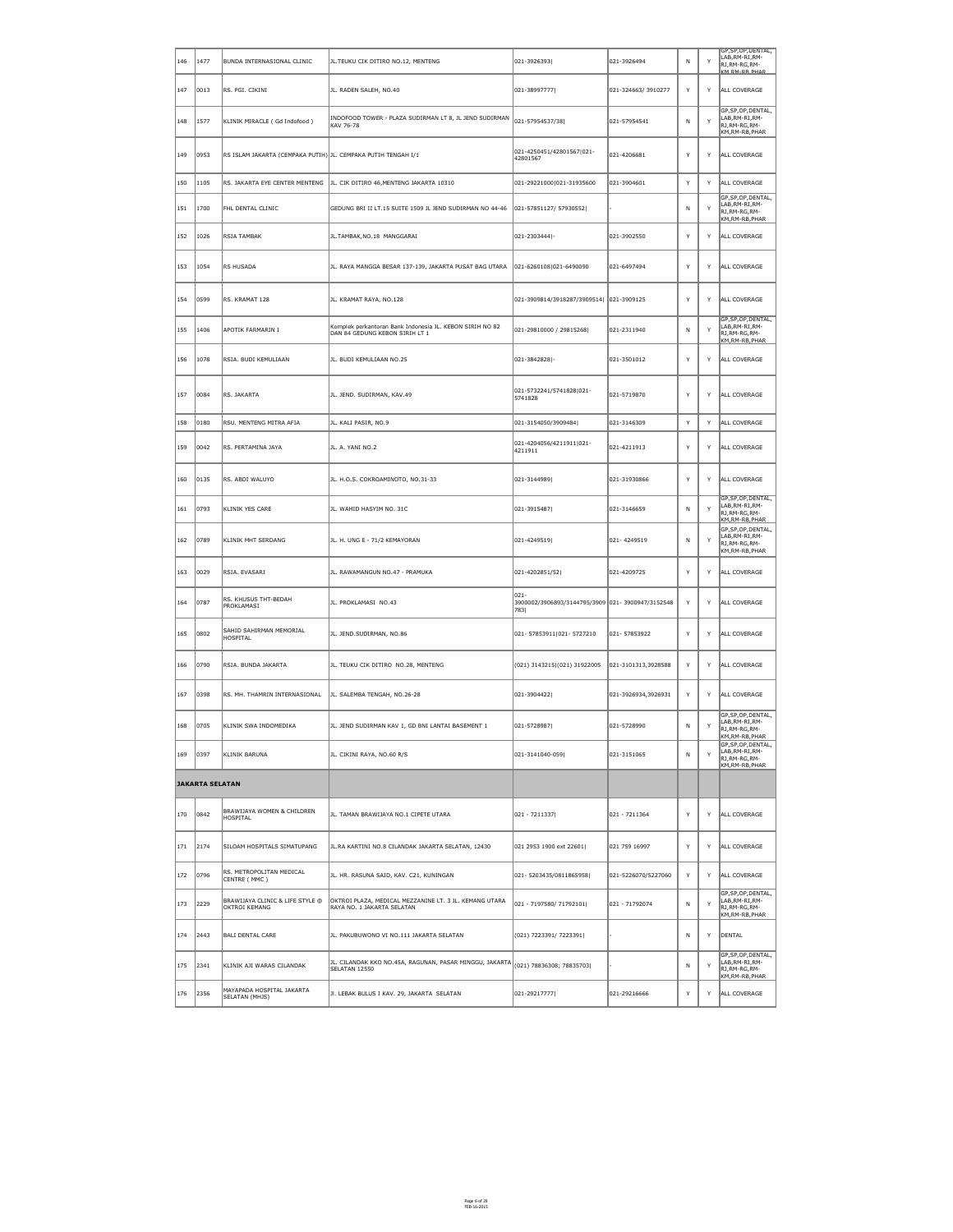| 146 | 1477 | BUNDA INTERNASIONAL CLINIC | JL.TEUKU CIK DITIRO NO.12, MENTENG | 021-3926393| | 021-3926494 | N | Y | GP,SP,OP,DENTAL, LAB,RM-RI,RM-RJ,RM-RG,RM-KM,RM-RB,PHAR |
|---|---|---|---|---|---|---|---|---|
| 147 | 0013 | RS. PGI. CIKINI | JL. RADEN SALEH, NO.40 | 021-38997777| | 021-324663/ 3910277 | Y | Y | ALL COVERAGE |
| 148 | 1577 | KLINIK MIRACLE ( Gd Indofood ) | INDOFOOD TOWER - PLAZA SUDIRMAN LT 8, JL JEND SUDIRMAN KAV 76-78 | 021-57954537/38| | 021-57954541 | N | Y | GP,SP,OP,DENTAL, LAB,RM-RI,RM-RJ,RM-RG,RM-KM,RM-RB,PHAR |
| 149 | 0953 | RS ISLAM JAKARTA (CEMPAKA PUTIH) | JL. CEMPAKA PUTIH TENGAH I/1 | 021-4250451/42801567|021-42801567 | 021-4206681 | Y | Y | ALL COVERAGE |
| 150 | 1105 | RS. JAKARTA EYE CENTER MENTENG | JL. CIK DITIRO 46,MENTENG JAKARTA 10310 | 021-29221000|021-31935600 | 021-3904601 | Y | Y | ALL COVERAGE |
| 151 | 1700 | FHL DENTAL CLINIC | GEDUNG BRI II LT.15 SUITE 1509 JL JEND SUDIRMAN NO 44-46 | 021-57851127/ 57930552| | - | N | Y | GP,SP,OP,DENTAL, LAB,RM-RI,RM-RJ,RM-RG,RM-KM,RM-RB,PHAR |
| 152 | 1026 | RSIA TAMBAK | JL.TAMBAK,NO.18 MANGGARAI | 021-2303444|- | 021-3902550 | Y | Y | ALL COVERAGE |
| 153 | 1054 | RS HUSADA | JL. RAYA MANGGA BESAR 137-139, JAKARTA PUSAT BAG UTARA | 021-6260108|021-6490090 | 021-6497494 | Y | Y | ALL COVERAGE |
| 154 | 0599 | RS. KRAMAT 128 | JL. KRAMAT RAYA, NO.128 | 021-3909814/3918287/3909514| | 021-3909125 | Y | Y | ALL COVERAGE |
| 155 | 1406 | APOTIK FARMARIN I | Komplek perkantoran Bank Indonesia JL. KEBON SIRIH NO 82 DAN 84 GEDUNG KEBON SIRIH LT 1 | 021-29810000 / 29815268| | 021-2311940 | N | Y | GP,SP,OP,DENTAL, LAB,RM-RI,RM-RJ,RM-RG,RM-KM,RM-RB,PHAR |
| 156 | 1078 | RSIA. BUDI KEMULIAAN | JL. BUDI KEMULIAAN NO.25 | 021-3842828|- | 021-3501012 | Y | Y | ALL COVERAGE |
| 157 | 0084 | RS. JAKARTA | JL. JEND. SUDIRMAN, KAV.49 | 021-5732241/5741828|021-5741828 | 021-5719870 | Y | Y | ALL COVERAGE |
| 158 | 0180 | RSU. MENTENG MITRA AFIA | JL. KALI PASIR, NO.9 | 021-3154050/3909484| | 021-3146309 | Y | Y | ALL COVERAGE |
| 159 | 0042 | RS. PERTAMINA JAYA | JL. A. YANI NO.2 | 021-4204056/4211911|021-4211911 | 021-4211913 | Y | Y | ALL COVERAGE |
| 160 | 0135 | RS. ABDI WALUYO | JL. H.O.S. COKROAMINOTO, NO.31-33 | 021-3144989| | 021-31930866 | Y | Y | ALL COVERAGE |
| 161 | 0793 | KLINIK YES CARE | JL. WAHID HASYIM NO. 31C | 021-3915487| | 021-3146659 | N | Y | GP,SP,OP,DENTAL, LAB,RM-RI,RM-RJ,RM-RG,RM-KM,RM-RB,PHAR |
| 162 | 0789 | KLINIK MHT SERDANG | JL. H. UNG E - 71/2 KEMAYORAN | 021-4249519| | 021- 4249519 | N | Y | GP,SP,OP,DENTAL, LAB,RM-RI,RM-RJ,RM-RG,RM-KM,RM-RB,PHAR |
| 163 | 0029 | RSIA. EVASARI | JL. RAWAMANGUN NO.47 - PRAMUKA | 021-4202851/52| | 021-4209725 | Y | Y | ALL COVERAGE |
| 164 | 0787 | RS. KHUSUS THT-BEDAH PROKLAMASI | JL. PROKLAMASI NO.43 | 021-3900002/3906893/3144795/3909783| | 021- 3900947/3152548 | Y | Y | ALL COVERAGE |
| 165 | 0802 | SAHID SAHIRMAN MEMORIAL HOSPITAL | JL. JEND.SUDIRMAN, NO.86 | 021- 57853911|021- 5727210 | 021- 57853922 | Y | Y | ALL COVERAGE |
| 166 | 0790 | RSIA. BUNDA JAKARTA | JL. TEUKU CIK DITIRO NO.28, MENTENG | (021) 3143215|(021) 31922005 | 021-3101313,3928588 | Y | Y | ALL COVERAGE |
| 167 | 0398 | RS. MH. THAMRIN INTERNASIONAL | JL. SALEMBA TENGAH, NO.26-28 | 021-3904422| | 021-3926934,3926931 | Y | Y | ALL COVERAGE |
| 168 | 0705 | KLINIK SWA INDOMEDIKA | JL. JEND SUDIRMAN KAV 1, GD BNI LANTAI BASEMENT 1 | 021-5728987| | 021-5728990 | N | Y | GP,SP,OP,DENTAL, LAB,RM-RI,RM-RJ,RM-RG,RM-KM,RM-RB,PHAR |
| 169 | 0397 | KLINIK BARUNA | JL. CIKINI RAYA, NO.60 R/S | 021-3141040-059| | 021-3151065 | N | Y | GP,SP,OP,DENTAL, LAB,RM-RI,RM-RJ,RM-RG,RM-KM,RM-RB,PHAR |
| **JAKARTA SELATAN** | | | | | | | | | |
| 170 | 0842 | BRAWIJAYA WOMEN & CHILDREN HOSPITAL | JL. TAMAN BRAWIJAYA NO.1 CIPETE UTARA | 021 - 7211337| | 021 - 7211364 | Y | Y | ALL COVERAGE |
| 171 | 2174 | SILOAM HOSPITALS SIMATUPANG | JL.RA KARTINI NO.8 CILANDAK JAKARTA SELATAN, 12430 | 021 2953 1900 ext 22601| | 021 759 16997 | Y | Y | ALL COVERAGE |
| 172 | 0796 | RS. METROPOLITAN MEDICAL CENTRE ( MMC ) | JL. HR. RASUNA SAID, KAV. C21, KUNINGAN | 021- 5203435/0811865958| | 021-5226070/5227060 | Y | Y | ALL COVERAGE |
| 173 | 2229 | BRAWIJAYA CLINIC & LIFE STYLE @ OKTROI KEMANG | OKTROI PLAZA, MEDICAL MEZZANINE LT. 3 JL. KEMANG UTARA RAYA NO. 1 JAKARTA SELATAN | 021 - 7197580/ 71792101| | 021 - 71792074 | N | Y | GP,SP,OP,DENTAL, LAB,RM-RI,RM-RJ,RM-RG,RM-KM,RM-RB,PHAR |
| 174 | 2443 | BALI DENTAL CARE | JL. PAKUBUWONO VI NO.111 JAKARTA SELATAN | (021) 7223391/ 7223391| | - | N | Y | DENTAL |
| 175 | 2341 | KLINIK AJI WARAS CILANDAK | JL. CILANDAK KKO NO.45A, RAGUNAN, PASAR MINGGU, JAKARTA SELATAN 12550 | (021) 78836308; 78835703| | - | N | Y | GP,SP,OP,DENTAL, LAB,RM-RI,RM-RJ,RM-RG,RM-KM,RM-RB,PHAR |
| 176 | 2356 | MAYAPADA HOSPITAL JAKARTA SELATAN (MHJS) | Jl. LEBAK BULUS I KAV. 29, JAKARTA SELATAN | 021-29217777| | 021-29216666 | Y | Y | ALL COVERAGE |

FEB-16-2015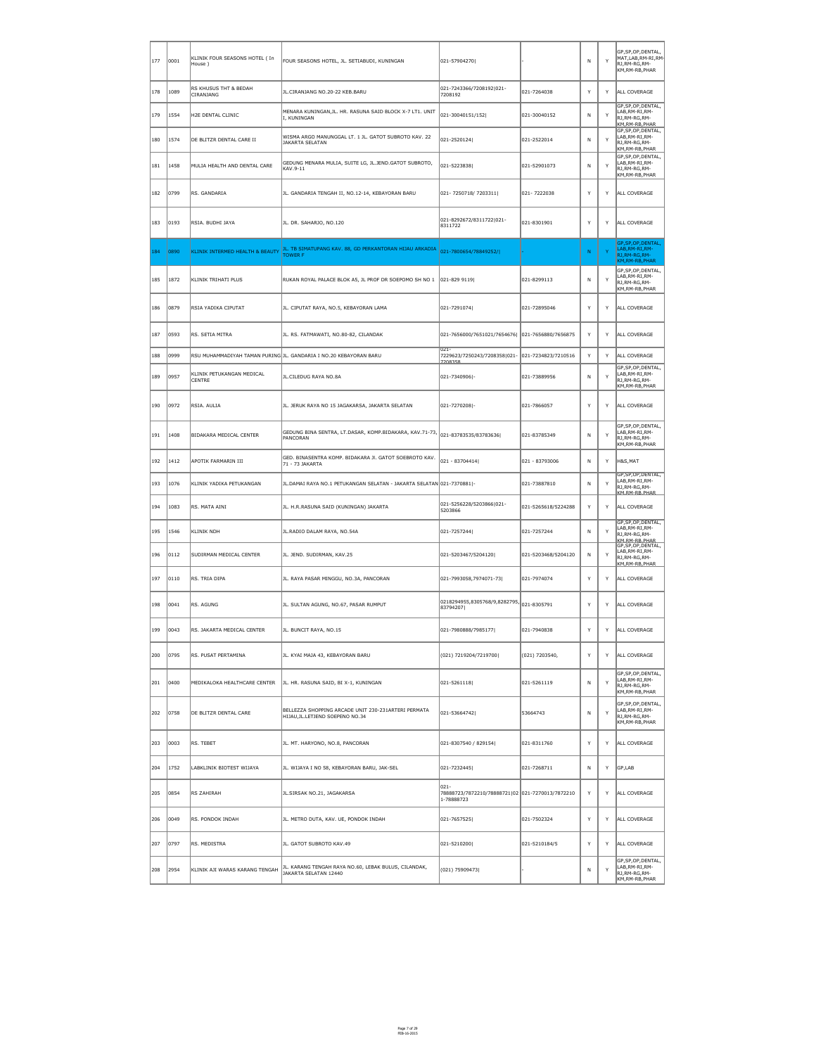| 177 | 0001 | KLINIK FOUR SEASONS HOTEL ( In House ) | FOUR SEASONS HOTEL, JL. SETIABUDI, KUNINGAN | 021-57904270\| | - | N | Y | GP,SP,OP,DENTAL, MAT,LAB,RM-RI,RM-RJ,RM-RG,RM-KM,RM-RB,PHAR |
|---|---|---|---|---|---|---|---|---|
| 178 | 1089 | RS KHUSUS THT & BEDAH CIRANJANG | JL.CIRANJANG NO.20-22 KEB.BARU | 021-7243366/7208192\|021-7208192 | 021-7264038 | Y | Y | ALL COVERAGE |
| 179 | 1554 | H2E DENTAL CLINIC | MENARA KUNINGAN,JL. HR. RASUNA SAID BLOCK X-7 LT1. UNIT I, KUNINGAN | 021-30040151/152\| | 021-30040152 | N | Y | GP,SP,OP,DENTAL, LAB,RM-RI,RM-RJ,RM-RG,RM-KM,RM-RB,PHAR |
| 180 | 1574 | DE BLITZR DENTAL CARE II | WISMA ARGO MANUNGGAL LT. 1 JL. GATOT SUBROTO KAV. 22 JAKARTA SELATAN | 021-2520124\| | 021-2522014 | N | Y | GP,SP,OP,DENTAL, LAB,RM-RI,RM-RJ,RM-RG,RM-KM,RM-RB,PHAR |
| 181 | 1458 | MULIA HEALTH AND DENTAL CARE | GEDUNG MENARA MULIA, SUITE LG, JL.JEND.GATOT SUBROTO, KAV.9-11 | 021-5223838\| | 021-52901073 | N | Y | GP,SP,OP,DENTAL, LAB,RM-RI,RM-RJ,RM-RG,RM-KM,RM-RB,PHAR |
| 182 | 0799 | RS. GANDARIA | JL. GANDARIA TENGAH II, NO.12-14, KEBAYORAN BARU | 021- 7250718/ 7203311\| | 021- 7222038 | Y | Y | ALL COVERAGE |
| 183 | 0193 | RSIA. BUDHI JAYA | JL. DR. SAHARJO, NO.120 | 021-8292672/8311722\|021-8311722 | 021-8301901 | Y | Y | ALL COVERAGE |
| 184 | 0890 | KLINIK INTERMED HEALTH & BEAUTY | JL. TB SIMATUPANG KAV. 88, GD PERKANTORAN HIJAU ARKADIA TOWER F | 021-7800654/78849252/\| | - | N | Y | GP,SP,OP,DENTAL, LAB,RM-RI,RM-RJ,RM-RG,RM-KM,RM-RB,PHAR |
| 185 | 1872 | KLINIK TRIHATI PLUS | RUKAN ROYAL PALACE BLOK A5, JL PROF DR SOEPOMO SH NO 1 | 021-829 9119\| | 021-8299113 | N | Y | GP,SP,OP,DENTAL, LAB,RM-RI,RM-RJ,RM-RG,RM-KM,RM-RB,PHAR |
| 186 | 0879 | RSIA YADIKA CIPUTAT | JL. CIPUTAT RAYA, NO.5, KEBAYORAN LAMA | 021-7291074\| | 021-72895046 | Y | Y | ALL COVERAGE |
| 187 | 0593 | RS. SETIA MITRA | JL. RS. FATMAWATI, NO.80-82, CILANDAK | 021-7656000/7651021/7654676\| | 021-7656880/7656875 | Y | Y | ALL COVERAGE |
| 188 | 0999 | RSU MUHAMMADIYAH TAMAN PURING | JL. GANDARIA I NO.20 KEBAYORAN BARU | 021-7229623/7250243/7208358\|021-7208358 | 021-7234823/7210516 | Y | Y | ALL COVERAGE |
| 189 | 0957 | KLINIK PETUKANGAN MEDICAL CENTRE | JL.CILEDUG RAYA NO.8A | 021-7340906\|- | 021-73889956 | N | Y | GP,SP,OP,DENTAL, LAB,RM-RI,RM-RJ,RM-RG,RM-KM,RM-RB,PHAR |
| 190 | 0972 | RSIA. AULIA | JL. JERUK RAYA NO 15 JAGAKARSA, JAKARTA SELATAN | 021-7270208\|- | 021-7866057 | Y | Y | ALL COVERAGE |
| 191 | 1408 | BIDAKARA MEDICAL CENTER | GEDUNG BINA SENTRA, LT.DASAR, KOMP.BIDAKARA, KAV.71-73, PANCORAN | 021-83783535/83783636\| | 021-83785349 | N | Y | GP,SP,OP,DENTAL, LAB,RM-RI,RM-RJ,RM-RG,RM-KM,RM-RB,PHAR |
| 192 | 1412 | APOTIK FARMARIN III | GED. BINASENTRA KOMP. BIDAKARA Jl. GATOT SOEBROTO KAV. 71 - 73 JAKARTA | 021 - 83704414\| | 021 - 83793006 | N | Y | H&S,MAT |
| 193 | 1076 | KLINIK YADIKA PETUKANGAN | JL.DAMAI RAYA NO.1 PETUKANGAN SELATAN - JAKARTA SELATAN | 021-7370881\|- | 021-73887810 | N | Y | GP,SP,OP,DENTAL, LAB,RM-RI,RM-RJ,RM-RG,RM-KM,RM-RB,PHAR |
| 194 | 1083 | RS. MATA AINI | JL. H.R.RASUNA SAID (KUNINGAN) JAKARTA | 021-5256228/5203866\|021-5203866 | 021-5265618/5224288 | Y | Y | ALL COVERAGE |
| 195 | 1546 | KLINIK NDH | JL.RADIO DALAM RAYA, NO.54A | 021-7257244\| | 021-7257244 | N | Y | GP,SP,OP,DENTAL, LAB,RM-RI,RM-RJ,RM-RG,RM-KM,RM-RB,PHAR |
| 196 | 0112 | SUDIRMAN MEDICAL CENTER | JL. JEND. SUDIRMAN, KAV.25 | 021-5203467/5204120\| | 021-5203468/5204120 | N | Y | GP,SP,OP,DENTAL, LAB,RM-RI,RM-RJ,RM-RG,RM-KM,RM-RB,PHAR |
| 197 | 0110 | RS. TRIA DIPA | JL. RAYA PASAR MINGGU, NO.3A, PANCORAN | 021-7993058,7974071-73\| | 021-7974074 | Y | Y | ALL COVERAGE |
| 198 | 0041 | RS. AGUNG | JL. SULTAN AGUNG, NO.67, PASAR RUMPUT | 0218294955,8305768/9,8282795,83794207\| | 021-8305791 | Y | Y | ALL COVERAGE |
| 199 | 0043 | RS. JAKARTA MEDICAL CENTER | JL. BUNCIT RAYA, NO.15 | 021-7980888/7985177\| | 021-7940838 | Y | Y | ALL COVERAGE |
| 200 | 0795 | RS. PUSAT PERTAMINA | JL. KYAI MAJA 43, KEBAYORAN BARU | (021) 7219204/7219700\| | (021) 7203540, | Y | Y | ALL COVERAGE |
| 201 | 0400 | MEDIKALOKA HEALTHCARE CENTER | JL. HR. RASUNA SAID, BI X-1, KUNINGAN | 021-5261118\| | 021-5261119 | N | Y | GP,SP,OP,DENTAL, LAB,RM-RI,RM-RJ,RM-RG,RM-KM,RM-RB,PHAR |
| 202 | 0758 | DE BLITZR DENTAL CARE | BELLEZZA SHOPPING ARCADE UNIT 230-231ARTERI PERMATA HIJAU,JL.LETJEND SOEPENO NO.34 | 021-53664742\| | 53664743 | N | Y | GP,SP,OP,DENTAL, LAB,RM-RI,RM-RJ,RM-RG,RM-KM,RM-RB,PHAR |
| 203 | 0003 | RS. TEBET | JL. MT. HARYONO, NO.8, PANCORAN | 021-8307540 / 829154\| | 021-8311760 | Y | Y | ALL COVERAGE |
| 204 | 1752 | LABKLINIK BIOTEST WIJAYA | JL. WIJAYA I NO 58, KEBAYORAN BARU, JAK-SEL | 021-7232445\| | 021-7268711 | N | Y | GP,LAB |
| 205 | 0854 | RS ZAHIRAH | JL.SIRSAK NO.21, JAGAKARSA | 021-78888723/7872210/78888721\|021-78888723 | 021-7270013/7872210 | Y | Y | ALL COVERAGE |
| 206 | 0049 | RS. PONDOK INDAH | JL. METRO DUTA, KAV. UE, PONDOK INDAH | 021-7657525\| | 021-7502324 | Y | Y | ALL COVERAGE |
| 207 | 0797 | RS. MEDISTRA | JL. GATOT SUBROTO KAV.49 | 021-5210200\| | 021-5210184/5 | Y | Y | ALL COVERAGE |
| 208 | 2954 | KLINIK AJI WARAS KARANG TENGAH | JL. KARANG TENGAH RAYA NO.60, LEBAK BULUS, CILANDAK, JAKARTA SELATAN 12440 | (021) 75909473\| | - | N | Y | GP,SP,OP,DENTAL, LAB,RM-RI,RM-RJ,RM-RG,RM-KM,RM-RB,PHAR |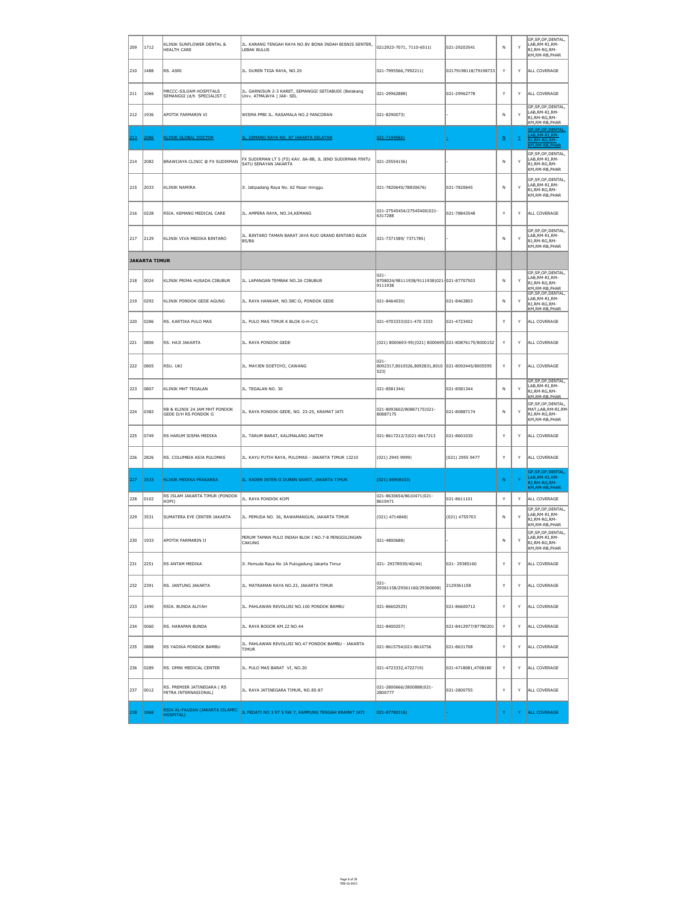| 209 | 1712 | KLINIK SUNFLOWER DENTAL & HEALTH CARE | JL. KARANG TENGAH RAYA NO.8V BONA INDAH BISNIS SENTER, LEBAK BULUS | 0212923-7071, 7110-6511\| | 021-29203541 | N | Y | GP,SP,OP,DENTAL, LAB,RM-RI,RM-RJ,RM-RG,RM-KM,RM-RB,PHAR |
|---|---|---|---|---|---|---|---|---|
| 210 | 1488 | RS. ASRI | JL. DUREN TIGA RAYA, NO.20 | 021-7995566,7992211\| | 02179198118/79198733 | Y | Y | ALL COVERAGE |
| 211 | 1066 | MRCCC-SILOAM HOSPITALS SEMANGGI (d/h SPECIALIST C | JL. GARNISUN 2-3 KARET, SEMANGGI SETIABUDI (Belakang Univ. ATMAJAYA ) JAK- SEL | 021-29962888\| | 021-29962778 | Y | Y | ALL COVERAGE |
| 212 | 1936 | APOTIK FARMARIN VI | WISMA PPBI JL. RASAMALA NO.2 PANCORAN | 021-8290073\| | - | N | Y | GP,SP,OP,DENTAL, LAB,RM-RI,RM-RJ,RM-RG,RM-KM,RM-RB,PHAR |
| 213 | 2086 | KLINIK GLOBAL DOCTOR | JL. KEMANG RAYA NO. 87 JAKARTA SELATAN | 021-7194565\| | - | N | Y | GP,SP,OP,DENTAL, LAB,RM-RI,RM-RJ,RM-RG,RM-KM,RM-RB,PHAR |
| 214 | 2082 | BRAWIJAYA CLINIC @ FX SUDIRMAN | FX SUDIRMAN LT 5 (F5) KAV. 8A-8B, JL JEND SUDIRMAN PINTU SATU SENAYAN JAKARTA | 021-25554156\| | - | N | Y | GP,SP,OP,DENTAL, LAB,RM-RI,RM-RJ,RM-RG,RM-KM,RM-RB,PHAR |
| 215 | 2033 | KLINIK NAMIRA | Jl. Jatipadang Raya No. 62 Pasar minggu | 021-7820645/78830676\| | 021-7820645 | N | Y | GP,SP,OP,DENTAL, LAB,RM-RI,RM-RJ,RM-RG,RM-KM,RM-RB,PHAR |
| 216 | 0228 | RSIA. KEMANG MEDICAL CARE | JL. AMPERA RAYA, NO.34,KEMANG | 021-27545454/27545400\|021-6317288 | 021-78843548 | Y | Y | ALL COVERAGE |
| 217 | 2129 | KLINIK VIVA MEDIKA BINTARO | JL. BINTARO TAMAN BARAT JAYA RUO GRAND BINTARO BLOK B5/B6 | 021-7371589/ 7371785\| | - | N | Y | GP,SP,OP,DENTAL, LAB,RM-RI,RM-RJ,RM-RG,RM-KM,RM-RB,PHAR |
| **JAKARTA TIMUR** | | | | | | | | |
| 218 | 0024 | KLINIK PRIMA HUSADA CIBUBUR | JL. LAPANGAN TEMBAK NO.2A CIBUBUR | 021-8708024/98111938/9111938\|021-9111938 | 021-87707503 | N | Y | GP,SP,OP,DENTAL, LAB,RM-RI,RM-RJ,RM-RG,RM-KM,RM-RB,PHAR |
| 219 | 0292 | KLINIK PONDOK GEDE AGUNG | JL. RAYA HANKAM, NO.58C-D, PONDOK GEDE | 021-8464030\| | 021-8463803 | N | Y | GP,SP,OP,DENTAL, LAB,RM-RI,RM-RJ,RM-RG,RM-KM,RM-RB,PHAR |
| 220 | 0286 | RS. KARTIKA PULO MAS | JL. PULO MAS TIMUR K BLOK G-H-C/1 | 021-4703333\|021-470 3333 | 021-4723402 | Y | Y | ALL COVERAGE |
| 221 | 0806 | RS. HAJI JAKARTA | JL. RAYA PONDOK GEDE | (021) 8000693-95\|(021) 8000695 | 021-80876175/8000152 | Y | Y | ALL COVERAGE |
| 222 | 0805 | RSU. UKI | JL. MAYJEN SOETOYO, CAWANG | 021-8092317,8010526,8092831,8010523\| | 021-8092445/8005595 | Y | Y | ALL COVERAGE |
| 223 | 0807 | KLINIK MHT TEGALAN | JL. TEGALAN NO. 30 | 021-8581344\| | 021-8581344 | N | Y | GP,SP,OP,DENTAL, LAB,RM-RI,RM-RJ,RM-RG,RM-KM,RM-RB,PHAR |
| 224 | 0382 | RB & KLINIK 24 JAM MHT PONDOK GEDE D/H RS PONDOK G | JL. RAYA PONDOK GEDE, NO. 23-25, KRAMAT JATI | 021-8093602/80887175\|021-80887175 | 021-80887174 | N | Y | GP,SP,OP,DENTAL, MAT,LAB,RM-RI,RM-RJ,RM-RG,RM-KM,RM-RB,PHAR |
| 225 | 0749 | RS HARUM SISMA MEDIKA | JL. TARUM BARAT, KALIMALANG JAKTIM | 021-8617212/3\|021-8617213 | 021-8601030 | Y | Y | ALL COVERAGE |
| 226 | 2826 | RS. COLUMBIA ASIA PULOMAS | JL. KAYU PUTIH RAYA, PULOMAS - JAKARTA TIMUR 13210 | (021) 2945 9999\| | (021) 2955 9477 | Y | Y | ALL COVERAGE |
| 227 | 3533 | KLINIK MEDIKA PRAKARSA | JL. RADEN INTEN II DUREN SAWIT, JAKARTA TIMUR | (021) 86908103\| | | N | Y | GP,SP,OP,DENTAL, LAB,RM-RI,RM-RJ,RM-RG,RM-KM,RM-RB,PHAR |
| 228 | 0102 | RS ISLAM JAKARTA TIMUR (PONDOK KOPI) | JL. RAYA PONDOK KOPI | 021-8630654/8610471\|021-8610471 | 021-8611101 | Y | Y | ALL COVERAGE |
| 229 | 3531 | SUMATERA EYE CENTER JAKARTA | JL. PEMUDA NO. 36, RAWAMANGUN, JAKARTA TIMUR | (021) 4714848\| | (021) 4755703 | N | Y | GP,SP,OP,DENTAL, LAB,RM-RI,RM-RJ,RM-RG,RM-KM,RM-RB,PHAR |
| 230 | 1933 | APOTIK FARMARIN II | PERUM TAMAN PULO INDAH BLOK I NO.7-8 PENGGILINGAN CAKUNG | 021-4800688\| | - | N | Y | GP,SP,OP,DENTAL, LAB,RM-RI,RM-RJ,RM-RG,RM-KM,RM-RB,PHAR |
| 231 | 2251 | RS ANTAM MEDIKA | Jl. Pemuda Raya No 1A Pulogadung Jakarta Timur | 021- 29378939/40/44\| | 021- 29385160 | Y | Y | ALL COVERAGE |
| 232 | 2391 | RS. JANTUNG JAKARTA | JL. MATRAMAN RAYA NO.23, JAKARTA TIMUR | 021-29361158/29361160/29360698\| | 2129361158 | Y | Y | ALL COVERAGE |
| 233 | 1490 | RSIA. BUNDA ALIYAH | JL. PAHLAWAN REVOLUSI NO.100 PONDOK BAMBU | 021-86602525\| | 021-86600712 | Y | Y | ALL COVERAGE |
| 234 | 0060 | RS. HARAPAN BUNDA | JL. RAYA BOGOR KM.22 NO.44 | 021-8400257\| | 021-8412977/87780201 | Y | Y | ALL COVERAGE |
| 235 | 0888 | RS YADIKA PONDOK BAMBU | JL. PAHLAWAN REVOLUSI NO.47 PONDOK BAMBU - JAKARTA TIMUR | 021-8615754\|021-8610756 | 021-8631708 | Y | Y | ALL COVERAGE |
| 236 | 0289 | RS. OMNI MEDICAL CENTER | JL. PULO MAS BARAT VI, NO.20 | 021-4723332,4722719\| | 021-4718081,4708180 | Y | Y | ALL COVERAGE |
| 237 | 0012 | RS. PREMIER JATINEGARA ( RS MITRA INTERNASIONAL) | JL. RAYA JATINEGARA TIMUR, NO.85-87 | 021-2800666/2800888\|021-2800777 | 021-2800755 | Y | Y | ALL COVERAGE |
| 238 | 1868 | RSIA AL-FAUZAN (JAKARTA ISLAMIC HOSPITAL) | JL PEDATI NO 3 RT 5 RW 7, KAMPUNG TENGAH KRAMAT JATI | 021-87780318\| | - | Y | Y | ALL COVERAGE |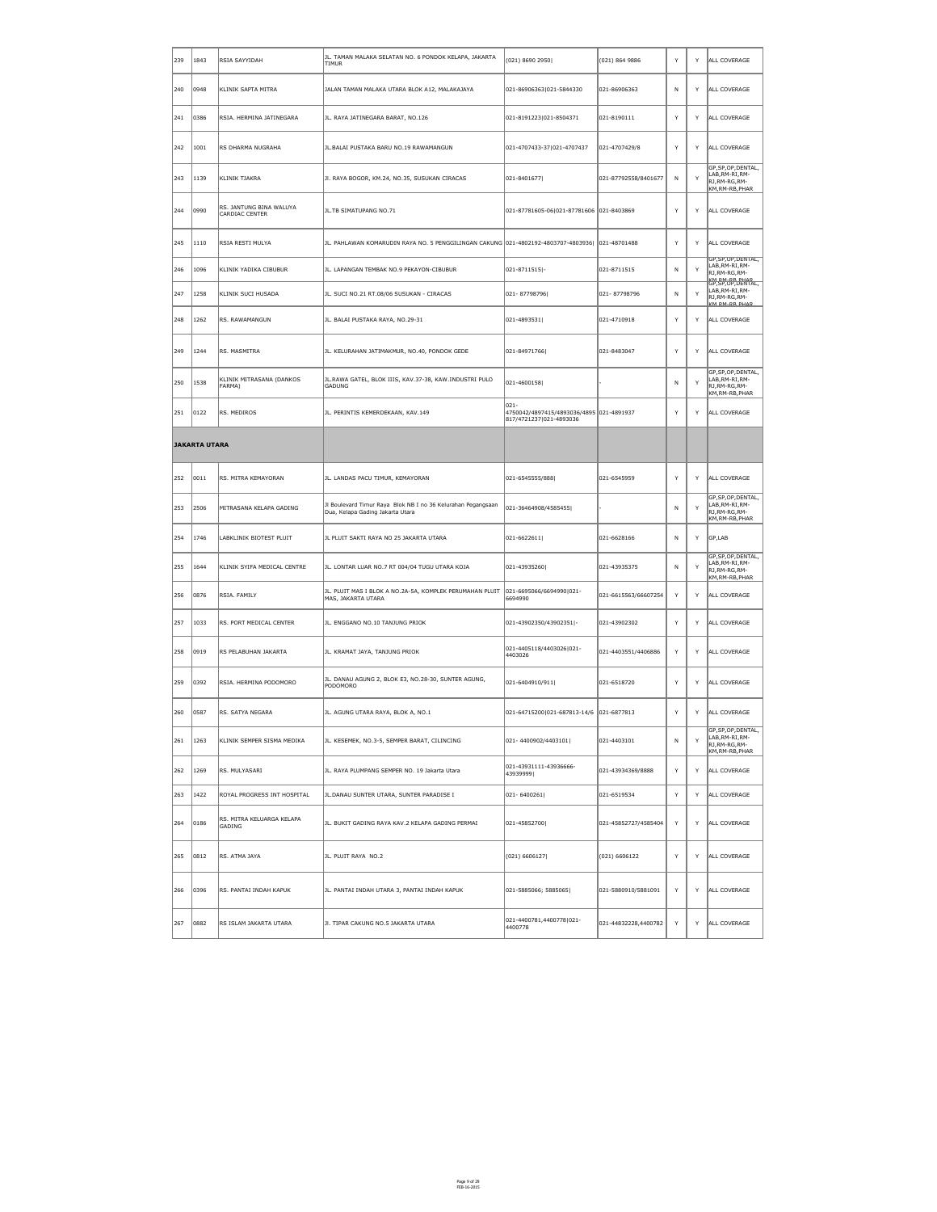| 239 | 1843 | RSIA SAYYIDAH | JL. TAMAN MALAKA SELATAN NO. 6 PONDOK KELAPA, JAKARTA TIMUR | (021) 8690 2950\| | (021) 864 9886 | Y | Y | ALL COVERAGE |
|---|---|---|---|---|---|---|---|---|
| 240 | 0948 | KLINIK SAPTA MITRA | JALAN TAMAN MALAKA UTARA BLOK A12, MALAKAJAYA | 021-86906363\|021-5844330 | 021-86906363 | N | Y | ALL COVERAGE |
| 241 | 0386 | RSIA. HERMINA JATINEGARA | JL. RAYA JATINEGARA BARAT, NO.126 | 021-8191223\|021-8504371 | 021-8190111 | Y | Y | ALL COVERAGE |
| 242 | 1001 | RS DHARMA NUGRAHA | JL.BALAI PUSTAKA BARU NO.19 RAWAMANGUN | 021-4707433-37\|021-4707437 | 021-4707429/8 | Y | Y | ALL COVERAGE |
| 243 | 1139 | KLINIK TJAKRA | JI. RAYA BOGOR, KM.24, NO.35, SUSUKAN CIRACAS | 021-8401677\| | 021-87792558/8401677 | N | Y | GP,SP,OP,DENTAL, LAB,RM-RI,RM-RJ,RM-RG,RM-KM,RM-RB,PHAR |
| 244 | 0990 | RS. JANTUNG BINA WALUYA CARDIAC CENTER | JL.TB SIMATUPANG NO.71 | 021-87781605-06\|021-87781606 | 021-8403869 | Y | Y | ALL COVERAGE |
| 245 | 1110 | RSIA RESTI MULYA | JL. PAHLAWAN KOMARUDIN RAYA NO. 5 PENGGILINGAN CAKUNG | 021-4802192-4803707-4803936\| | 021-48701488 | Y | Y | ALL COVERAGE |
| 246 | 1096 | KLINIK YADIKA CIBUBUR | JL. LAPANGAN TEMBAK NO.9 PEKAYON-CIBUBUR | 021-8711515\|- | 021-8711515 | N | Y | GP,SP,OP,DENTAL, LAB,RM-RI,RM-RJ,RM-RG,RM-KM,RM-RB,PHAR |
| 247 | 1258 | KLINIK SUCI HUSADA | JL. SUCI NO.21 RT.08/06 SUSUKAN - CIRACAS | 021- 87798796\| | 021- 87798796 | N | Y | GP,SP,OP,DENTAL, LAB,RM-RI,RM-RJ,RM-RG,RM-KM,RM-RB,PHAR |
| 248 | 1262 | RS. RAWAMANGUN | JL. BALAI PUSTAKA RAYA, NO.29-31 | 021-4893531\| | 021-4710918 | Y | Y | ALL COVERAGE |
| 249 | 1244 | RS. MASMITRA | JL. KELURAHAN JATIMAKMUR, NO.40, PONDOK GEDE | 021-84971766\| | 021-8483047 | Y | Y | ALL COVERAGE |
| 250 | 1538 | KLINIK MITRASANA (DANKOS FARMA) | JL.RAWA GATEL, BLOK IIIS, KAV.37-38, KAW.INDUSTRI PULO GADUNG | 021-4600158\| | - | N | Y | GP,SP,OP,DENTAL, LAB,RM-RI,RM-RJ,RM-RG,RM-KM,RM-RB,PHAR |
| 251 | 0122 | RS. MEDIROS | JL. PERINTIS KEMERDEKAAN, KAV.149 | 021-4750042/4897415/4893036/4895817/4721237\|021-4893036 | 021-4891937 | Y | Y | ALL COVERAGE |
| **JAKARTA UTARA** | | | | | | | | |
| 252 | 0011 | RS. MITRA KEMAYORAN | JL. LANDAS PACU TIMUR, KEMAYORAN | 021-6545555/888\| | 021-6545959 | Y | Y | ALL COVERAGE |
| 253 | 2506 | MITRASANA KELAPA GADING | Jl Boulevard Timur Raya Blok NB I no 36 Kelurahan Pegangsaan Dua, Kelapa Gading Jakarta Utara | 021-36464908/4585455\| | - | N | Y | GP,SP,OP,DENTAL, LAB,RM-RI,RM-RJ,RM-RG,RM-KM,RM-RB,PHAR |
| 254 | 1746 | LABKLINIK BIOTEST PLUIT | JL PLUIT SAKTI RAYA NO 25 JAKARTA UTARA | 021-6622611\| | 021-6628166 | N | Y | GP,LAB |
| 255 | 1644 | KLINIK SYIFA MEDICAL CENTRE | JL. LONTAR LUAR NO.7 RT 004/04 TUGU UTARA KOJA | 021-43935260\| | 021-43935375 | N | Y | GP,SP,OP,DENTAL, LAB,RM-RI,RM-RJ,RM-RG,RM-KM,RM-RB,PHAR |
| 256 | 0876 | RSIA. FAMILY | JL. PLUIT MAS I BLOK A NO.2A-5A, KOMPLEK PERUMAHAN PLUIT MAS, JAKARTA UTARA | 021-6695066/6694990\|021-6694990 | 021-6615563/66607254 | Y | Y | ALL COVERAGE |
| 257 | 1033 | RS. PORT MEDICAL CENTER | JL. ENGGANO NO.10 TANJUNG PRIOK | 021-43902350/43902351\|- | 021-43902302 | Y | Y | ALL COVERAGE |
| 258 | 0919 | RS PELABUHAN JAKARTA | JL. KRAMAT JAYA, TANJUNG PRIOK | 021-4405118/4403026\|021-4403026 | 021-4403551/4406886 | Y | Y | ALL COVERAGE |
| 259 | 0392 | RSIA. HERMINA PODOMORO | JL. DANAU AGUNG 2, BLOK E3, NO.28-30, SUNTER AGUNG, PODOMORO | 021-6404910/911\| | 021-6518720 | Y | Y | ALL COVERAGE |
| 260 | 0587 | RS. SATYA NEGARA | JL. AGUNG UTARA RAYA, BLOK A, NO.1 | 021-64715200\|021-687813-14/6 | 021-6877813 | Y | Y | ALL COVERAGE |
| 261 | 1263 | KLINIK SEMPER SISMA MEDIKA | JL. KESEMEK, NO.3-5, SEMPER BARAT, CILINCING | 021- 4400902/4403101\| | 021-4403101 | N | Y | GP,SP,OP,DENTAL, LAB,RM-RI,RM-RJ,RM-RG,RM-KM,RM-RB,PHAR |
| 262 | 1269 | RS. MULYASARI | JL. RAYA PLUMPANG SEMPER NO. 19 Jakarta Utara | 021-43931111-43936666-43939999\| | 021-43934369/8888 | Y | Y | ALL COVERAGE |
| 263 | 1422 | ROYAL PROGRESS INT HOSPITAL | JL.DANAU SUNTER UTARA, SUNTER PARADISE I | 021- 6400261\| | 021-6519534 | Y | Y | ALL COVERAGE |
| 264 | 0186 | RS. MITRA KELUARGA KELAPA GADING | JL. BUKIT GADING RAYA KAV.2 KELAPA GADING PERMAI | 021-45852700\| | 021-45852727/4585404 | Y | Y | ALL COVERAGE |
| 265 | 0812 | RS. ATMA JAYA | JL. PLUIT RAYA NO.2 | (021) 6606127\| | (021) 6606122 | Y | Y | ALL COVERAGE |
| 266 | 0396 | RS. PANTAI INDAH KAPUK | JL. PANTAI INDAH UTARA 3, PANTAI INDAH KAPUK | 021-5885066; 5885065\| | 021-5880910/5881091 | Y | Y | ALL COVERAGE |
| 267 | 0882 | RS ISLAM JAKARTA UTARA | JI. TIPAR CAKUNG NO.5 JAKARTA UTARA | 021-4400781,4400778\|021-4400778 | 021-44832228,4400782 | Y | Y | ALL COVERAGE |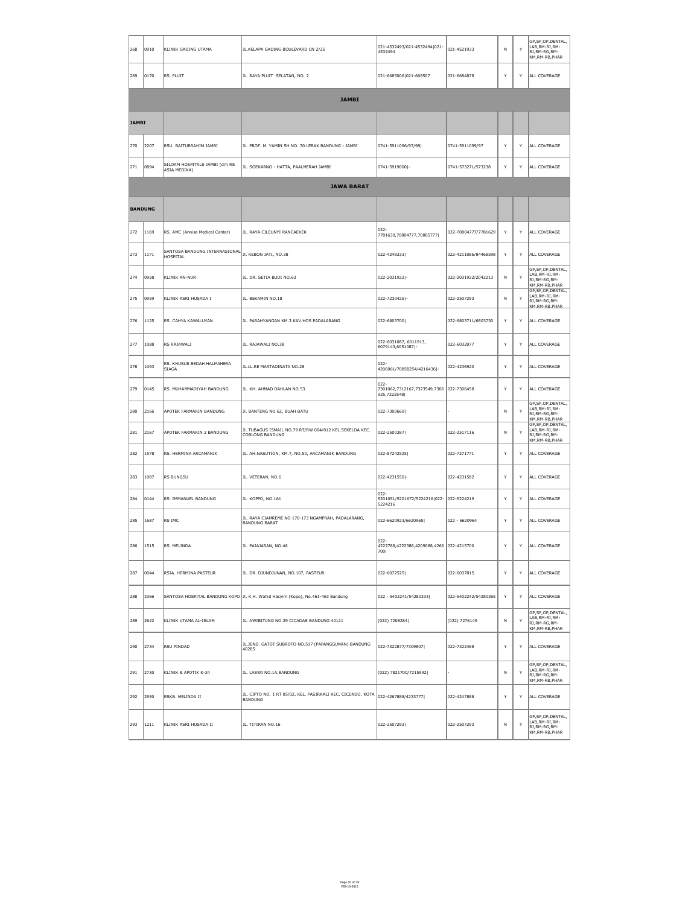| 268 | 0910 | KLINIK GADING UTAMA | JL.KELAPA GADING BOULEVARD CN 2/25 | 021-4532493/021-4532494\|021-4532494 | 021-4521933 | N | Y | GP,SP,OP,DENTAL,LAB,RM-RI,RM-RJ,RM-RG,RM-KM,RM-RB,PHAR |
|---|---|---|---|---|---|---|---|---|
| 269 | 0170 | RS. PLUIT | JL. RAYA PLUIT SELATAN, NO. 2 | 021-6685006\|021-668507 | 021-6684878 | Y | Y | ALL COVERAGE |
| | | | **JAMBI** | | | | | |
| **JAMBI** | | | | | | | | |
| 270 | 2207 | RSU. BAITURRAHIM JAMBI | JL. PROF. M. YAMIN SH NO. 30 LEBAK BANDUNG - JAMBI | 0741-5911096/97/98\| | 0741-5911099/97 | Y | Y | ALL COVERAGE |
| 271 | 0894 | SILOAM HOSPITALS JAMBI (d/h RS ASIA MEDIKA) | JL. SOEKARNO - HATTA, PAALMERAH JAMBI | 0741-5919000\|- | 0741-573271/573238 | Y | Y | ALL COVERAGE |
| | | | **JAWA BARAT** | | | | | |
| **BANDUNG** | | | | | | | | |
| 272 | 1169 | RS. AMC (Annisa Medical Center) | JL. RAYA CILEUNYI RANCAEKEK | 022-7781630,70804777,70805777\| | 022-70804777/7781629 | Y | Y | ALL COVERAGE |
| 273 | 1171 | SANTOSA BANDUNG INTERNASIONAL HOSPITAL | Jl. KEBON JATI, NO.38 | 022-4248333\| | 022-4211086/84468598 | Y | Y | ALL COVERAGE |
| 274 | 0958 | KLINIK AN-NUR | JL. DR. SETIA BUDI NO.63 | 022-2031922\|- | 022-2031922/2042213 | N | Y | GP,SP,OP,DENTAL,LAB,RM-RI,RM-RJ,RM-RG,RM-KM,RM-RB,PHAR |
| 275 | 0959 | KLINIK ASRI HUSADA I | JL. BEKAMIN NO.18 | 022-7230425\|- | 022-2507293 | N | Y | GP,SP,OP,DENTAL,LAB,RM-RI,RM-RJ,RM-RG,RM-KM,RM-RB,PHAR |
| 276 | 1125 | RS. CAHYA KAWALUYAN | JL. PARAHYANGAN KM.3 KAV.HOS PADALARANG | 022-6803700\| | 022-6803711/6803730 | Y | Y | ALL COVERAGE |
| 277 | 1088 | RS RAJAWALI | JL. RAJAWALI NO.38 | 022-6031087, 6011913, 6079143,6051087\|- | 022-6032077 | Y | Y | ALL COVERAGE |
| 278 | 1093 | RS. KHUSUS BEDAH HALMAHERA SIAGA | JL.LL.RE MARTADINATA NO.28 | 022-4206061/70858254/4216436\|- | 022-4236920 | Y | Y | ALL COVERAGE |
| 279 | 0145 | RS. MUHAMMADIYAH BANDUNG | JL. KH. AHMAD DAHLAN NO.53 | 022-7301062,7312167,7323549,7306935,7323548\| | 022-7306458 | Y | Y | ALL COVERAGE |
| 280 | 2166 | APOTEK FARMARIN BANDUNG | Jl. BANTENG NO 62, BUAH BATU | 022-7300660\| | - | N | Y | GP,SP,OP,DENTAL,LAB,RM-RI,RM-RJ,RM-RG,RM-KM,RM-RB,PHAR |
| 281 | 2167 | APOTEK FARMARIN 2 BANDUNG | Jl. TUBAGUS ISMAIL NO.79 RT/RW 004/012 KEL.SEKELOA KEC. COBLONG BANDUNG | 022-2500387\| | 022-2517116 | N | Y | GP,SP,OP,DENTAL,LAB,RM-RI,RM-RJ,RM-RG,RM-KM,RM-RB,PHAR |
| 282 | 1578 | RS. HERMINA ARCAMANIK | JL. AH.NASUTION, KM.7, NO.50, ARCAMANIK BANDUNG | 022-87242525\| | 022-7271771 | Y | Y | ALL COVERAGE |
| 283 | 1087 | RS BUNGSU | JL. VETERAN, NO.6 | 022-4231550\|- | 022-4231582 | Y | Y | ALL COVERAGE |
| 284 | 0144 | RS. IMMANUEL BANDUNG | JL. KOPPO, NO.161 | 022-5201051/5201672/5224216\|022-5224216 | 022-5224219 | Y | Y | ALL COVERAGE |
| 285 | 1687 | RS IMC | JL. RAYA CIAMREME NO 170-173 NGAMPRAH, PADALARANG, BANDUNG BARAT | 022-6620923/6620965\| | 022 - 6620964 | Y | Y | ALL COVERAGE |
| 286 | 1515 | RS. MELINDA | JL. PAJAJARAN, NO.46 | 022-4222788,4222388,4209088,4266700\| | 022-4215700 | Y | Y | ALL COVERAGE |
| 287 | 0044 | RSIA. HERMINA PASTEUR | JL. DR. DJUNDJUNAN, NO.107, PASTEUR | 022-6072525\| | 022-6037815 | Y | Y | ALL COVERAGE |
| 288 | 3366 | SANTOSA HOSPITAL BANDUNG KOPO | Jl. K.H. Wahid Hasyim (Kopo), No.461-463 Bandung | 022 - 5402241/54280333\| | 022-5402242/54280365 | Y | Y | ALL COVERAGE |
| 289 | 2622 | KLINIK UTAMA AL-ISLAM | JL. AWIBITUNG NO.29 CICADAS BANDUNG 40121 | (022) 7208284\| | (022) 7276149 | N | Y | GP,SP,OP,DENTAL,LAB,RM-RI,RM-RJ,RM-RG,RM-KM,RM-RB,PHAR |
| 290 | 2734 | RSU PINDAD | JL.JEND. GATOT SUBROTO NO.517 (PAPANGGUNAN) BANDUNG 40285 | 022-7322877/7309807\| | 022-7322468 | Y | Y | ALL COVERAGE |
| 291 | 2730 | KLINIK & APOTIK K-24 | JL. LASWI NO.1A,BANDUNG | (022) 7821700/7215992\| | - | N | Y | GP,SP,OP,DENTAL,LAB,RM-RI,RM-RJ,RM-RG,RM-KM,RM-RB,PHAR |
| 292 | 2950 | RSKB. MELINDA II | JL. CIPTO NO. 1 RT 05/02, KEL. PASIRKALI KEC. CICENDO, KOTA BANDUNG | 022-4267888/4233777\| | 022-4247888 | Y | Y | ALL COVERAGE |
| 293 | 1211 | KLINIK ASRI HUSADA II | JL. TITIRAN NO.16 | 022-2507293\| | 022-2507293 | N | Y | GP,SP,OP,DENTAL,LAB,RM-RI,RM-RJ,RM-RG,RM-KM,RM-RB,PHAR |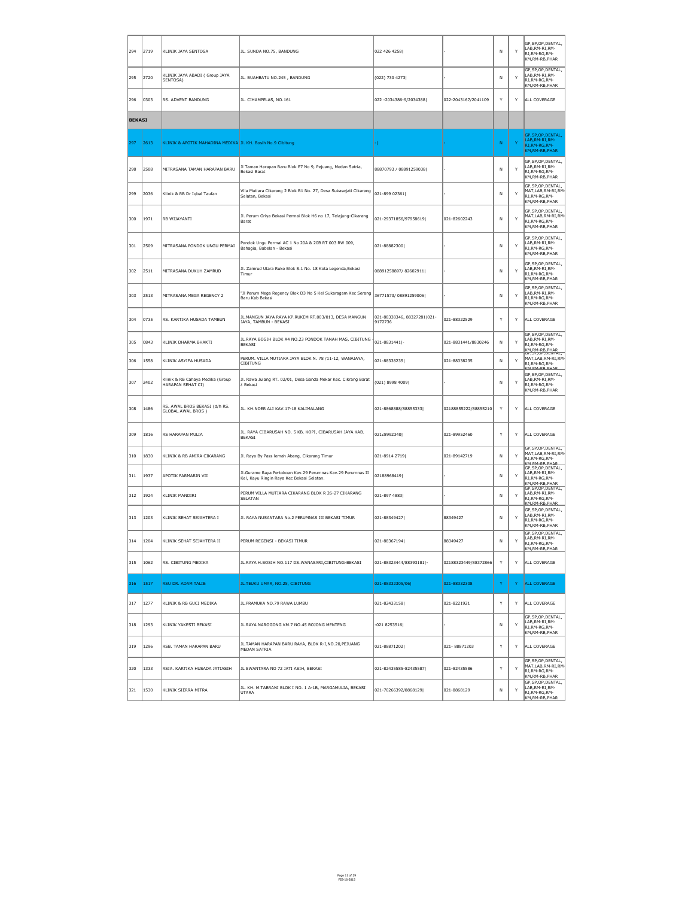| | | | | | | | | |
|---|---|---|---|---|---|---|---|---|
| 294 | 2719 | KLINIK JAYA SENTOSA | JL. SUNDA NO.75, BANDUNG | 022 426 4258\| | - | N | Y | GP,SP,OP,DENTAL, LAB,RM-RI,RM-RJ,RM-RG,RM-KM,RM-RB,PHAR |
| 295 | 2720 | KLINIK JAYA ABADI ( Group JAYA SENTOSA) | JL. BUAHBATU NO.245 , BANDUNG | (022) 730 4273\| | - | N | Y | GP,SP,OP,DENTAL, LAB,RM-RI,RM-RJ,RM-RG,RM-KM,RM-RB,PHAR |
| 296 | 0303 | RS. ADVENT BANDUNG | JL. CIHAMPELAS, NO.161 | 022 -2034386-9/2034388\| | 022-2043167/2041109 | Y | Y | ALL COVERAGE |
| **BEKASI** | | | | | | | | |
| 297 | 2613 | KLINIK & APOTIK MAHADINA MEDIKA | Jl. KH. Bosih No.9 Cibitung | -\| | - | N | Y | GP,SP,OP,DENTAL, LAB,RM-RI,RM-RJ,RM-RG,RM-KM,RM-RB,PHAR |
| 298 | 2508 | MITRASANA TAMAN HARAPAN BARU | Jl Taman Harapan Baru Blok E7 No 9, Pejuang, Medan Satria, Bekasi Barat | 88870793 / 08891259038\| | - | N | Y | GP,SP,OP,DENTAL, LAB,RM-RI,RM-RJ,RM-RG,RM-KM,RM-RB,PHAR |
| 299 | 2036 | Klinik & RB Dr Iqbal Taufan | Vila Mutiara Cikarang 2 Blok B1 No. 27, Desa Sukasejati Cikarang Selatan, Bekasi | 021-899 02361\| | - | N | Y | GP,SP,OP,DENTAL, MAT,LAB,RM-RI,RM-RJ,RM-RG,RM-KM,RM-RB,PHAR |
| 300 | 1971 | RB WIJAYANTI | Jl. Perum Griya Bekasi Permai Blok H6 no 17, Telajung-Cikarang Barat | 021-29371856/97958619\| | 021-82602243 | N | Y | GP,SP,OP,DENTAL, MAT,LAB,RM-RI,RM-RJ,RM-RG,RM-KM,RM-RB,PHAR |
| 301 | 2509 | MITRASANA PONDOK UNGU PERMAI | Pondok Ungu Permai AC 1 No 20A & 20B RT 003 RW 009, Bahagia, Babelan - Bekasi | 021-88882300\| | - | N | Y | GP,SP,OP,DENTAL, LAB,RM-RI,RM-RJ,RM-RG,RM-KM,RM-RB,PHAR |
| 302 | 2511 | MITRASANA DUKUH ZAMRUD | Jl. Zamrud Utara Ruko Blok S.1 No. 18 Kota Legenda,Bekasi Timur | 08891258897/ 82602911\| | - | N | Y | GP,SP,OP,DENTAL, LAB,RM-RI,RM-RJ,RM-RG,RM-KM,RM-RB,PHAR |
| 303 | 2513 | MITRASANA MEGA REGENCY 2 | "Jl Perum Mega Regency Blok D3 No 5 Kel Sukaragam Kec Serang Baru Kab Bekasi | 36771573/ 08891259006\| | - | N | Y | GP,SP,OP,DENTAL, LAB,RM-RI,RM-RJ,RM-RG,RM-KM,RM-RB,PHAR |
| 304 | 0735 | RS. KARTIKA HUSADA TAMBUN | JL.MANGUN JAYA RAYA KP.RUKEM RT.003/013, DESA MANGUN JAYA, TAMBUN - BEKASI | 021-88338346, 88327281\|021-9172736 | 021-88322529 | Y | Y | ALL COVERAGE |
| 305 | 0843 | KLINIK DHARMA BHAKTI | JL.RAYA BOSIH BLOK A4 NO.23 PONDOK TANAH MAS, CIBITUNG - BEKASI | 021-8831441\|- | 021-8831441/8830246 | N | Y | GP,SP,OP,DENTAL, LAB,RM-RI,RM-RJ,RM-RG,RM-KM,RM-RB,PHAR |
| 306 | 1558 | KLINIK ASYIFA HUSADA | PERUM. VILLA MUTIARA JAYA BLOK N. 78 /11-12, WANAJAYA, CIBITUNG | 021-88338235\| | 021-88338235 | N | Y | GP,SP,OP,DENTAL, MAT,LAB,RM-RI,RM-RJ,RM-RG,RM-KM,RM-RB,PHAR |
| 307 | 2402 | Klinik & RB Cahaya Medika (Group HARAPAN SEHAT CI) | Jl. Rawa Julang RT. 02/01, Desa Ganda Mekar Kec. Cikrang Barat ¿ Bekasi | (021) 8998 4009\| | - | N | Y | GP,SP,OP,DENTAL, LAB,RM-RI,RM-RJ,RM-RG,RM-KM,RM-RB,PHAR |
| 308 | 1486 | RS. AWAL BROS BEKASI (d/h RS. GLOBAL AWAL BROS ) | JL. KH.NOER ALI KAV.17-18 KALIMALANG | 021-8868888/88855333\| | 02188855222/88855210 | Y | Y | ALL COVERAGE |
| 309 | 1816 | RS HARAPAN MULIA | JL. RAYA CIBARUSAH NO. 5 KB. KOPI, CIBARUSAH JAYA KAB. BEKASI | 021¿8992340\| | 021-89952460 | Y | Y | ALL COVERAGE |
| 310 | 1830 | KLINIK & RB AMIRA CIKARANG | Jl. Raya By Pass lemah Abang, Cikarang Timur | 021-8914 2719\| | 021-89142719 | N | Y | GP,SP,OP,DENTAL, MAT,LAB,RM-RI,RM-RJ,RM-RG,RM-KM,RM-RB,PHAR |
| 311 | 1937 | APOTIK FARMARIN VII | Jl.Gurame Raya Pertokoan Kav.29 Perumnas Kav.29 Perumnas II Kel, Kayu Ringin Raya Kec Bekasi Selatan. | 02188968419\| | - | N | Y | GP,SP,OP,DENTAL, LAB,RM-RI,RM-RJ,RM-RG,RM-KM,RM-RB,PHAR |
| 312 | 1924 | KLINIK MANDIRI | PERUM VILLA MUTIARA CIKARANG BLOK R 26-27 CIKARANG SELATAN | 021-897 4883\| | - | N | Y | GP,SP,OP,DENTAL, LAB,RM-RI,RM-RJ,RM-RG,RM-KM,RM-RB,PHAR |
| 313 | 1203 | KLINIK SEHAT SEJAHTERA I | Jl. RAYA NUSANTARA No.2 PERUMNAS III BEKASI TIMUR | 021-88349427\| | 88349427 | N | Y | GP,SP,OP,DENTAL, LAB,RM-RI,RM-RJ,RM-RG,RM-KM,RM-RB,PHAR |
| 314 | 1204 | KLINIK SEHAT SEJAHTERA II | PERUM REGENSI - BEKASI TIMUR | 021-88367194\| | 88349427 | N | Y | GP,SP,OP,DENTAL, LAB,RM-RI,RM-RJ,RM-RG,RM-KM,RM-RB,PHAR |
| 315 | 1062 | RS. CIBITUNG MEDIKA | JL.RAYA H.BOSIH NO.117 DS.WANASARI,CIBITUNG-BEKASI | 021-88323444/88393181\|- | 02188323449/88372866 | Y | Y | ALL COVERAGE |
| 316 | 1517 | RSU DR. ADAM TALIB | JL.TEUKU UMAR, NO.25, CIBITUNG | 021-88332305/06\| | 021-88332308 | Y | Y | ALL COVERAGE |
| 317 | 1277 | KLINIK & RB GUCI MEDIKA | JL.PRAMUKA NO.79 RAWA LUMBU | 021-82433158\| | 021-8221921 | Y | Y | ALL COVERAGE |
| 318 | 1293 | KLINIK YAKESTI BEKASI | JL.RAYA NAROGONG KM.7 NO.45 BOJONG MENTENG | -021 8253516\| | - | N | Y | GP,SP,OP,DENTAL, LAB,RM-RI,RM-RJ,RM-RG,RM-KM,RM-RB,PHAR |
| 319 | 1296 | RSB. TAMAN HARAPAN BARU | JL.TAMAN HARAPAN BARU RAYA, BLOK R-I,NO.20,PEJUANG MEDAN SATRIA | 021-88871202\| | 021- 88871203 | Y | Y | ALL COVERAGE |
| 320 | 1333 | RSIA. KARTIKA HUSADA JATIASIH | JL SWANTARA NO 72 JATI ASIH, BEKASI | 021-82435585-82435587\| | 021-82435586 | Y | Y | GP,SP,OP,DENTAL, MAT,LAB,RM-RI,RM-RJ,RM-RG,RM-KM,RM-RB,PHAR |
| 321 | 1530 | KLINIK SIERRA MITRA | JL. KH. M.TABRANI BLOK I NO. 1 A-1B, MARGAMULIA, BEKASI UTARA | 021-70266392/8868129\| | 021-8868129 | N | Y | GP,SP,OP,DENTAL, LAB,RM-RI,RM-RJ,RM-RG,RM-KM,RM-RB,PHAR |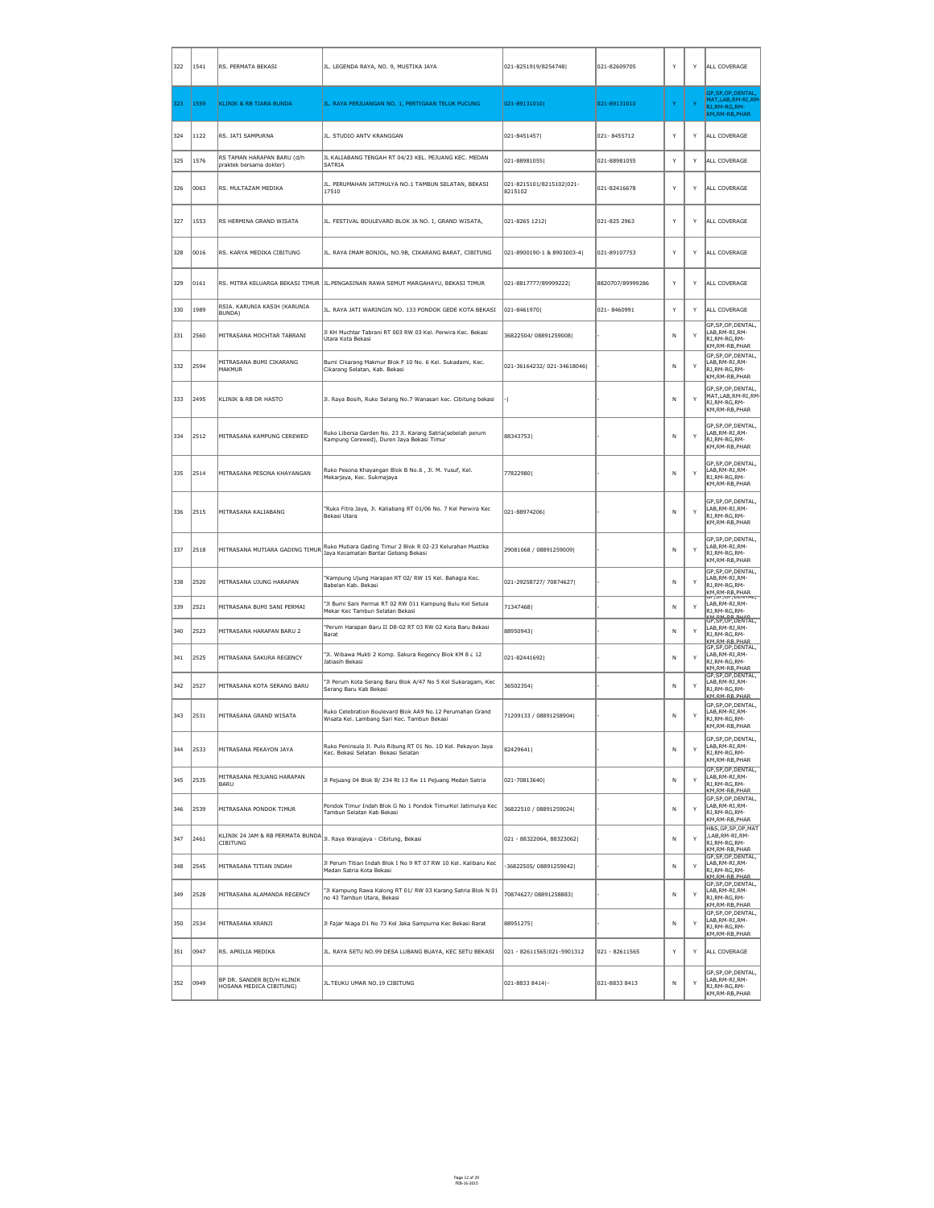| 322 | 1541 | RS. PERMATA BEKASI | JL. LEGENDA RAYA, NO. 9, MUSTIKA JAYA | 021-8251919/8254748\| | 021-82609705 | Y | Y | ALL COVERAGE |
|---|---|---|---|---|---|---|---|---|
| 323 | 1559 | KLINIK & RB TIARA BUNDA | JL. RAYA PERJUANGAN NO. 1, PERTIGAAN TELUK PUCUNG | 021-89131010\| | 021-89131010 | Y | Y | GP,SP,OP,DENTAL,MAT,LAB,RM-RI,RM-RJ,RM-RG,RM-KM,RM-RB,PHAR |
| 324 | 1122 | RS. JATI SAMPURNA | JL. STUDIO ANTV KRANGGAN | 021-8451457\| | 021- 8455712 | Y | Y | ALL COVERAGE |
| 325 | 1576 | RS TAMAN HARAPAN BARU (d/h praktek bersama dokter) | JL KALIABANG TENGAH RT 04/23 KEL. PEJUANG KEC. MEDAN SATRIA | 021-88981055\| | 021-88981055 | Y | Y | ALL COVERAGE |
| 326 | 0063 | RS. MULTAZAM MEDIKA | JL. PERUMAHAN JATIMULYA NO.1 TAMBUN SELATAN, BEKASI 17510 | 021-8215101/8215102\|021-8215102 | 021-82416678 | Y | Y | ALL COVERAGE |
| 327 | 1553 | RS HERMINA GRAND WISATA | JL. FESTIVAL BOULEVARD BLOK JA NO. I, GRAND WISATA, | 021-8265 1212\| | 021-825 2963 | Y | Y | ALL COVERAGE |
| 328 | 0016 | RS. KARYA MEDIKA CIBITUNG | JL. RAYA IMAM BONJOL, NO.9B, CIKARANG BARAT, CIBITUNG | 021-8900190-1 & 8903003-4\| | 021-89107753 | Y | Y | ALL COVERAGE |
| 329 | 0161 | RS. MITRA KELUARGA BEKASI TIMUR | JL.PENGASINAN RAWA SEMUT MARGAHAYU, BEKASI TIMUR | 021-8817777/89999222\| | 8820707/89999286 | Y | Y | ALL COVERAGE |
| 330 | 1989 | RSIA. KARUNIA KASIH (KARUNIA BUNDA) | JL. RAYA JATI WARINGIN NO. 133 PONDOK GEDE KOTA BEKASI | 021-8461970\| | 021- 8460991 | Y | Y | ALL COVERAGE |
| 331 | 2560 | MITRASANA MOCHTAR TABRANI | Jl KH Muchtar Tabrani RT 003 RW 03 Kel. Perwira Kec. Bekasi Utara Kota Bekasi | 36822504/ 08891259008\| | - | N | Y | GP,SP,OP,DENTAL,LAB,RM-RI,RM-RJ,RM-RG,RM-KM,RM-RB,PHAR |
| 332 | 2594 | MITRASANA BUMI CIKARANG MAKMUR | Bumi Cikarang Makmur Blok F 10 No. 6 Kel. Sukadami, Kec. Cikarang Selatan, Kab. Bekasi | 021-36164232/ 021-34618046\| | - | N | Y | GP,SP,OP,DENTAL,LAB,RM-RI,RM-RJ,RM-RG,RM-KM,RM-RB,PHAR |
| 333 | 2495 | KLINIK & RB DR HASTO | Jl. Raya Bosih, Ruko Selang No.7 Wanasari kec. Cibitung bekasi | -\| | - | N | Y | GP,SP,OP,DENTAL,MAT,LAB,RM-RI,RM-RJ,RM-RG,RM-KM,RM-RB,PHAR |
| 334 | 2512 | MITRASANA KAMPUNG CEREWED | Ruko Libersa Garden No. 23 Jl. Karang Satria(sebelah perum Kampung Cerewed), Duren Jaya Bekasi Timur | 88343753\| | - | N | Y | GP,SP,OP,DENTAL,LAB,RM-RI,RM-RJ,RM-RG,RM-KM,RM-RB,PHAR |
| 335 | 2514 | MITRASANA PESONA KHAYANGAN | Ruko Pesona Khayangan Blok B No.6 , Jl. M. Yusuf, Kel. Mekarjaya, Kec. Sukmajaya | 77822980\| | - | N | Y | GP,SP,OP,DENTAL,LAB,RM-RI,RM-RJ,RM-RG,RM-KM,RM-RB,PHAR |
| 336 | 2515 | MITRASANA KALIABANG | "Ruko Fitra Jaya, Jl. Kaliabang RT 01/06 No. 7 Kel Perwira Kec Bekasi Utara | 021-88974206\| | - | N | Y | GP,SP,OP,DENTAL,LAB,RM-RI,RM-RJ,RM-RG,RM-KM,RM-RB,PHAR |
| 337 | 2518 | MITRASANA MUTIARA GADING TIMUR | Ruko Mutiara Gading Timur 2 Blok R 02-23 Kelurahan Mustika Jaya Kecamatan Bantar Gebang Bekasi | 29081068 / 08891259009\| | - | N | Y | GP,SP,OP,DENTAL,LAB,RM-RI,RM-RJ,RM-RG,RM-KM,RM-RB,PHAR |
| 338 | 2520 | MITRASANA UJUNG HARAPAN | "Kampung Ujung Harapan RT 02/ RW 15 Kel. Bahagia Kec. Babelan Kab. Bekasi | 021-29258727/ 70874627\| | - | N | Y | GP,SP,OP,DENTAL,LAB,RM-RI,RM-RJ,RM-RG,RM-KM,RM-RB,PHAR |
| 339 | 2521 | MITRASANA BUMI SANI PERMAI | "Jl Bumi Sani Permai RT 02 RW 011 Kampung Bulu Kel Setuia Mekar Kec Tambun Selatan Bekasi | 71347468\| | - | N | Y | GP,SP,OP,DENTAL,LAB,RM-RI,RM-RJ,RM-RG,RM-KM,RM-RB,PHAR |
| 340 | 2523 | MITRASANA HARAPAN BARU 2 | "Perum Harapan Baru II D8-02 RT 03 RW 02 Kota Baru Bekasi Barat | 88950943\| | - | N | Y | GP,SP,OP,DENTAL,LAB,RM-RI,RM-RJ,RM-RG,RM-KM,RM-RB,PHAR |
| 341 | 2525 | MITRASANA SAKURA REGENCY | "Jl. Wibawa Mukti 2 Komp. Sakura Regency Blok KM 8 ¿ 12 Jatiasih Bekasi | 021-82441692\| | - | N | Y | GP,SP,OP,DENTAL,LAB,RM-RI,RM-RJ,RM-RG,RM-KM,RM-RB,PHAR |
| 342 | 2527 | MITRASANA KOTA SERANG BARU | "Jl Perum Kota Serang Baru Blok A/47 No 5 Kel Sukaragam, Kec Serang Baru Kab Bekasi | 36502354\| | - | N | Y | GP,SP,OP,DENTAL,LAB,RM-RI,RM-RJ,RM-RG,RM-KM,RM-RB,PHAR |
| 343 | 2531 | MITRASANA GRAND WISATA | Ruko Celebration Boulevard Blok AA9 No.12 Perumahan Grand Wisata Kel. Lambang Sari Kec. Tambun Bekasi | 71209133 / 08891258904\| | - | N | Y | GP,SP,OP,DENTAL,LAB,RM-RI,RM-RJ,RM-RG,RM-KM,RM-RB,PHAR |
| 344 | 2533 | MITRASANA PEKAYON JAYA | Ruko Peninsula Jl. Pulo Ribung RT 01 No. 1D Kel. Pekayon Jaya Kec. Bekasi Selatan Bekasi Selatan | 82429641\| | - | N | Y | GP,SP,OP,DENTAL,LAB,RM-RI,RM-RJ,RM-RG,RM-KM,RM-RB,PHAR |
| 345 | 2535 | MITRASANA PEJUANG HARAPAN BARU | Jl Pejuang 04 Blok B/ 234 Rt 13 Rw 11 Pejuang Medan Satria | 021-70813640\| | - | N | Y | GP,SP,OP,DENTAL,LAB,RM-RI,RM-RJ,RM-RG,RM-KM,RM-RB,PHAR |
| 346 | 2539 | MITRASANA PONDOK TIMUR | Pondok Timur Indah Blok G No 1 Pondok TimurKel Jatimulya Kec Tambun Selatan Kab Bekasi | 36822510 / 08891259024\| | - | N | Y | GP,SP,OP,DENTAL,LAB,RM-RI,RM-RJ,RM-RG,RM-KM,RM-RB,PHAR |
| 347 | 2461 | KLINIK 24 JAM & RB PERMATA BUNDA CIBITUNG | Jl. Raya Wanajaya - Cibitung, Bekasi | 021 - 88322064, 88323062\| | - | N | Y | H&S,GP,SP,OP,MAT,LAB,RM-RI,RM-RJ,RM-RG,RM-KM,RM-RB,PHAR |
| 348 | 2545 | MITRASANA TITIAN INDAH | Jl Perum Titian Indah Blok I No 9 RT 07 RW 10 Kel. Kalibaru Kec Medan Satria Kota Bekasi | -36822505/ 08891259042\| | - | N | Y | GP,SP,OP,DENTAL,LAB,RM-RI,RM-RJ,RM-RG,RM-KM,RM-RB,PHAR |
| 349 | 2528 | MITRASANA ALAMANDA REGENCY | "Jl Kampung Rawa Kalong RT 01/ RW 03 Karang Satria Blok N 01 no 43 Tambun Utara, Bekasi | 70874627/ 08891258883\| | - | N | Y | GP,SP,OP,DENTAL,LAB,RM-RI,RM-RJ,RM-RG,RM-KM,RM-RB,PHAR |
| 350 | 2534 | MITRASANA KRANJI | Jl Fajar Niaga D1 No 73 Kel Jaka Sampurna Kec Bekasi Barat | 88951275\| | - | N | Y | GP,SP,OP,DENTAL,LAB,RM-RI,RM-RJ,RM-RG,RM-KM,RM-RB,PHAR |
| 351 | 0947 | RS. APRILIA MEDIKA | JL. RAYA SETU NO.99 DESA LUBANG BUAYA, KEC SETU BEKASI | 021 - 82611565\|021-5901312 | 021 - 82611565 | Y | Y | ALL COVERAGE |
| 352 | 0949 | BP DR. SANDER B(D/H KLINIK HOSANA MEDICA CIBITUNG) | JL.TEUKU UMAR NO.19 CIBITUNG | 021-8833 8414\|- | 021-8833 8413 | N | Y | GP,SP,OP,DENTAL,LAB,RM-RI,RM-RJ,RM-RG,RM-KM,RM-RB,PHAR |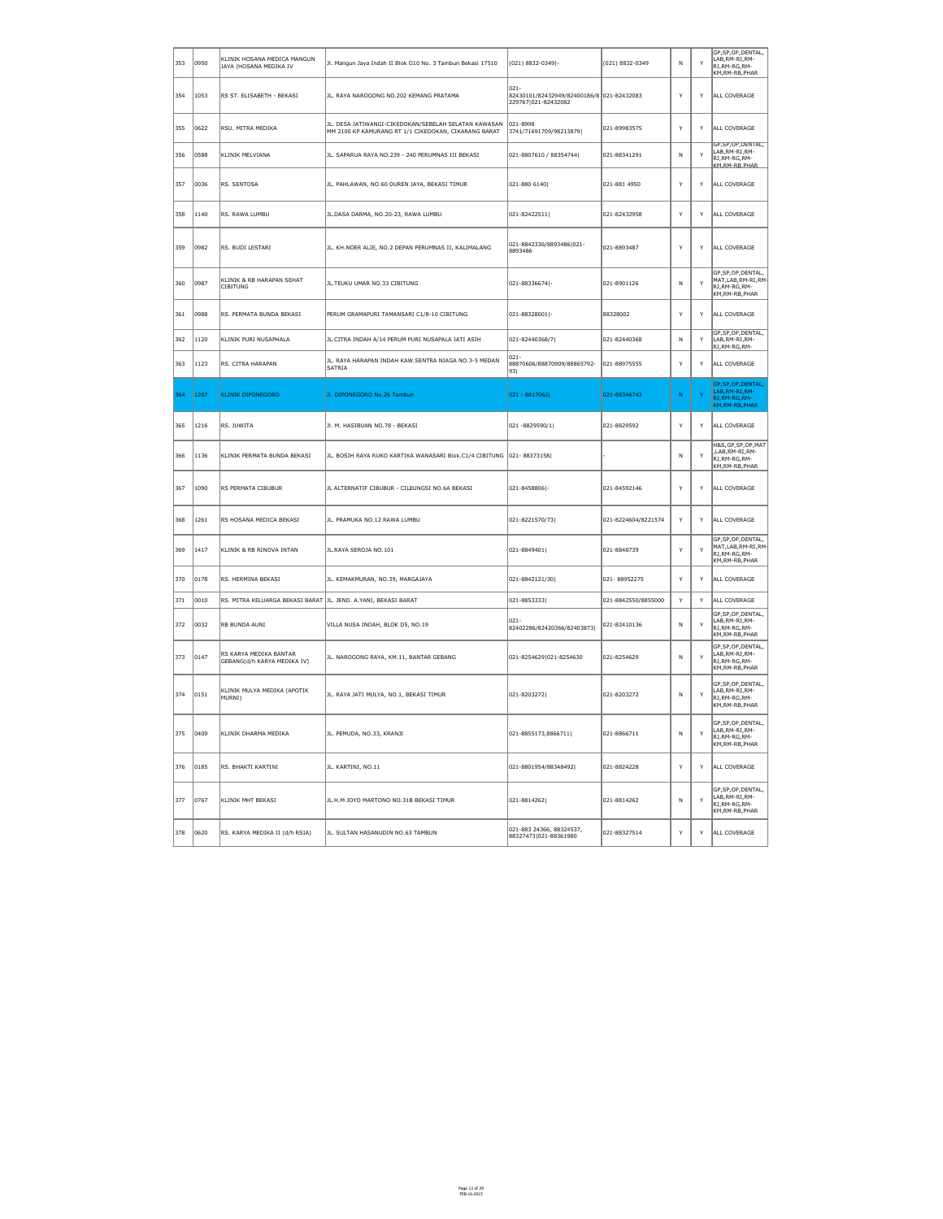| 353 | 0950 | KLINIK HOSANA MEDICA MANGUN JAYA (HOSANA MEDIKA IV | Jl. Mangun Jaya Indah II Blok G10 No. 3 Tambun Bekasi 17510 | (021) 8832-0349\|- | (021) 8832-0349 | N | Y | GP,SP,OP,DENTAL, LAB,RM-RI,RM-RJ,RM-RG,RM-KM,RM-RB,PHAR |
|---|---|---|---|---|---|---|---|---|
| 354 | 1053 | RS ST. ELISABETH - BEKASI | JL. RAYA NAROGONG NO.202 KEMANG PRATAMA | 021-82430101/82432949/82400186/8229767\|021-82432082 | 021-82432083 | Y | Y | ALL COVERAGE |
| 355 | 0622 | RSU. MITRA MEDIKA | JL. DESA JATIWANGI-CIKEDOKAN/SEBELAH SELATAN KAWASAN MM 2100 KP KAMURANG RT 1/1 CIKEDOKAN, CIKARANG BARAT | 021-8998 3741/71691709/98213879\| | 021-89983575 | Y | Y | ALL COVERAGE |
| 356 | 0588 | KLINIK MELVIANA | JL. SAPARUA RAYA NO.239 - 240 PERUMNAS III BEKASI | 021-8807610 / 88354744\| | 021-88341291 | N | Y | GP,SP,OP,DENTAL, LAB,RM-RI,RM-RJ,RM-RG,RM-KM,RM-RB,PHAR |
| 357 | 0036 | RS. SENTOSA | JL. PAHLAWAN, NO.60 DUREN JAYA, BEKASI TIMUR | 021-880 6140\| | 021-881 4950 | Y | Y | ALL COVERAGE |
| 358 | 1140 | RS. RAWA LUMBU | JL.DASA DARMA, NO.20-23, RAWA LUMBU | 021-82422511\| | 021-82432958 | Y | Y | ALL COVERAGE |
| 359 | 0982 | RS. BUDI LESTARI | JL. KH.NOER ALIE, NO.2 DEPAN PERUMNAS II, KALIMALANG | 021-8842336/8893486\|021-8893486 | 021-8893487 | Y | Y | ALL COVERAGE |
| 360 | 0987 | KLINIK & RB HARAPAN SEHAT CIBITUNG | JL.TEUKU UMAR NO.33 CIBITUNG | 021-88336674\|- | 021-8901126 | N | Y | GP,SP,OP,DENTAL, MAT,LAB,RM-RI,RM-RJ,RM-RG,RM-KM,RM-RB,PHAR |
| 361 | 0988 | RS. PERMATA BUNDA BEKASI | PERUM GRAMAPURI TAMANSARI C1/8-10 CIBITUNG | 021-88328001\|- | 88328002 | Y | Y | ALL COVERAGE |
| 362 | 1120 | KLINIK PURI NUSAPHALA | JL.CITRA INDAH A/14 PERUM PURI NUSAPALA JATI ASIH | 021-82440368/7\| | 021-82440368 | N | Y | GP,SP,OP,DENTAL, LAB,RM-RI,RM-RJ,RM-RG,RM- |
| 363 | 1123 | RS. CITRA HARAPAN | JL. RAYA HARAPAN INDAH KAW.SENTRA NIAGA NO.3-5 MEDAN SATRIA | 021-88870606/88870909/88865792-93\| | 021-88975555 | Y | Y | ALL COVERAGE |
| 364 | 1207 | KLINIK DIPONEGORO | Jl. DIPONEGORO No.26 Tambun | 021 - 8817062\| | 021-88346743 | N | Y | GP,SP,OP,DENTAL, LAB,RM-RI,RM-RJ,RM-RG,RM-KM,RM-RB,PHAR |
| 365 | 1216 | RS. JUWITA | Jl. M. HASIBUAN NO.78 - BEKASI | 021 -8829590/1\| | 021-8829592 | Y | Y | ALL COVERAGE |
| 366 | 1136 | KLINIK PERMATA BUNDA BEKASI | JL. BOSIH RAYA RUKO KARTIKA WANASARI Blok.C1/4 CIBITUNG | 021- 88373158\| | - | N | Y | H&S,GP,SP,OP,MAT,LAB,RM-RI,RM-RJ,RM-RG,RM-KM,RM-RB,PHAR |
| 367 | 1090 | RS PERMATA CIBUBUR | JL ALTERNATIF CIBUBUR - CILEUNGSI NO.6A BEKASI | 021-8458806\|- | 021-84592146 | Y | Y | ALL COVERAGE |
| 368 | 1261 | RS HOSANA MEDICA BEKASI | JL. PRAMUKA NO.12 RAWA LUMBU | 021-8221570/73\| | 021-8224604/8221574 | Y | Y | ALL COVERAGE |
| 369 | 1417 | KLINIK & RB RINOVA INTAN | JL.RAYA SEROJA NO.101 | 021-8849401\| | 021-8848739 | Y | Y | GP,SP,OP,DENTAL, MAT,LAB,RM-RI,RM-RJ,RM-RG,RM-KM,RM-RB,PHAR |
| 370 | 0178 | RS. HERMINA BEKASI | JL. KEMAKMURAN, NO.39, MARGAJAYA | 021-8842121/30\| | 021- 88952275 | Y | Y | ALL COVERAGE |
| 371 | 0010 | RS. MITRA KELUARGA BEKASI BARAT | JL. JEND. A.YANI, BEKASI BARAT | 021-8853333\| | 021-8842550/8855000 | Y | Y | ALL COVERAGE |
| 372 | 0032 | RB BUNDA AUNI | VILLA NUSA INDAH, BLOK D5, NO.19 | 021-82402286/82420366/82403873\| | 021-82410136 | N | Y | GP,SP,OP,DENTAL, LAB,RM-RI,RM-RJ,RM-RG,RM-KM,RM-RB,PHAR |
| 373 | 0147 | RS KARYA MEDIKA BANTAR GEBANG(d/h KARYA MEDIKA IV) | JL. NAROGONG RAYA, KM.11, BANTAR GEBANG | 021-8254629\|021-8254630 | 021-8254629 | N | Y | GP,SP,OP,DENTAL, LAB,RM-RI,RM-RJ,RM-RG,RM-KM,RM-RB,PHAR |
| 374 | 0151 | KLINIK MULYA MEDIKA (APOTIK MURNI) | JL. RAYA JATI MULYA, NO.1, BEKASI TIMUR | 021-8203272\| | 021-8203272 | N | Y | GP,SP,OP,DENTAL, LAB,RM-RI,RM-RJ,RM-RG,RM-KM,RM-RB,PHAR |
| 375 | 0409 | KLINIK DHARMA MEDIKA | JL. PEMUDA, NO.33, KRANJI | 021-8855173,8866711\| | 021-8866711 | N | Y | GP,SP,OP,DENTAL, LAB,RM-RI,RM-RJ,RM-RG,RM-KM,RM-RB,PHAR |
| 376 | 0185 | RS. BHAKTI KARTINI | JL. KARTINI, NO.11 | 021-8801954/88348492\| | 021-8824228 | Y | Y | ALL COVERAGE |
| 377 | 0767 | KLINIK MHT BEKASI | JL.H.M JOYO MARTONO NO.31B BEKASI TIMUR | 021-8814262\| | 021-8814262 | N | Y | GP,SP,OP,DENTAL, LAB,RM-RI,RM-RJ,RM-RG,RM-KM,RM-RB,PHAR |
| 378 | 0620 | RS. KARYA MEDIKA II (d/h RSIA) | JL. SULTAN HASANUDIN NO.63 TAMBUN | 021-883 24366, 88324537, 88327473\|021-88361980 | 021-88327514 | Y | Y | ALL COVERAGE |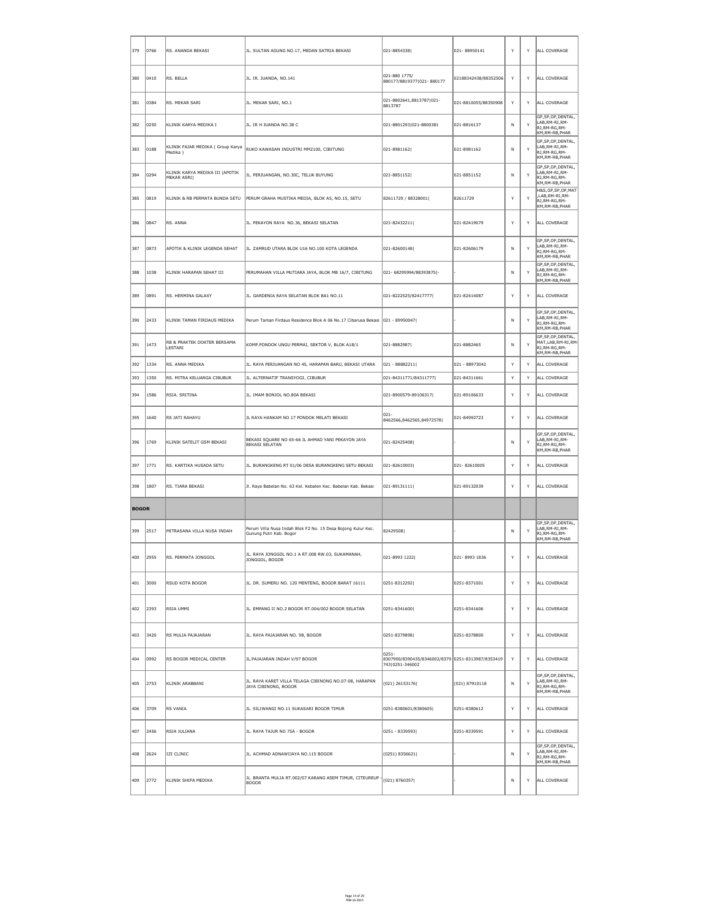| | | | | | | | | |
|---|---|---|---|---|---|---|---|---|
| 379 | 0766 | RS. ANANDA BEKASI | JL. SULTAN AGUNG NO.17, MEDAN SATRIA BEKASI | 021-8854338\| | 021- 88950141 | Y | Y | ALL COVERAGE |
| 380 | 0410 | RS. BELLA | JL. IR. JUANDA, NO.141 | 021-880 1775/ 880177/8819377\|021- 880177 | 02188342438/88352506 | Y | Y | ALL COVERAGE |
| 381 | 0384 | RS. MEKAR SARI | JL. MEKAR SARI, NO.1 | 021-8802641,8813787\|021- 8813787 | 021-8810055/88350908 | Y | Y | ALL COVERAGE |
| 382 | 0250 | KLINIK KARYA MEDIKA I | JL. IR H JUANDA NO.38 C | 021-8801293\|021-8800381 | 021-8816137 | N | Y | GP,SP,OP,DENTAL, LAB,RM-RI,RM- RJ,RM-RG,RM- KM,RM-RB,PHAR |
| 383 | 0188 | KLINIK FAJAR MEDIKA ( Group Karya Medika ) | RUKO KAWASAN INDUSTRI MM2100, CIBITUNG | 021-8981162\| | 021-8981162 | N | Y | GP,SP,OP,DENTAL, LAB,RM-RI,RM- RJ,RM-RG,RM- KM,RM-RB,PHAR |
| 384 | 0294 | KLINIK KARYA MEDIKA III (APOTIK MEKAR ASRI) | JL. PERJUANGAN, NO.30C, TELUK BUYUNG | 021-8851152\| | 021-8851152 | N | Y | GP,SP,OP,DENTAL, LAB,RM-RI,RM- RJ,RM-RG,RM- KM,RM-RB,PHAR |
| 385 | 0819 | KLINIK & RB PERMATA BUNDA SETU | PERUM GRAHA MUSTIKA MEDIA, BLOK A5, NO.15, SETU | 82611729 / 88328001\| | 82611729 | Y | Y | H&S,GP,SP,OP,MAT ,LAB,RM-RI,RM- RJ,RM-RG,RM- KM,RM-RB,PHAR |
| 386 | 0847 | RS. ANNA | JL. PEKAYON RAYA NO.36, BEKASI SELATAN | 021-82432211\| | 021-82419079 | Y | Y | ALL COVERAGE |
| 387 | 0873 | APOTIK & KLINIK LEGENDA SEHAT | JL. ZAMRUD UTARA BLOK U16 NO.100 KOTA LEGENDA | 021-82600148\| | 021-82606179 | N | Y | GP,SP,OP,DENTAL, LAB,RM-RI,RM- RJ,RM-RG,RM- KM,RM-RB,PHAR |
| 388 | 1038 | KLINIK HARAPAN SEHAT III | PERUMAHAN VILLA MUTIARA JAYA, BLOK MB 16/7, CIBITUNG | 021- 68295994/88393875\|- | - | N | Y | GP,SP,OP,DENTAL, LAB,RM-RI,RM- RJ,RM-RG,RM- KM,RM-RB,PHAR |
| 389 | 0891 | RS. HERMINA GALAXY | JL. GARDENIA RAYA SELATAN BLOK BA1 NO.11 | 021-8222525/82417777\| | 021-82414087 | Y | Y | ALL COVERAGE |
| 390 | 2433 | KLINIK TAMAN FIRDAUS MEDIKA | Perum Taman Firdaus Residence Blok A 06 No.17 Cibarusa Bekasi | 021 - 89950047\| | - | N | Y | GP,SP,OP,DENTAL, LAB,RM-RI,RM- RJ,RM-RG,RM- KM,RM-RB,PHAR |
| 391 | 1473 | RB & PRAKTEK DOKTER BERSAMA LESTARI | KOMP.PONDOK UNGU PERMAI, SEKTOR V, BLOK A18/1 | 021-8882987\| | 021-8882465 | N | Y | GP,SP,OP,DENTAL, MAT,LAB,RM-RI,RM- RJ,RM-RG,RM- KM,RM-RB,PHAR |
| 392 | 1334 | RS. ANNA MEDIKA | JL. RAYA PERJUANGAN NO 45, HARAPAN BARU, BEKASI UTARA | 021 - 88882211\| | 021 - 88973042 | Y | Y | ALL COVERAGE |
| 393 | 1350 | RS. MITRA KELUARGA CIBUBUR | JL. ALTERNATIF TRANSYOGI, CIBUBUR | 021-84311771/84311777\| | 021-84311661 | Y | Y | ALL COVERAGE |
| 394 | 1586 | RSIA. SRITINA | JL. IMAM BONJOL NO.80A BEKASI | 021-8900579-89106317\| | 021-89106633 | Y | Y | ALL COVERAGE |
| 395 | 1640 | RS JATI RAHAYU | JL RAYA HANKAM NO 17 PONDOK MELATI BEKASI | 021- 8462566,8462565,84972578\| | 021-84992723 | Y | Y | ALL COVERAGE |
| 396 | 1769 | KLINIK SATELIT GSM BEKASI | BEKASI SQUARE NO 65-66 JL AHMAD YANI PEKAYON JAYA BEKASI SELATAN | 021-82425408\| | - | N | Y | GP,SP,OP,DENTAL, LAB,RM-RI,RM- RJ,RM-RG,RM- KM,RM-RB,PHAR |
| 397 | 1771 | RS. KARTIKA HUSADA SETU | JL. BURANGKENG RT 01/06 DESA BURANGKENG SETU BEKASI | 021-82610003\| | 021- 82610005 | Y | Y | ALL COVERAGE |
| 398 | 1807 | RS. TIARA BEKASI | Jl. Raya Babelan No. 63 Kel. Kebalen Kec. Babelan Kab. Bekasi | 021-89131111\| | 021-89132039 | Y | Y | ALL COVERAGE |
| **BOGOR** | | | | | | | | |
| 399 | 2517 | MITRASANA VILLA NUSA INDAH | Perum Villa Nusa Indah Blok F2 No. 15 Desa Bojong Kulur Kec. Gunung Putri Kab. Bogor | 82429508\| | - | N | Y | GP,SP,OP,DENTAL, LAB,RM-RI,RM- RJ,RM-RG,RM- KM,RM-RB,PHAR |
| 400 | 2955 | RS. PERMATA JONGGOL | JL. RAYA JONGGOL NO.1 A RT.008 RW.03, SUKAMANAH, JONGGOL, BOGOR | 021-8993 1222\| | 021- 8993 1836 | Y | Y | ALL COVERAGE |
| 401 | 3000 | RSUD KOTA BOGOR | JL. DR. SUMERU NO. 120 MENTENG, BOGOR BARAT 16111 | 0251-8312292\| | 0251-8371001 | Y | Y | ALL COVERAGE |
| 402 | 2393 | RSIA UMMI | JL. EMPANG II NO.2 BOGOR RT.004/002 BOGOR SELATAN | 0251-8341600\| | 0251-8341606 | Y | Y | ALL COVERAGE |
| 403 | 3420 | RS MULIA PAJAJARAN | JL. RAYA PAJAJARAN NO. 98, BOGOR | 0251-8379898\| | 0251-8378800 | Y | Y | ALL COVERAGE |
| 404 | 0992 | RS BOGOR MEDICAL CENTER | JL.PAJAJARAN INDAH V/97 BOGOR | 0251- 8307900/8390435/8346002/8379 743\|0251-346002 | 0251-8313987/8353419 | Y | Y | ALL COVERAGE |
| 405 | 2753 | KLINIK ARABBANI | JL. RAYA KARET VILLA TELAGA CIBINONG NO.07-08, HARAPAN JAYA CIBINONG, BOGOR | (021) 26153176\| | (021) 87910118 | N | Y | GP,SP,OP,DENTAL, LAB,RM-RI,RM- RJ,RM-RG,RM- KM,RM-RB,PHAR |
| 406 | 3709 | RS VANIA | JL. SILIWANGI NO.11 SUKASARI BOGOR TIMUR | 0251-8380601/8380605\| | 0251-8380612 | Y | Y | ALL COVERAGE |
| 407 | 2456 | RSIA JULIANA | JL. RAYA TAJUR NO 75A - BOGOR | 0251 - 8339593\| | 0251-8339591 | Y | Y | ALL COVERAGE |
| 408 | 2624 | IZI CLINIC | JL. ACHMAD ADNAWIJAYA NO.115 BOGOR | (0251) 8356621\| | - | N | Y | GP,SP,OP,DENTAL, LAB,RM-RI,RM- RJ,RM-RG,RM- KM,RM-RB,PHAR |
| 409 | 2772 | KLINIK SHIFA MEDIKA | JL. BRANTA MULIA RT.002/07 KARANG ASEM TIMUR, CITEUREUP - BOGOR | (021) 8760357\| | - | N | Y | ALL COVERAGE |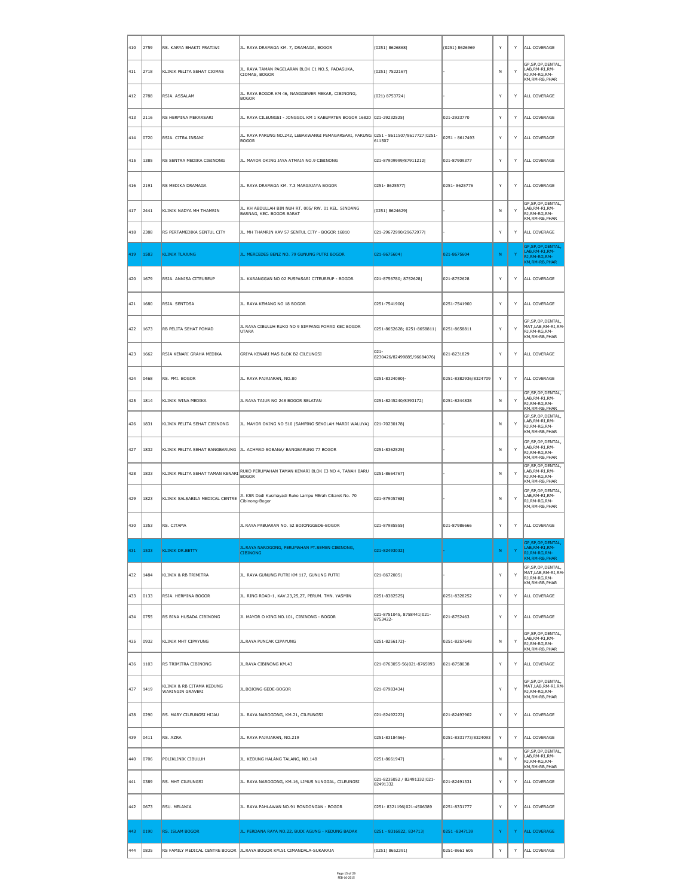| 410 | 2759 | RS. KARYA BHAKTI PRATIWI | JL. RAYA DRAMAGA KM. 7, DRAMAGA, BOGOR | (0251) 8626868\| | (0251) 8626969 | Y | Y | ALL COVERAGE |
|---|---|---|---|---|---|---|---|---|
| 411 | 2718 | KLINIK PELITA SEHAT CIOMAS | JL. RAYA TAMAN PAGELARAN BLOK C1 NO.5, PADASUKA, CIOMAS, BOGOR | (0251) 7522167\| | - | N | Y | GP,SP,OP,DENTAL, LAB,RM-RI,RM-RJ,RM-RG,RM-KM,RM-RB,PHAR |
| 412 | 2788 | RSIA. ASSALAM | JL. RAYA BOGOR KM 46, NANGGEWER MEKAR, CIBINONG, BOGOR | (021) 8753724\| | - | Y | Y | ALL COVERAGE |
| 413 | 2116 | RS HERMINA MEKARSARI | JL. RAYA CILEUNGSI - JONGGOL KM 1 KABUPATEN BOGOR 16820 | 021-29232525\| | 021-2923770 | Y | Y | ALL COVERAGE |
| 414 | 0720 | RSIA. CITRA INSANI | JL. RAYA PARUNG NO.242, LEBAKWANGI PEMAGARSARI, PARUNG BOGOR | 0251 - 8611507/8617727\|0251-611507 | 0251 - 8617493 | Y | Y | ALL COVERAGE |
| 415 | 1385 | RS SENTRA MEDIKA CIBINONG | JL. MAYOR OKING JAYA ATMAJA NO.9 CIBINONG | 021-87909999/87911212\| | 021-87909377 | Y | Y | ALL COVERAGE |
| 416 | 2191 | RS MEDIKA DRAMAGA | JL. RAYA DRAMAGA KM. 7.3 MARGAJAYA BOGOR | 0251- 8625577\| | 0251- 8625776 | Y | Y | ALL COVERAGE |
| 417 | 2441 | KLINIK NADYA MH THAMRIN | JL. KH ABDULLAH BIN NUH RT. 005/ RW. 01 KEL. SINDANG BARNAG, KEC. BOGOR BARAT | (0251) 8624629\| | - | N | Y | GP,SP,OP,DENTAL, LAB,RM-RI,RM-RJ,RM-RG,RM-KM,RM-RB,PHAR |
| 418 | 2388 | RS PERTAMEDIKA SENTUL CITY | JL. MH THAMRIN KAV 57 SENTUL CITY - BOGOR 16810 | 021-29672990/29672977\| | - | Y | Y | ALL COVERAGE |
| 419 | 1583 | KLINIK TLAJUNG | JL. MERCEDES BENZ NO. 79 GUNUNG PUTRI BOGOR | 021-8675604\| | 021-8675604 | N | Y | GP,SP,OP,DENTAL, LAB,RM-RI,RM-RJ,RM-RG,RM-KM,RM-RB,PHAR |
| 420 | 1679 | RSIA. ANNISA CITEUREUP | JL. KARANGGAN NO 02 PUSPASARI CITEUREUP - BOGOR | 021-8756780; 8752628\| | 021-8752628 | Y | Y | ALL COVERAGE |
| 421 | 1680 | RSIA. SENTOSA | JL. RAYA KEMANG NO 18 BOGOR | 0251-7541900\| | 0251-7541900 | Y | Y | ALL COVERAGE |
| 422 | 1673 | RB PELITA SEHAT POMAD | JL RAYA CIBULUH RUKO NO 9 SIMPANG POMAD KEC BOGOR UTARA | 0251-8652628; 0251-8658811\| | 0251-8658811 | Y | Y | GP,SP,OP,DENTAL, MAT,LAB,RM-RI,RM-RJ,RM-RG,RM-KM,RM-RB,PHAR |
| 423 | 1662 | RSIA KENARI GRAHA MEDIKA | GRIYA KENARI MAS BLOK B2 CILEUNGSI | 021-8230426/82499885/96684076\| | 021-8231829 | Y | Y | ALL COVERAGE |
| 424 | 0468 | RS. PMI. BOGOR | JL. RAYA PAJAJARAN, NO.80 | 0251-8324080\|- | 0251-8382936/8324709 | Y | Y | ALL COVERAGE |
| 425 | 1814 | KLINIK WINA MEDIKA | JL RAYA TAJUR NO 248 BOGOR SELATAN | 0251-8245240/8393172\| | 0251-8244838 | N | Y | GP,SP,OP,DENTAL, LAB,RM-RI,RM-RJ,RM-RG,RM-KM,RM-RB,PHAR |
| 426 | 1831 | KLINIK PELITA SEHAT CIBINONG | JL. MAYOR OKING NO 510 (SAMPING SEKOLAH MARDI WALUYA) | 021-70230178\| | - | N | Y | GP,SP,OP,DENTAL, LAB,RM-RI,RM-RJ,RM-RG,RM-KM,RM-RB,PHAR |
| 427 | 1832 | KLINIK PELITA SEHAT BANGBARUNG | JL. ACHMAD SOBANA/ BANGBARUNG 77 BOGOR | 0251-8362525\| | - | N | Y | GP,SP,OP,DENTAL, LAB,RM-RI,RM-RJ,RM-RG,RM-KM,RM-RB,PHAR |
| 428 | 1833 | KLINIK PELITA SEHAT TAMAN KENARI | RUKO PERUMAHAN TAMAN KENARI BLOK E3 NO 4, TANAH BARU BOGOR | 0251-8664767\| | - | N | Y | GP,SP,OP,DENTAL, LAB,RM-RI,RM-RJ,RM-RG,RM-KM,RM-RB,PHAR |
| 429 | 1823 | KLINIK SALSABILA MEDICAL CENTRE | Jl. KSR Dadi Kusmayadi Ruko Lampu MErah Cikaret No. 70 Cibinong-Bogor | 021-87905768\| | - | N | Y | GP,SP,OP,DENTAL, LAB,RM-RI,RM-RJ,RM-RG,RM-KM,RM-RB,PHAR |
| 430 | 1353 | RS. CITAMA | JL RAYA PABUARAN NO. 52 BOJONGGEDE-BOGOR | 021-87985555\| | 021-87986666 | Y | Y | ALL COVERAGE |
| 431 | 1533 | KLINIK DR.BETTY | JL.RAYA NAROGONG, PERUMAHAN PT.SEMEN CIBINONG, CIBINONG | 021-82493032\| | - | N | Y | GP,SP,OP,DENTAL, LAB,RM-RI,RM-RJ,RM-RG,RM-KM,RM-RB,PHAR |
| 432 | 1484 | KLINIK & RB TRIMITRA | JL. RAYA GUNUNG PUTRI KM 117, GUNUNG PUTRI | 021-8672005\| | - | Y | Y | GP,SP,OP,DENTAL, MAT,LAB,RM-RI,RM-RJ,RM-RG,RM-KM,RM-RB,PHAR |
| 433 | 0133 | RSIA. HERMINA BOGOR | JL. RING ROAD-1, KAV.23,25,27, PERUM. TMN. YASMIN | 0251-8382525\| | 0251-8328252 | Y | Y | ALL COVERAGE |
| 434 | 0755 | RS BINA HUSADA CIBINONG | Jl. MAYOR O KING NO.101, CIBINONG - BOGOR | 021-8751045, 8758441\|021-8753422- | 021-8752463 | Y | Y | ALL COVERAGE |
| 435 | 0932 | KLINIK MHT CIPAYUNG | JL.RAYA PUNCAK CIPAYUNG | 0251-8256172\|- | 0251-8257648 | N | Y | GP,SP,OP,DENTAL, LAB,RM-RI,RM-RJ,RM-RG,RM-KM,RM-RB,PHAR |
| 436 | 1103 | RS TRIMITRA CIBINONG | JL.RAYA CIBINONG KM.43 | 021-8763055-56\|021-8765993 | 021-8758038 | Y | Y | ALL COVERAGE |
| 437 | 1419 | KLINIK & RB CITAMA KEDUNG WARINGIN GRAVERI | JL.BOJONG GEDE-BOGOR | 021-87983434\| | | Y | Y | GP,SP,OP,DENTAL, MAT,LAB,RM-RI,RM-RJ,RM-RG,RM-KM,RM-RB,PHAR |
| 438 | 0290 | RS. MARY CILEUNGSI HIJAU | JL. RAYA NAROGONG, KM.21, CILEUNGSI | 021-82492222\| | 021-82493902 | Y | Y | ALL COVERAGE |
| 439 | 0411 | RS. AZRA | JL. RAYA PAJAJARAN, NO.219 | 0251-8318456\|- | 0251-8331773/8324093 | Y | Y | ALL COVERAGE |
| 440 | 0706 | POLIKLINIK CIBULUH | JL. KEDUNG HALANG TALANG, NO.148 | 0251-8661947\| | - | N | Y | GP,SP,OP,DENTAL, LAB,RM-RI,RM-RJ,RM-RG,RM-KM,RM-RB,PHAR |
| 441 | 0389 | RS. MHT CILEUNGSI | JL. RAYA NAROGONG, KM.16, LIMUS NUNGGAL, CILEUNGSI | 021-8235052 / 82491332\|021-82491332 | 021-82491331 | Y | Y | ALL COVERAGE |
| 442 | 0673 | RSU. MELANIA | JL. RAYA PAHLAWAN NO.91 BONDONGAN - BOGOR | 0251- 8321196\|021-4506389 | 0251-8331777 | Y | Y | ALL COVERAGE |
| 443 | 0190 | RS. ISLAM BOGOR | JL. PERDANA RAYA NO.22, BUDI AGUNG - KEDUNG BADAK | 0251 - 8316822, 834713\| | 0251 -8347139 | Y | Y | ALL COVERAGE |
| 444 | 0835 | RS FAMILY MEDICAL CENTRE BOGOR | JL.RAYA BOGOR KM.51 CIMANDALA-SUKARAJA | (0251) 8652391\| | 0251-8661 605 | Y | Y | ALL COVERAGE |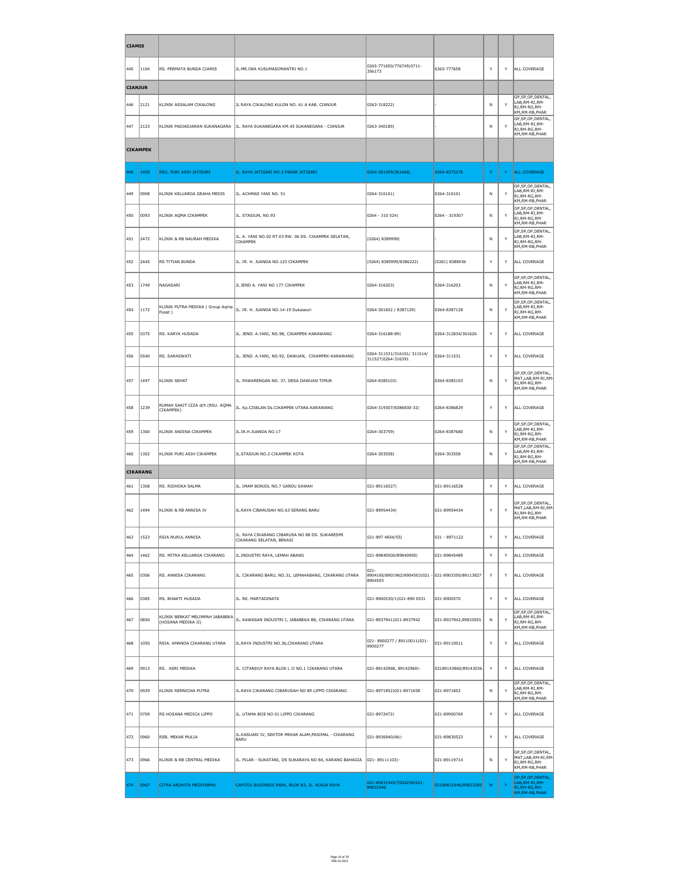| | | | | | | | | |
|---|---|---|---|---|---|---|---|---|
| **CIAMIS** | | | | | | | | |
| 445 | 1104 | RS. PERMATA BUNDA CIAMIS | JL.MR.IWA KUSUMASOMANTRI NO.1 | 0265-771650/776745\|0711-356173 | 0265-777658 | Y | Y | ALL COVERAGE |
| **CIANJUR** | | | | | | | | |
| 446 | 2121 | KLINIK ASSALAM CIKALONG | JL RAYA CIKALONG KULON NO. 61 A KAB. CIANJUR | 0263-318222\| | - | N | Y | GP,SP,OP,DENTAL, LAB,RM-RI,RM-RJ,RM-RG,RM-KM,RM-RB,PHAR |
| 447 | 2123 | KLINIK PADJADJARAN SUKANAGARA | JL. RAYA SUKANEGARA KM.45 SUKANEGARA - CIANJUR | 0263-340189\| | - | N | Y | GP,SP,OP,DENTAL, LAB,RM-RI,RM-RJ,RM-RG,RM-KM,RM-RB,PHAR |
| **CIKAMPEK** | | | | | | | | |
| 448 | 1409 | RSU. PURI ASIH JATISARI | JL. RAYA JATISARI NO.3 PASAR JATISARI | 0264-361459/361466\| | 0264-8375276 | Y | Y | ALL COVERAGE |
| 449 | 0908 | KLINIK KELUARGA GRAHA MEDIS | JL. ACHMAD YANI NO. 51 | 0264-310101\| | 0264-310101 | N | Y | GP,SP,OP,DENTAL, LAB,RM-RI,RM-RJ,RM-RG,RM-KM,RM-RB,PHAR |
| 450 | 0093 | KLINIK AQMA CIKAMPEK | JL. STASIUN, NO.93 | 0264 - 310 524\| | 0264 - 319307 | N | Y | GP,SP,OP,DENTAL, LAB,RM-RI,RM-RJ,RM-RG,RM-KM,RM-RB,PHAR |
| 451 | 2472 | KLINIK & RB NAURAH MEDIKA | JL. A. YANI NO.02 RT.03 RW. 06 DS. CIKAMPEK SELATAN, CIKAMPEK | (0264) 8389999\| | - | N | Y | GP,SP,OP,DENTAL, LAB,RM-RI,RM-RJ,RM-RG,RM-KM,RM-RB,PHAR |
| 452 | 2445 | RS TITIAN BUNDA | JL. IR. H. JUANDA NO.123 CIKAMPEK | (0264) 8385999/8386222\| | (0261) 8388936 | Y | Y | ALL COVERAGE |
| 453 | 1749 | NAGASARI | JL JEND A. YANI NO 177 CIKAMPEK | 0264-316203\| | 0264-316203 | N | Y | GP,SP,OP,DENTAL, LAB,RM-RI,RM-RJ,RM-RG,RM-KM,RM-RB,PHAR |
| 454 | 1172 | KLINIK PUTRA MEDIKA ( Group Aqma Pusat ) | JL. IR. H. JUANDA NO.14-19 Sukaseuri | 0264-301652 / 8387129\| | 0264-8387129 | N | Y | GP,SP,OP,DENTAL, LAB,RM-RI,RM-RJ,RM-RG,RM-KM,RM-RB,PHAR |
| 455 | 0375 | RS. KARYA HUSADA | JL. JEND. A.YANI, NO.98, CIKAMPEK-KARAWANG | 0264-316188-89\| | 0264-312834/301626 | Y | Y | ALL COVERAGE |
| 456 | 0540 | RS. SARASWATI | JL. JEND. A.YANI, NO.92, DAWUAN, CIKAMPEK-KARAWANG | 0264-311531/316101/ 311514/ 311527\|0264-316391 | 0264-311531 | Y | Y | ALL COVERAGE |
| 457 | 1497 | KLINIK SEHAT | JL. PAWARENGAN NO. 37, DESA DAWUAN TIMUR | 0264-8385103\| | 0264-8385103 | N | Y | GP,SP,OP,DENTAL, MAT,LAB,RM-RI,RM-RJ,RM-RG,RM-KM,RM-RB,PHAR |
| 458 | 1239 | RUMAH SAKIT IZZA d/h (RSU. AQMA CIKAMPEK) | JL. Kp.CISELAN Ds.CIKAMPEK UTARA.KARAWANG | 0264-319307/8386830-32\| | 0264-8386829 | Y | Y | ALL COVERAGE |
| 459 | 1300 | KLINIK ANDINA CIKAMPEK | JL.IR.H.JUANDA NO.17 | 0264-303759\| | 0264-8387680 | N | Y | GP,SP,OP,DENTAL, LAB,RM-RI,RM-RJ,RM-RG,RM-KM,RM-RB,PHAR |
| 460 | 1302 | KLINIK PURI ASIH CIKAMPEK | JL.STASIUN NO.2 CIKAMPEK KOTA | 0264-303558\| | 0264-303558 | N | Y | GP,SP,OP,DENTAL, LAB,RM-RI,RM-RJ,RM-RG,RM-KM,RM-RB,PHAR |
| **CIKARANG** | | | | | | | | |
| 461 | 1308 | RS. RIDHOKA SALMA | JL. IMAM BONJOL NO.7 GARDU SAWAH | 021-89116527\| | 021-89116528 | Y | Y | ALL COVERAGE |
| 462 | 1494 | KLINIK & RB ANNISA IV | JL.RAYA CIBARUSAH NO.63 SERANG BARU | 021-89954434\| | 021-89954434 | Y | Y | GP,SP,OP,DENTAL, MAT,LAB,RM-RI,RM-RJ,RM-RG,RM-KM,RM-RB,PHAR |
| 463 | 1523 | RSIA.NURUL ANNISA | JL. RAYA CIKARANG CIBARUSA NO 88 DS. SUKARESMI CIKARANG SELATAN, BEKASI | 021-897 4854/55\| | 021 - 8971122 | Y | Y | ALL COVERAGE |
| 464 | 1462 | RS. MITRA KELUARGA CIKARANG | JL.INDUSTRI RAYA, LEMAH ABANG | 021-89840500/89840900\| | 021-89845489 | Y | Y | ALL COVERAGE |
| 465 | 0306 | RS. ANNISA CIKARANG | JL. CIKARANG BARU, NO.31, LEMAHABANG, CIKARANG UTARA | 021-8904165/8901962/8904503\|021 -8904503 | 021-8903350/89113827 | Y | Y | ALL COVERAGE |
| 466 | 0385 | RS. BHAKTI HUSADA | JL. RE. MARTADINATA | 021-8900530/1\|021-890 0531 | 021-8900570 | Y | Y | ALL COVERAGE |
| 467 | 0850 | KLINIK BERKAT MELIMPAH JABABEKA (HOSANA MEDIKA II) | JL. KAWASAN INDUSTRI I, JABABEKA B8, CIKARANG UTARA | 021-8937941\|021-8937942 | 021-8937942,89833055 | N | Y | GP,SP,OP,DENTAL, LAB,RM-RI,RM-RJ,RM-RG,RM-KM,RM-RB,PHAR |
| 468 | 1050 | RSIA. AMANDA CIKARANG UTARA | JL.RAYA INDUSTRI NO.36,CIKARANG UTARA | 021- 8900277 / 89110011\|021-8900277 | 021-89110011 | Y | Y | ALL COVERAGE |
| 469 | 0913 | RS. ASRI MEDIKA | JL. CITANDUY RAYA BLOK L II NO.1 CIKARANG UTARA | 021-89142968, 89142969\|- | 02189143860/89143036 | Y | Y | ALL COVERAGE |
| 470 | 0929 | KLINIK RENNICHA PUTRA | JL.RAYA CIKARANG CIBARUSAH NO 89 LIPPO CIKARANG | 021-8971852\|021-8971658 | 021-8971852 | N | Y | GP,SP,OP,DENTAL, LAB,RM-RI,RM-RJ,RM-RG,RM-KM,RM-RB,PHAR |
| 471 | 0709 | RS HOSANA MEDICA LIPPO | JL. UTAMA BIIE NO 01 LIPPO CIKARANG | 021-8972472\| | 021-89900769 | Y | Y | ALL COVERAGE |
| 472 | 0960 | RSB. MEKAR MULIA | JL.KASUARI IV, SEKTOR MEKAR ALAM,PASIMAL - CIKARANG BARU | 021-8936940/66\|- | 021-89830523 | Y | Y | ALL COVERAGE |
| 473 | 0966 | KLINIK & RB CENTRAL MEDIKA | JL. PILAR - SUKATANI, DS SUKARAYA NO 84, KARANG BAHAGIA | 021- 89111103\|- | 021-89119714 | N | Y | GP,SP,OP,DENTAL, MAT,LAB,RM-RI,RM-RJ,RM-RG,RM-KM,RM-RB,PHAR |
| 474 | 0967 | CITRA ARDHITA MEDIFARMA | CAPITOL BUSINESS PARK, BLOK B2, JL. NIAGA RAYA | 021-89831945/7004236\|021-89831946 | 02189831946/89833385 | N | Y | GP,SP,OP,DENTAL, LAB,RM-RI,RM-RJ,RM-RG,RM-KM,RM-RB,PHAR |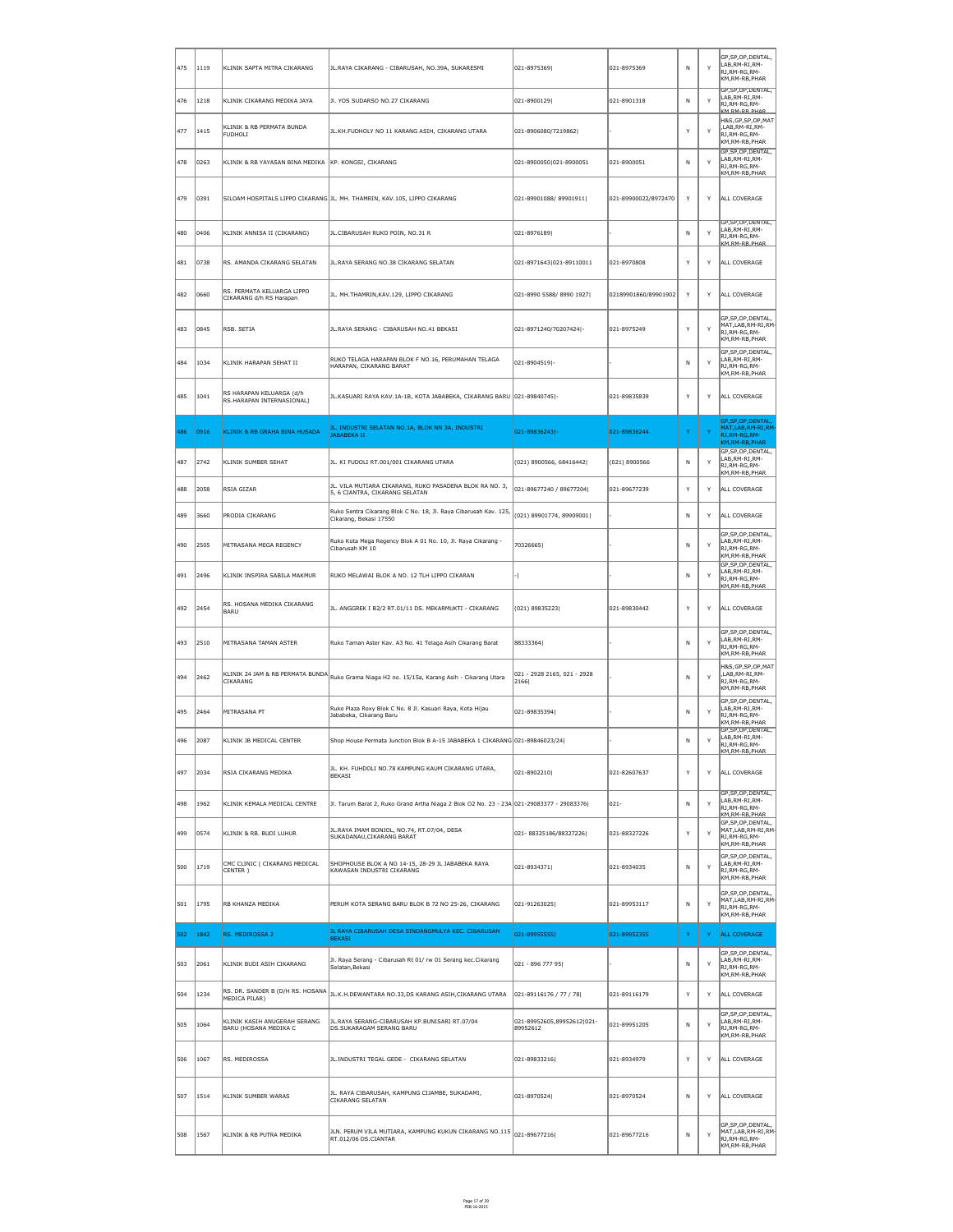| 475 | 1119 | KLINIK SAPTA MITRA CIKARANG | JL.RAYA CIKARANG - CIBARUSAH, NO.39A, SUKARESMI | 021-8975369\| | 021-8975369 | N | Y | GP,SP,OP,DENTAL, LAB,RM-RI,RM-RJ,RM-RG,RM-KM,RM-RB,PHAR |
|---|---|---|---|---|---|---|---|---|
| 476 | 1218 | KLINIK CIKARANG MEDIKA JAYA | Jl. YOS SUDARSO NO.27 CIKARANG | 021-8900129\| | 021-8901318 | N | Y | GP,SP,OP,DENTAL, LAB,RM-RI,RM-RJ,RM-RG,RM-KM,RM-RB,PHAR |
| 477 | 1415 | KLINIK & RB PERMATA BUNDA FUDHOLI | JL.KH.FUDHOLY NO 11 KARANG ASIH, CIKARANG UTARA | 021-8906080/7219862\| | - | Y | Y | H&S,GP,SP,OP,MAT ,LAB,RM-RI,RM-RJ,RM-RG,RM-KM,RM-RB,PHAR |
| 478 | 0263 | KLINIK & RB YAYASAN BINA MEDIKA | KP. KONGSI, CIKARANG | 021-8900050\|021-8900051 | 021-8900051 | N | Y | GP,SP,OP,DENTAL, LAB,RM-RI,RM-RJ,RM-RG,RM-KM,RM-RB,PHAR |
| 479 | 0391 | SILOAM HOSPITALS LIPPO CIKARANG | JL. MH. THAMRIN, KAV.105, LIPPO CIKARANG | 021-89901088/ 89901911\| | 021-89900022/8972470 | Y | Y | ALL COVERAGE |
| 480 | 0406 | KLINIK ANNISA II (CIKARANG) | JL.CIBARUSAH RUKO POIN, NO.31 R | 021-8976189\| | - | N | Y | GP,SP,OP,DENTAL, LAB,RM-RI,RM-RJ,RM-RG,RM-KM,RM-RB,PHAR |
| 481 | 0738 | RS. AMANDA CIKARANG SELATAN | JL.RAYA SERANG NO.38 CIKARANG SELATAN | 021-8971643\|021-89110011 | 021-8970808 | Y | Y | ALL COVERAGE |
| 482 | 0660 | RS. PERMATA KELUARGA LIPPO CIKARANG d/h RS Harapan | JL. MH.THAMRIN,KAV.129, LIPPO CIKARANG | 021-8990 5588/ 8990 1927\| | 02189901860/89901902 | Y | Y | ALL COVERAGE |
| 483 | 0845 | RSB. SETIA | JL.RAYA SERANG - CIBARUSAH NO.41 BEKASI | 021-8971240/70207424\|- | 021-8975249 | Y | Y | GP,SP,OP,DENTAL, MAT,LAB,RM-RI,RM-RJ,RM-RG,RM-KM,RM-RB,PHAR |
| 484 | 1034 | KLINIK HARAPAN SEHAT II | RUKO TELAGA HARAPAN BLOK F NO.16, PERUMAHAN TELAGA HARAPAN, CIKARANG BARAT | 021-8904519\|- | - | N | Y | GP,SP,OP,DENTAL, LAB,RM-RI,RM-RJ,RM-RG,RM-KM,RM-RB,PHAR |
| 485 | 1041 | RS HARAPAN KELUARGA (d/h RS.HARAPAN INTERNASIONAL) | JL.KASUARI RAYA KAV.1A-1B, KOTA JABABEKA, CIKARANG BARU | 021-89840745\|- | 021-89835839 | Y | Y | ALL COVERAGE |
| 486 | 0916 | KLINIK & RB GRAHA BINA HUSADA | JL. INDUSTRI SELATAN NO.1A, BLOK NN 3A, INDUSTRI JABABEKA II | 021-89836243\|- | 021-89836244 | Y | Y | GP,SP,OP,DENTAL, MAT,LAB,RM-RI,RM-RJ,RM-RG,RM-KM,RM-RB,PHAR |
| 487 | 2742 | KLINIK SUMBER SEHAT | JL. KI FUDOLI RT.001/001 CIKARANG UTARA | (021) 8900566, 68416442\| | (021) 8900566 | N | Y | GP,SP,OP,DENTAL, LAB,RM-RI,RM-RJ,RM-RG,RM-KM,RM-RB,PHAR |
| 488 | 2058 | RSIA GIZAR | JL. VILA MUTIARA CIKARANG, RUKO PASADENA BLOK RA NO. 3, 5, 6 CIANTRA, CIKARANG SELATAN | 021-89677240 / 89677204\| | 021-89677239 | Y | Y | ALL COVERAGE |
| 489 | 3660 | PRODIA CIKARANG | Ruko Sentra Cikarang Blok C No. 18, Jl. Raya Cibarusah Kav. 125, Cikarang, Bekasi 17550 | (021) 89901774, 89909001\| | - | N | Y | ALL COVERAGE |
| 490 | 2505 | MITRASANA MEGA REGENCY | Ruko Kota Mega Regency Blok A 01 No. 10, Jl. Raya Cikarang - Cibarusah KM 10 | 70326665\| | - | N | Y | GP,SP,OP,DENTAL, LAB,RM-RI,RM-RJ,RM-RG,RM-KM,RM-RB,PHAR |
| 491 | 2496 | KLINIK INSPIRA SABILA MAKMUR | RUKO MELAWAI BLOK A NO. 12 TLH LIPPO CIKARAN | -\| | - | N | Y | GP,SP,OP,DENTAL, LAB,RM-RI,RM-RJ,RM-RG,RM-KM,RM-RB,PHAR |
| 492 | 2454 | RS. HOSANA MEDIKA CIKARANG BARU | JL. ANGGREK I B2/2 RT.01/11 DS. MEKARMUKTI - CIKARANG | (021) 89835223\| | 021-89830442 | Y | Y | ALL COVERAGE |
| 493 | 2510 | MITRASANA TAMAN ASTER | Ruko Taman Aster Kav. A3 No. 41 Telaga Asih Cikarang Barat | 88333364\| | - | N | Y | GP,SP,OP,DENTAL, LAB,RM-RI,RM-RJ,RM-RG,RM-KM,RM-RB,PHAR |
| 494 | 2462 | KLINIK 24 JAM & RB PERMATA BUNDA CIKARANG | Ruko Grama Niaga H2 no. 15/15a, Karang Asih - Cikarang Utara | 021 - 2928 2165, 021 - 2928 2166\| | - | N | Y | H&S,GP,SP,OP,MAT ,LAB,RM-RI,RM-RJ,RM-RG,RM-KM,RM-RB,PHAR |
| 495 | 2464 | MITRASANA PT | Ruko Plaza Roxy Blok C No. 8 Jl. Kasuari Raya, Kota Hijau Jababeka, Cikarang Baru | 021-89835394\| | - | N | Y | GP,SP,OP,DENTAL, LAB,RM-RI,RM-RJ,RM-RG,RM-KM,RM-RB,PHAR |
| 496 | 2087 | KLINIK JB MEDICAL CENTER | Shop House Permata Junction Blok B A-15 JABABEKA 1 CIKARANG | 021-89846023/24\| | - | N | Y | GP,SP,OP,DENTAL, LAB,RM-RI,RM-RJ,RM-RG,RM-KM,RM-RB,PHAR |
| 497 | 2034 | RSIA CIKARANG MEDIKA | JL. KH. FUHDOLI NO.78 KAMPUNG KAUM CIKARANG UTARA, BEKASI | 021-8902210\| | 021-82607637 | Y | Y | ALL COVERAGE |
| 498 | 1962 | KLINIK KEMALA MEDICAL CENTRE | Jl. Tarum Barat 2, Ruko Grand Artha Niaga 2 Blok O2 No. 23 - 23A | 021-29083377 - 29083376\| | 021- | N | Y | GP,SP,OP,DENTAL, LAB,RM-RI,RM-RJ,RM-RG,RM-KM,RM-RB,PHAR |
| 499 | 0574 | KLINIK & RB. BUDI LUHUR | JL.RAYA IMAM BONJOL, NO.74, RT.07/04, DESA SUKADANAU,CIKARANG BARAT | 021- 88325186/88327226\| | 021-88327226 | Y | Y | GP,SP,OP,DENTAL, MAT,LAB,RM-RI,RM-RJ,RM-RG,RM-KM,RM-RB,PHAR |
| 500 | 1719 | CMC CLINIC ( CIKARANG MEDICAL CENTER ) | SHOPHOUSE BLOK A NO 14-15, 28-29 JL JABABEKA RAYA KAWASAN INDUSTRI CIKARANG | 021-8934371\| | 021-8934035 | N | Y | GP,SP,OP,DENTAL, LAB,RM-RI,RM-RJ,RM-RG,RM-KM,RM-RB,PHAR |
| 501 | 1795 | RB KHANZA MEDIKA | PERUM KOTA SERANG BARU BLOK B 72 NO 25-26, CIKARANG | 021-91263025\| | 021-89953117 | N | Y | GP,SP,OP,DENTAL, MAT,LAB,RM-RI,RM-RJ,RM-RG,RM-KM,RM-RB,PHAR |
| 502 | 1842 | RS. MEDIROSSA 2 | JL RAYA CIBARUSAH DESA SINDANGMULYA KEC. CIBARUSAH BEKASI | 021-89955555\| | 021-89952355 | Y | Y | ALL COVERAGE |
| 503 | 2061 | KLINIK BUDI ASIH CIKARANG | Jl. Raya Serang - Cibarusah Rt 01/ rw 01 Serang kec.Cikarang Selatan,Bekasi | 021 - 896 777 95\| | - | N | Y | GP,SP,OP,DENTAL, LAB,RM-RI,RM-RJ,RM-RG,RM-KM,RM-RB,PHAR |
| 504 | 1234 | RS. DR. SANDER B (D/H RS. HOSANA MEDICA PILAR) | JL.K.H.DEWANTARA NO.33,DS KARANG ASIH,CIKARANG UTARA | 021-89116176 / 77 / 78\| | 021-89116179 | Y | Y | ALL COVERAGE |
| 505 | 1064 | KLINIK KASIH ANUGERAH SERANG BARU (HOSANA MEDIKA C | JL.RAYA SERANG-CIBARUSAH KP.BUNISARI RT.07/04 DS.SUKARAGAM SERANG BARU | 021-89952605,89952612\|021-89952612 | 021-89951205 | N | Y | GP,SP,OP,DENTAL, LAB,RM-RI,RM-RJ,RM-RG,RM-KM,RM-RB,PHAR |
| 506 | 1067 | RS. MEDIROSSA | JL.INDUSTRI TEGAL GEDE - CIKARANG SELATAN | 021-89833216\| | 021-8934979 | Y | Y | ALL COVERAGE |
| 507 | 1514 | KLINIK SUMBER WARAS | JL. RAYA CIBARUSAH, KAMPUNG CIJAMBE, SUKADAMI, CIKARANG SELATAN | 021-8970524\| | 021-8970524 | N | Y | ALL COVERAGE |
| 508 | 1567 | KLINIK & RB PUTRA MEDIKA | JLN. PERUM VILA MUTIARA, KAMPUNG KUKUN CIKARANG NO.115 RT.012/06 DS.CIANTAR | 021-89677216\| | 021-89677216 | N | Y | GP,SP,OP,DENTAL, MAT,LAB,RM-RI,RM-RJ,RM-RG,RM-KM,RM-RB,PHAR |

FEB-16-2015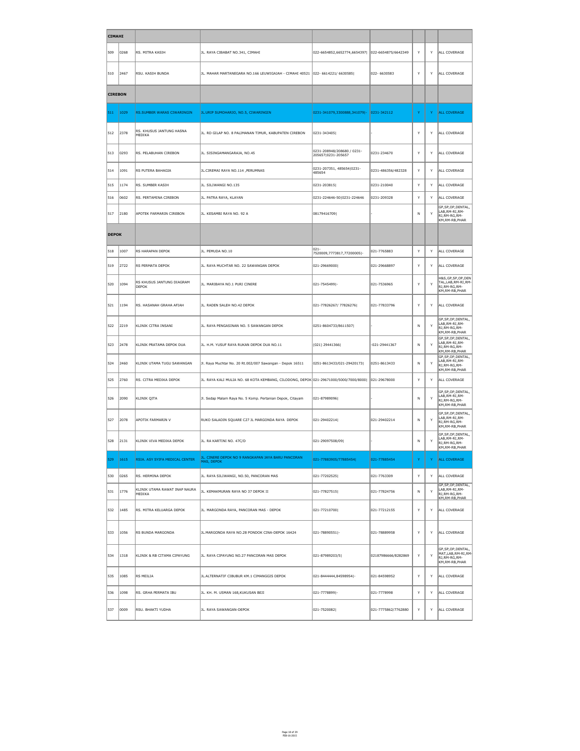| CIMAHI | | | | | | | | |
|---|---|---|---|---|---|---|---|---|
| 509 | 0268 | RS. MITRA KASIH | JL. RAYA CIBABAT NO.341, CIMAHI | 022-6654852,6652774,6654397\| | 022-6654875/6642349 | Y | Y | ALL COVERAGE |
| 510 | 2467 | RSU. KASIH BUNDA | JL. MAHAR MARTANEGARA NO.166 LEUWIGAJAH - CIMAHI 40521 | 022- 6614221/ 6630585\| | 022- 6630583 | Y | Y | ALL COVERAGE |
| **CIREBON** | | | | | | | | |
| 511 | 1029 | RS.SUMBER WARAS CIWARINGIN | JL.URIP SUMOHARJO, NO.5, CIWARINGIN | 0231-341079,3300888,341079\|- | 0231-342112 | Y | Y | ALL COVERAGE |
| 512 | 2378 | RS. KHUSUS JANTUNG HASNA MEDIKA | JL. RD GILAP NO. 8 PALIMANAN TIMUR, KABUPATEN CIREBON | 0231-343405\| | - | Y | Y | ALL COVERAGE |
| 513 | 0293 | RS. PELABUHAN CIREBON | JL. SISINGAMANGARAJA, NO.45 | 0231-208948/208680 / 0231-205657\|0231-205657 | 0231-234670 | Y | Y | ALL COVERAGE |
| 514 | 1091 | RS PUTERA BAHAGIA | JL.CIREMAI RAYA NO.114 ,PERUMNAS | 0231-207351, 485654\|0231-485654 | 0231-486356/482328 | Y | Y | ALL COVERAGE |
| 515 | 1174 | RS. SUMBER KASIH | JL. SILIWANGI NO.135 | 0231-203815\| | 0231-210040 | Y | Y | ALL COVERAGE |
| 516 | 0602 | RS. PERTAMINA CIREBON | JL. PATRA RAYA, KLAYAN | 0231-224646-50\|0231-224646 | 0231-209328 | Y | Y | ALL COVERAGE |
| 517 | 2180 | APOTEK FARMARIN CIREBON | JL. KESAMBI RAYA NO. 92 A | 08179416709\| | - | N | Y | GP,SP,OP,DENTAL, LAB,RM-RI,RM-RJ,RM-RG,RM-KM,RM-RB,PHAR |
| **DEPOK** | | | | | | | | |
| 518 | 1007 | RS HARAPAN DEPOK | JL. PEMUDA NO.10 | 021-7520009,7773817,77200005\|- | 021-7765883 | Y | Y | ALL COVERAGE |
| 519 | 2722 | RS PERMATA DEPOK | JL. RAYA MUCHTAR NO. 22 SAWANGAN DEPOK | 021-29669000\| | 021-29668897 | Y | Y | ALL COVERAGE |
| 520 | 1094 | RS KHUSUS JANTUNG DIAGRAM DEPOK | JL. MARIBAYA NO.1 PURI CINERE | 021-7545499\|- | 021-7536965 | Y | Y | H&S,GP,SP,OP,DENTAL,LAB,RM-RI,RM-RJ,RM-RG,RM-KM,RM-RB,PHAR |
| 521 | 1194 | RS. HASANAH GRAHA AFIAH | JL. RADEN SALEH NO.42 DEPOK | 021-77826267/ 77826276\| | 021-77833796 | Y | Y | ALL COVERAGE |
| 522 | 2219 | KLINIK CITRA INSANI | JL. RAYA PENGASINAN NO. 5 SAWANGAN DEPOK | 0251-8604733/8611507\| | - | N | Y | GP,SP,OP,DENTAL, LAB,RM-RI,RM-RJ,RM-RG,RM-KM,RM-RB,PHAR |
| 523 | 2478 | KLINIK PRATAMA DEPOK DUA | JL. H.M. YUSUF RAYA RUKAN DEPOK DUA NO.11 | (021) 29441366\| | -021-29441367 | N | Y | GP,SP,OP,DENTAL, LAB,RM-RI,RM-RJ,RM-RG,RM-KM,RM-RB,PHAR |
| 524 | 2460 | KLINIK UTAMA TUGU SAWANGAN | Jl. Raya Muchtar No. 20 Rt.002/007 Sawangan - Depok 16511 | 0251-8613433/021-29420173\| | 0251-8613433 | N | Y | GP,SP,OP,DENTAL, LAB,RM-RI,RM-RJ,RM-RG,RM-KM,RM-RB,PHAR |
| 525 | 2760 | RS. CITRA MEDIKA DEPOK | JL. RAYA KALI MULIA NO. 68 KOTA KEMBANG, CILODONG, DEPOK | 021-29671000/5000/7000/8000\| | 021-29678000 | Y | Y | ALL COVERAGE |
| 526 | 2090 | KLINIK QITA | Jl. Sedap Malam Raya No. 5 Komp. Pertanian Depok, Citayam | 021-87989096\| | - | N | Y | GP,SP,OP,DENTAL, LAB,RM-RI,RM-RJ,RM-RG,RM-KM,RM-RB,PHAR |
| 527 | 2078 | APOTIK FARMARIN V | RUKO SALADIN SQUARE C27 JL MARGONDA RAYA DEPOK | 021-29402214\| | 021-29402214 | N | Y | GP,SP,OP,DENTAL, LAB,RM-RI,RM-RJ,RM-RG,RM-KM,RM-RB,PHAR |
| 528 | 2131 | KLINIK VIVA MEDIKA DEPOK | JL. RA KARTINI NO. 47C/D | 021-29097508/09\| | - | N | Y | GP,SP,OP,DENTAL, LAB,RM-RI,RM-RJ,RM-RG,RM-KM,RM-RB,PHAR |
| 529 | 1615 | RSIA. ASY SYIFA MEDICAL CENTER | JL. CINERE DEPOK NO 9 RANGKAPAN JAYA BARU PANCORAN MAS, DEPOK | 021-77883905/77885454\| | 021-77885454 | Y | Y | ALL COVERAGE |
| 530 | 0265 | RS. HERMINA DEPOK | JL. RAYA SILIWANGI, NO.50, PANCORAN MAS | 021-77202525\| | 021-7763309 | Y | Y | ALL COVERAGE |
| 531 | 1776 | KLINIK UTAMA RAWAT INAP NAURA MEDIKA | JL. KEMAKMURAN RAYA NO 37 DEPOK II | 021-77827515\| | 021-77824756 | N | Y | GP,SP,OP,DENTAL, LAB,RM-RI,RM-RJ,RM-RG,RM-KM,RM-RB,PHAR |
| 532 | 1485 | RS. MITRA KELUARGA DEPOK | JL. MARGONDA RAYA, PANCORAN MAS - DEPOK | 021-77210700\| | 021-77212155 | Y | Y | ALL COVERAGE |
| 533 | 1056 | RS BUNDA MARGONDA | JL.MARGONDA RAYA NO.28 PONDOK CINA-DEPOK 16424 | 021-78890551\|- | 021-78889958 | Y | Y | ALL COVERAGE |
| 534 | 1318 | KLINIK & RB CITAMA CIPAYUNG | JL. RAYA CIPAYUNG NO.27 PANCORAN MAS DEPOK | 021-87989203/5\| | 02187986666/8282869 | Y | Y | GP,SP,OP,DENTAL, MAT,LAB,RM-RI,RM-RJ,RM-RG,RM-KM,RM-RB,PHAR |
| 535 | 1085 | RS MEILIA | JL.ALTERNATIF CIBUBUR KM.1 CIMANGGIS DEPOK | 021-8444444,84598954\|- | 021-84598952 | Y | Y | ALL COVERAGE |
| 536 | 1098 | RS. GRHA PERMATA IBU | JL. KH. M. USMAN 168,KUKUSAN BEJI | 021-7778899\|- | 021-7778998 | Y | Y | ALL COVERAGE |
| 537 | 0009 | RSU. BHAKTI YUDHA | JL. RAYA SAWANGAN-DEPOK | 021-7520082\| | 021-7775862/7762880 | Y | Y | ALL COVERAGE |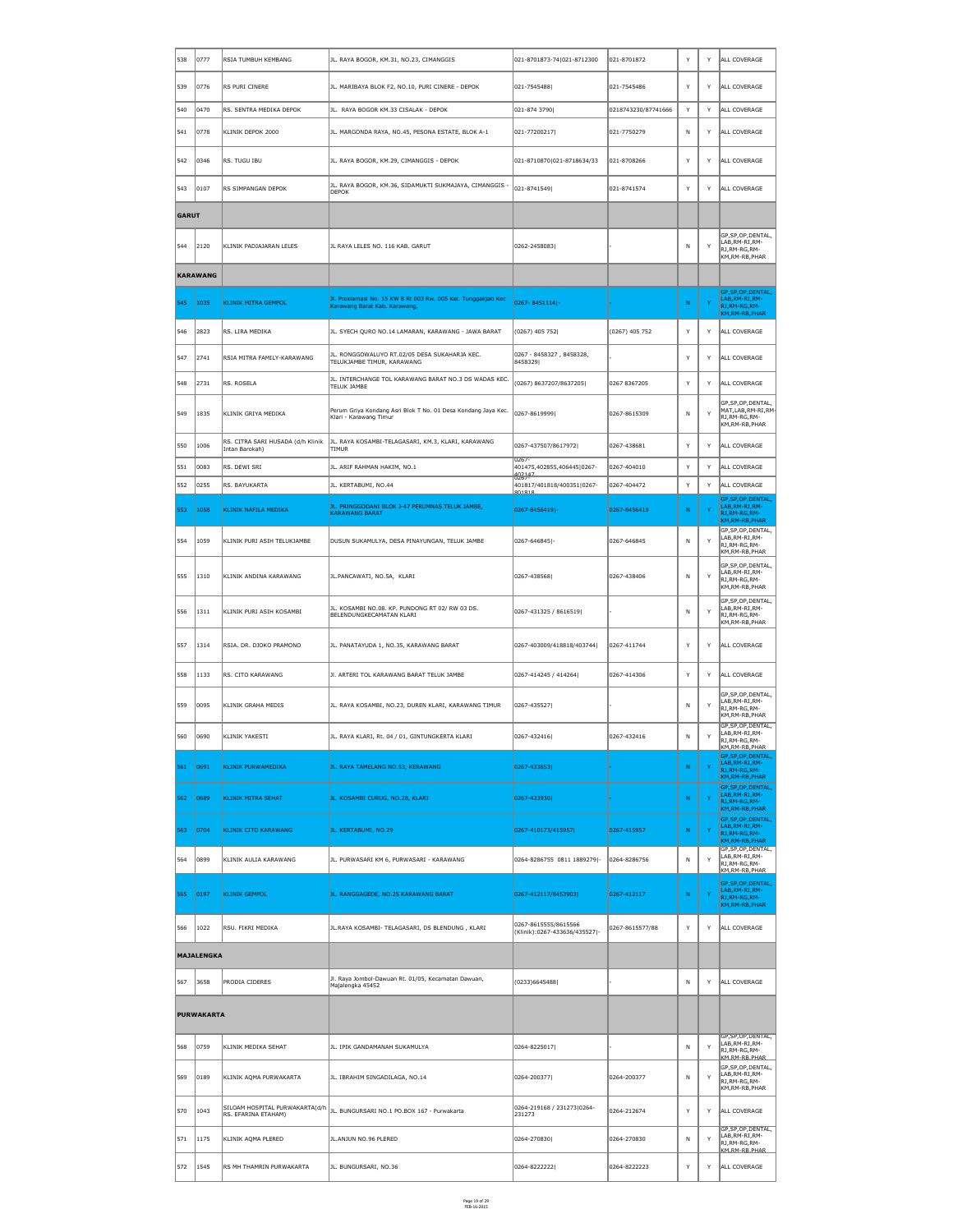| | | | | | | | | |
|---|---|---|---|---|---|---|---|---|
| 538 | 0777 | RSIA TUMBUH KEMBANG | JL. RAYA BOGOR, KM.31, NO.23, CIMANGGIS | 021-8701873-74\|021-8712300 | 021-8701872 | Y | Y | ALL COVERAGE |
| 539 | 0776 | RS PURI CINERE | JL. MARIBAYA BLOK F2, NO.10, PURI CINERE - DEPOK | 021-7545488\| | 021-7545486 | Y | Y | ALL COVERAGE |
| 540 | 0470 | RS. SENTRA MEDIKA DEPOK | JL. RAYA BOGOR KM.33 CISALAK - DEPOK | 021-874 3790\| | 0218743230/87741666 | Y | Y | ALL COVERAGE |
| 541 | 0778 | KLINIK DEPOK 2000 | JL. MARGONDA RAYA, NO.45, PESONA ESTATE, BLOK A-1 | 021-77200217\| | 021-7750279 | N | Y | ALL COVERAGE |
| 542 | 0346 | RS. TUGU IBU | JL. RAYA BOGOR, KM.29, CIMANGGIS - DEPOK | 021-8710870\|021-8718634/33 | 021-8708266 | Y | Y | ALL COVERAGE |
| 543 | 0107 | RS SIMPANGAN DEPOK | JL. RAYA BOGOR, KM.36, SIDAMUKTI SUKMAJAYA, CIMANGGIS - DEPOK | 021-8741549\| | 021-8741574 | Y | Y | ALL COVERAGE |
| **GARUT** | | | | | | | | |
| 544 | 2120 | KLINIK PADJAJARAN LELES | JL RAYA LELES NO. 116 KAB. GARUT | 0262-2458083\| | - | N | Y | GP,SP,OP,DENTAL, LAB,RM-RI,RM-RJ,RM-RG,RM-KM,RM-RB,PHAR |
| **KARAWANG** | | | | | | | | |
| 545 | 1035 | KLINIK MITRA GEMPOL | Jl. Proklamasi No. 15 KW 8 Rt 003 Rw. 005 Kel. Tunggakjati Kec Karawang Barat Kab. Karawang, | 0267- 8451114\|- | - | N | Y | GP,SP,OP,DENTAL, LAB,RM-RI,RM-RJ,RM-RG,RM-KM,RM-RB,PHAR |
| 546 | 2823 | RS. LIRA MEDIKA | JL. SYECH QURO NO.14 LAMARAN, KARAWANG - JAWA BARAT | (0267) 405 752\| | (0267) 405 752 | Y | Y | ALL COVERAGE |
| 547 | 2741 | RSIA MITRA FAMILY-KARAWANG | JL. RONGGOWALUYO RT.02/05 DESA SUKAHARJA KEC. TELUKJAMBE TIMUR, KARAWANG | 0267 - 8458327 , 8458328, 8458329\| | - | Y | Y | ALL COVERAGE |
| 548 | 2731 | RS. ROSELA | JL. INTERCHANGE TOL KARAWANG BARAT NO.3 DS WADAS KEC. TELUK JAMBE | (0267) 8637207/8637205\| | 0267 8367205 | Y | Y | ALL COVERAGE |
| 549 | 1835 | KLINIK GRIYA MEDIKA | Perum Griya Kondang Asri Blok T No. 01 Desa Kondang Jaya Kec. Klari - Karawang Timur | 0267-8619999\| | 0267-8615309 | N | Y | GP,SP,OP,DENTAL, MAT,LAB,RM-RI,RM-RJ,RM-RG,RM-KM,RM-RB,PHAR |
| 550 | 1006 | RS. CITRA SARI HUSADA (d/h Klinik Intan Barokah) | JL. RAYA KOSAMBI-TELAGASARI, KM.3, KLARI, KARAWANG TIMUR | 0267-437507/8617972\| | 0267-438681 | Y | Y | ALL COVERAGE |
| 551 | 0083 | RS. DEWI SRI | JL. ARIF RAHMAN HAKIM, NO.1 | 0267-401475,402855,406445\|0267-402147 | 0267-404010 | Y | Y | ALL COVERAGE |
| 552 | 0255 | RS. BAYUKARTA | JL. KERTABUMI, NO.44 | 0267-401817/401818/400351\|0267-401818 | 0267-404472 | Y | Y | ALL COVERAGE |
| 553 | 1058 | KLINIK NAFILA MEDIKA | JL. PRINGGODANI BLOK J-47 PERUMNAS TELUK JAMBE, KARAWANG BARAT | 0267-8456419\|- | 0267-8456419 | N | Y | GP,SP,OP,DENTAL, LAB,RM-RI,RM-RJ,RM-RG,RM-KM,RM-RB,PHAR |
| 554 | 1059 | KLINIK PURI ASIH TELUKJAMBE | DUSUN SUKAMULYA, DESA PINAYUNGAN, TELUK JAMBE | 0267-646845\|- | 0267-646845 | N | Y | GP,SP,OP,DENTAL, LAB,RM-RI,RM-RJ,RM-RG,RM-KM,RM-RB,PHAR |
| 555 | 1310 | KLINIK ANDINA KARAWANG | JL.PANCAWATI, NO.5A, KLARI | 0267-438568\| | 0267-438406 | N | Y | GP,SP,OP,DENTAL, LAB,RM-RI,RM-RJ,RM-RG,RM-KM,RM-RB,PHAR |
| 556 | 1311 | KLINIK PURI ASIH KOSAMBI | JL. KOSAMBI NO.08. KP. PUNDONG RT 02/ RW 03 DS. BELENDUNGKECAMATAN KLARI | 0267-431325 / 8616519\| | - | N | Y | GP,SP,OP,DENTAL, LAB,RM-RI,RM-RJ,RM-RG,RM-KM,RM-RB,PHAR |
| 557 | 1314 | RSIA. DR. DJOKO PRAMONO | JL. PANATAYUDA 1, NO.35, KARAWANG BARAT | 0267-403009/418818/403744\| | 0267-411744 | Y | Y | ALL COVERAGE |
| 558 | 1133 | RS. CITO KARAWANG | Jl. ARTERI TOL KARAWANG BARAT TELUK JAMBE | 0267-414245 / 414264\| | 0267-414306 | Y | Y | ALL COVERAGE |
| 559 | 0095 | KLINIK GRAHA MEDIS | JL. RAYA KOSAMBI, NO.23, DUREN KLARI, KARAWANG TIMUR | 0267-435527\| | - | N | Y | GP,SP,OP,DENTAL, LAB,RM-RI,RM-RJ,RM-RG,RM-KM,RM-RB,PHAR |
| 560 | 0690 | KLINIK YAKESTI | JL. RAYA KLARI, Rt. 04 / 01, GINTUNGKERTA KLARI | 0267-432416\| | 0267-432416 | N | Y | GP,SP,OP,DENTAL, LAB,RM-RI,RM-RJ,RM-RG,RM-KM,RM-RB,PHAR |
| 561 | 0691 | KLINIK PURWAMEDIKA | JL. RAYA TAMELANG NO.53, KERAWANG | 0267-433653\| | - | N | Y | GP,SP,OP,DENTAL, LAB,RM-RI,RM-RJ,RM-RG,RM-KM,RM-RB,PHAR |
| 562 | 0689 | KLINIK MITRA SEHAT | JL. KOSAMBI CURUG, NO.28, KLARI | 0267-433930\| | - | N | Y | GP,SP,OP,DENTAL, LAB,RM-RI,RM-RJ,RM-RG,RM-KM,RM-RB,PHAR |
| 563 | 0704 | KLINIK CITO KARAWANG | JL. KERTABUMI, NO.29 | 0267-410173/415957\| | 0267-415957 | N | Y | GP,SP,OP,DENTAL, LAB,RM-RI,RM-RJ,RM-RG,RM-KM,RM-RB,PHAR |
| 564 | 0899 | KLINIK AULIA KARAWANG | JL. PURWASARI KM 6, PURWASARI - KARAWANG | 0264-8286755 0811 1889279\|- | 0264-8286756 | N | Y | GP,SP,OP,DENTAL, LAB,RM-RI,RM-RJ,RM-RG,RM-KM,RM-RB,PHAR |
| 565 | 0197 | KLINIK GEMPOL | JL. RANGGAGEDE, NO.25 KARAWANG BARAT | 0267-412117/8453903\| | 0267-412117 | N | Y | GP,SP,OP,DENTAL, LAB,RM-RI,RM-RJ,RM-RG,RM-KM,RM-RB,PHAR |
| 566 | 1022 | RSU. FIKRI MEDIKA | JL.RAYA KOSAMBI- TELAGASARI, DS BLENDUNG , KLARI | 0267-8615555/8615566 (Klinik):0267-433636/435527\|- | 0267-8615577/88 | Y | Y | ALL COVERAGE |
| **MAJALENGKA** | | | | | | | | |
| 567 | 3658 | PRODIA CIDERES | Jl. Raya Jombol-Dawuan Rt. 01/05, Kecamatan Dawuan, Majalengka 45452 | (0233)6645488\| | - | N | Y | ALL COVERAGE |
| **PURWAKARTA** | | | | | | | | |
| 568 | 0759 | KLINIK MEDIKA SEHAT | JL. IPIK GANDAMANAH SUKAMULYA | 0264-8225017\| | - | N | Y | GP,SP,OP,DENTAL, LAB,RM-RI,RM-RJ,RM-RG,RM-KM,RM-RB,PHAR |
| 569 | 0189 | KLINIK AQMA PURWAKARTA | JL. IBRAHIM SINGADILAGA, NO.14 | 0264-200377\| | 0264-200377 | N | Y | GP,SP,OP,DENTAL, LAB,RM-RI,RM-RJ,RM-RG,RM-KM,RM-RB,PHAR |
| 570 | 1043 | SILOAM HOSPITAL PURWAKARTA(d/h RS. EFARINA ETAHAM) | JL. BUNGURSARI NO.1 PO.BOX 167 - Purwakarta | 0264-219168 / 231273\|0264-231273 | 0264-212674 | Y | Y | ALL COVERAGE |
| 571 | 1175 | KLINIK AQMA PLERED | JL.ANJUN NO.96 PLERED | 0264-270830\| | 0264-270830 | N | Y | GP,SP,OP,DENTAL, LAB,RM-RI,RM-RJ,RM-RG,RM-KM,RM-RB,PHAR |
| 572 | 1545 | RS MH THAMRIN PURWAKARTA | JL. BUNGURSARI, NO.36 | 0264-8222222\| | 0264-8222223 | Y | Y | ALL COVERAGE |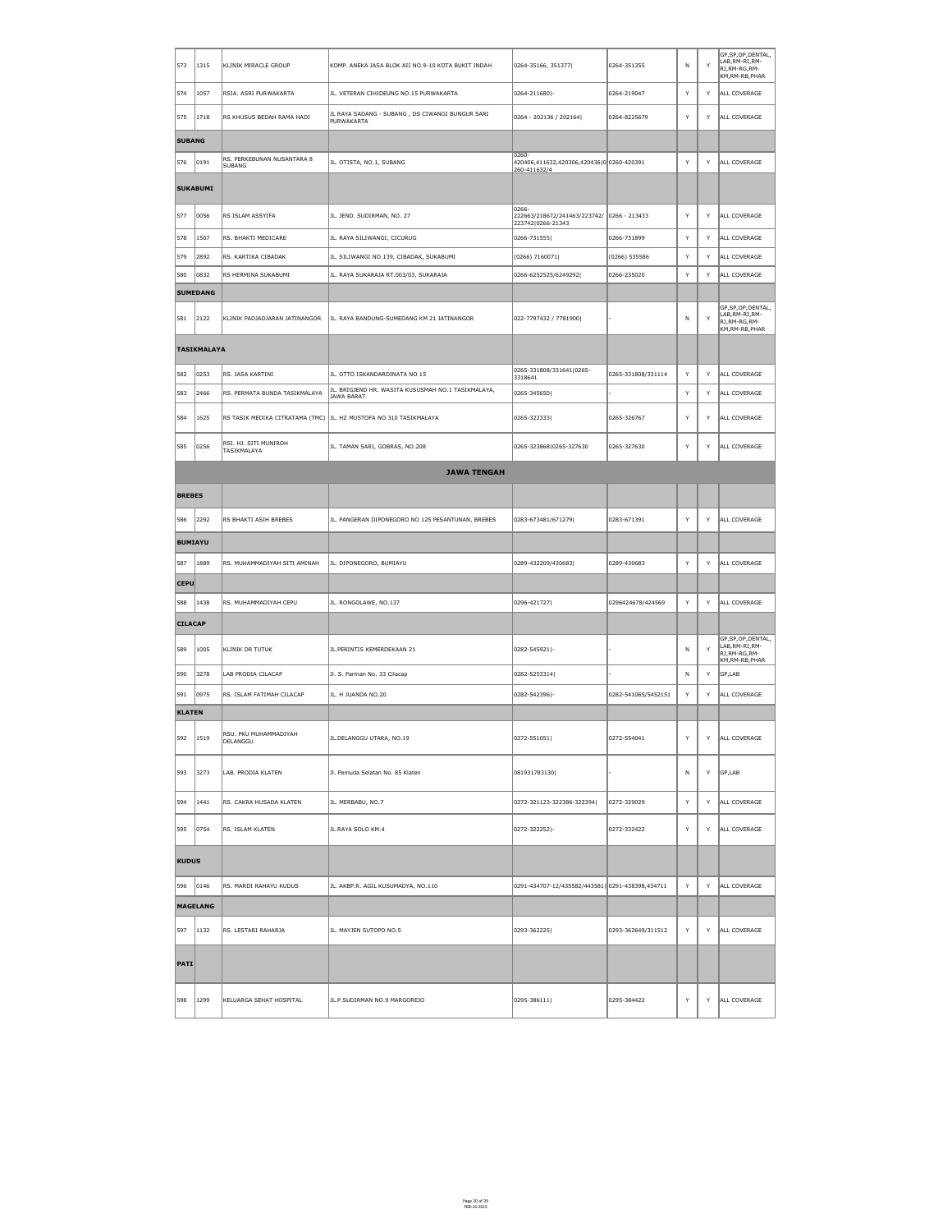| | | | | | | | | |
|---|---|---|---|---|---|---|---|---|
| 573 | 1315 | KLINIK MIRACLE GROUP | KOMP. ANEKA JASA BLOK AII NO.9-10 KOTA BUKIT INDAH | 0264-35166, 351377\| | 0264-351355 | N | Y | GP,SP,OP,DENTAL, LAB,RM-RI,RM-RJ,RM-RG,RM-KM,RM-RB,PHAR |
| 574 | 1057 | RSIA. ASRI PURWAKARTA | JL. VETERAN CIHIDEUNG NO.15 PURWAKARTA | 0264-211680\|- | 0264-219047 | Y | Y | ALL COVERAGE |
| 575 | 1718 | RS KHUSUS BEDAH RAMA HADI | JL RAYA SADANG - SUBANG , DS CIWANGI BUNGUR SARI PURWAKARTA | 0264 - 202136 / 202164\| | 0264-8225679 | Y | Y | ALL COVERAGE |
| **SUBANG** | | | | | | | | |
| 576 | 0191 | RS. PERKEBUNAN NUSANTARA 8 SUBANG | JL. OTISTA, NO.1, SUBANG | 0260-420406,411632,420306,420436\|0260-411632/4 | 0260-420391 | Y | Y | ALL COVERAGE |
| **SUKABUMI** | | | | | | | | |
| 577 | 0056 | RS ISLAM ASSYIFA | JL. JEND. SUDIRMAN, NO. 27 | 0266-222663/218672/241463/223742/223742\|0266-21343 | 0266 - 213433 | Y | Y | ALL COVERAGE |
| 578 | 1507 | RS. BHAKTI MEDICARE | JL. RAYA SILIWANGI, CICURUG | 0266-731555\| | 0266-731899 | Y | Y | ALL COVERAGE |
| 579 | 2892 | RS. KARTIKA CIBADAK | JL. SILIWANGI NO.139, CIBADAK, SUKABUMI | (0266) 7160071\| | (0266) 535586 | Y | Y | ALL COVERAGE |
| 580 | 0832 | RS HERMINA SUKABUMI | JL. RAYA SUKARAJA RT.003/03, SUKARAJA | 0266-6252525/6249292\| | 0266-235020 | Y | Y | ALL COVERAGE |
| **SUMEDANG** | | | | | | | | |
| 581 | 2122 | KLINIK PADJADJARAN JATINANGOR | JL. RAYA BANDUNG-SUMEDANG KM 21 JATINANGOR | 022-7797432 / 7781900\| | - | N | Y | GP,SP,OP,DENTAL, LAB,RM-RI,RM-RJ,RM-RG,RM-KM,RM-RB,PHAR |
| **TASIKMALAYA** | | | | | | | | |
| 582 | 0253 | RS. JASA KARTINI | JL. OTTO ISKANDARDINATA NO 15 | 0265-331808/331641\|0265-3318641 | 0265-331808/331114 | Y | Y | ALL COVERAGE |
| 583 | 2466 | RS. PERMATA BUNDA TASIKMALAYA | JL. BRIGJEND HR. WASITA KUSUSMAH NO.1 TASIKMALAYA, JAWA BARAT | 0265-345650\| | - | Y | Y | ALL COVERAGE |
| 584 | 1625 | RS TASIK MEDIKA CITRATAMA (TMC) | JL. HZ MUSTOFA NO 310 TASIKMALAYA | 0265-322333\| | 0265-326767 | Y | Y | ALL COVERAGE |
| 585 | 0256 | RSI. HJ. SITI MUNIROH TASIKMALAYA | JL. TAMAN SARI, GOBRAS, NO.208 | 0265-323868\|0265-327630 | 0265-327630 | Y | Y | ALL COVERAGE |
| **JAWA TENGAH** | | | | | | | | |
| **BREBES** | | | | | | | | |
| 586 | 2292 | RS BHAKTI ASIH BREBES | JL. PANGERAN DIPONEGORO NO 125 PESANTUNAN, BREBES | 0283-673481/671279\| | 0283-671391 | Y | Y | ALL COVERAGE |
| **BUMIAYU** | | | | | | | | |
| 587 | 1889 | RS. MUHAMMADIYAH SITI AMINAH | JL. DIPONEGORO, BUMIAYU | 0289-432209/430683\| | 0289-430683 | Y | Y | ALL COVERAGE |
| **CEPU** | | | | | | | | |
| 588 | 1438 | RS. MUHAMMADIYAH CEPU | JL. RONGOLAWE, NO.137 | 0296-421727\| | 0296424678/424569 | Y | Y | ALL COVERAGE |
| **CILACAP** | | | | | | | | |
| 589 | 1005 | KLINIK DR TUTUK | JL.PERINTIS KEMERDEKAAN 21 | 0282-545921\|- | - | N | Y | GP,SP,OP,DENTAL, LAB,RM-RI,RM-RJ,RM-RG,RM-KM,RM-RB,PHAR |
| 590 | 3278 | LAB PRODIA CILACAP | Jl. S. Parman No. 33 Cilacap | 0282-5253314\| | - | N | Y | GP,LAB |
| 591 | 0975 | RS. ISLAM FATIMAH CILACAP | JL. H JUANDA NO.20 | 0282-542396\|- | 0282-541065/5452151 | Y | Y | ALL COVERAGE |
| **KLATEN** | | | | | | | | |
| 592 | 1519 | RSU. PKU MUHAMMADIYAH DELANGGU | JL.DELANGGU UTARA, NO.19 | 0272-551051\| | 0272-554041 | Y | Y | ALL COVERAGE |
| 593 | 3273 | LAB. PRODIA KLATEN | Jl. Pemuda Selatan No. 85 Klaten | 081931783130\| | - | N | Y | GP,LAB |
| 594 | 1441 | RS. CAKRA HUSADA KLATEN | JL. MERBABU, NO.7 | 0272-321123-322386-322394\| | 0272-329029 | Y | Y | ALL COVERAGE |
| 595 | 0754 | RS. ISLAM KLATEN | JL.RAYA SOLO KM.4 | 0272-322252\|- | 0272-332422 | Y | Y | ALL COVERAGE |
| **KUDUS** | | | | | | | | |
| 596 | 0146 | RS. MARDI RAHAYU KUDUS | JL. AKBP.R. AGIL KUSUMADYA, NO.110 | 0291-434707-12/435582/443581\| | 0291-438398,434711 | Y | Y | ALL COVERAGE |
| **MAGELANG** | | | | | | | | |
| 597 | 1132 | RS. LESTARI RAHARJA | JL. MAYJEN SUTOPO NO.5 | 0293-362225\| | 0293-362649/311512 | Y | Y | ALL COVERAGE |
| **PATI** | | | | | | | | |
| 598 | 1299 | KELUARGA SEHAT HOSPITAL | JL.P.SUDIRMAN NO.9 MARGOREJO | 0295-386111\| | 0295-384422 | Y | Y | ALL COVERAGE |

FEB-16-2015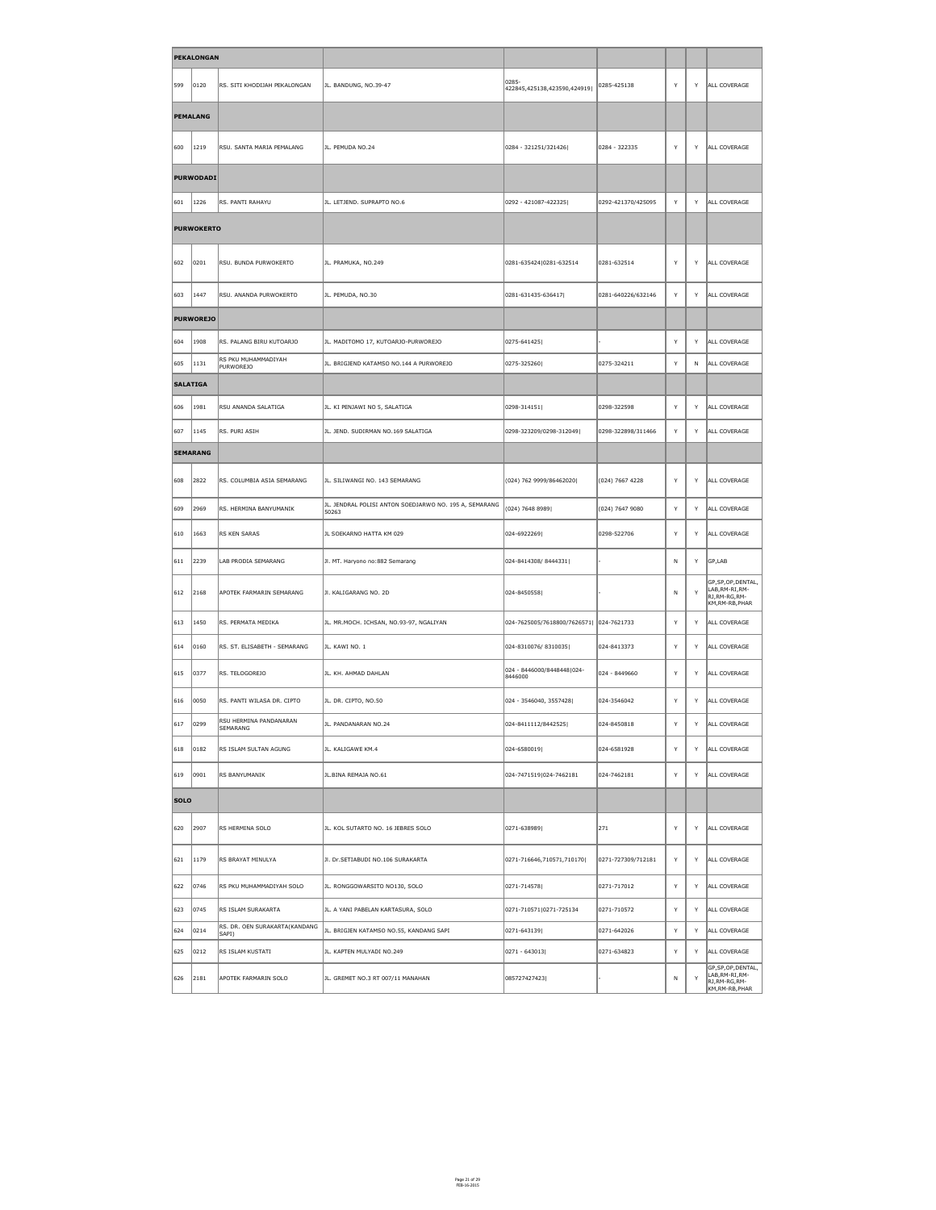| | | | | | | | | |
|---|---|---|---|---|---|---|---|---|
| **PEKALONGAN** | | | | | | | | |
| 599 | 0120 | RS. SITI KHODIJAH PEKALONGAN | JL. BANDUNG, NO.39-47 | 0285-422845,425138,423590,424919\| | 0285-425138 | Y | Y | ALL COVERAGE |
| **PEMALANG** | | | | | | | | |
| 600 | 1219 | RSU. SANTA MARIA PEMALANG | JL. PEMUDA NO.24 | 0284 - 321251/321426\| | 0284 - 322335 | Y | Y | ALL COVERAGE |
| **PURWODADI** | | | | | | | | |
| 601 | 1226 | RS. PANTI RAHAYU | JL. LETJEND. SUPRAPTO NO.6 | 0292 - 421087-422325\| | 0292-421370/425095 | Y | Y | ALL COVERAGE |
| **PURWOKERTO** | | | | | | | | |
| 602 | 0201 | RSU. BUNDA PURWOKERTO | JL. PRAMUKA, NO.249 | 0281-635424\|0281-632514 | 0281-632514 | Y | Y | ALL COVERAGE |
| 603 | 1447 | RSU. ANANDA PURWOKERTO | JL. PEMUDA, NO.30 | 0281-631435-636417\| | 0281-640226/632146 | Y | Y | ALL COVERAGE |
| **PURWOREJO** | | | | | | | | |
| 604 | 1908 | RS. PALANG BIRU KUTOARJO | JL. MADITOMO 17, KUTOARJO-PURWOREJO | 0275-641425\| | - | Y | Y | ALL COVERAGE |
| 605 | 1131 | RS PKU MUHAMMADIYAH PURWOREJO | JL. BRIGJEND KATAMSO NO.144 A PURWOREJO | 0275-325260\| | 0275-324211 | Y | N | ALL COVERAGE |
| **SALATIGA** | | | | | | | | |
| 606 | 1981 | RSU ANANDA SALATIGA | JL. KI PENJAWI NO 5, SALATIGA | 0298-314151\| | 0298-322598 | Y | Y | ALL COVERAGE |
| 607 | 1145 | RS. PURI ASIH | JL. JEND. SUDIRMAN NO.169 SALATIGA | 0298-323209/0298-312049\| | 0298-322898/311466 | Y | Y | ALL COVERAGE |
| **SEMARANG** | | | | | | | | |
| 608 | 2822 | RS. COLUMBIA ASIA SEMARANG | JL. SILIWANGI NO. 143 SEMARANG | (024) 762 9999/86462020\| | (024) 7667 4228 | Y | Y | ALL COVERAGE |
| 609 | 2969 | RS. HERMINA BANYUMANIK | JL. JENDRAL POLISI ANTON SOEDJARWO NO. 195 A, SEMARANG 50263 | (024) 7648 8989\| | (024) 7647 9080 | Y | Y | ALL COVERAGE |
| 610 | 1663 | RS KEN SARAS | JL SOEKARNO HATTA KM 029 | 024-6922269\| | 0298-522706 | Y | Y | ALL COVERAGE |
| 611 | 2239 | LAB PRODIA SEMARANG | Jl. MT. Haryono no:882 Semarang | 024-8414308/ 8444331\| | - | N | Y | GP,LAB |
| 612 | 2168 | APOTEK FARMARIN SEMARANG | Jl. KALIGARANG NO. 2D | 024-8450558\| | - | N | Y | GP,SP,OP,DENTAL,LAB,RM-RI,RM-RJ,RM-RG,RM-KM,RM-RB,PHAR |
| 613 | 1450 | RS. PERMATA MEDIKA | JL. MR.MOCH. ICHSAN, NO.93-97, NGALIYAN | 024-7625005/7618800/7626571\| | 024-7621733 | Y | Y | ALL COVERAGE |
| 614 | 0160 | RS. ST. ELISABETH - SEMARANG | JL. KAWI NO. 1 | 024-8310076/ 8310035\| | 024-8413373 | Y | Y | ALL COVERAGE |
| 615 | 0377 | RS. TELOGOREJO | JL. KH. AHMAD DAHLAN | 024 - 8446000/8448448\|024-8446000 | 024 - 8449660 | Y | Y | ALL COVERAGE |
| 616 | 0050 | RS. PANTI WILASA DR. CIPTO | JL. DR. CIPTO, NO.50 | 024 - 3546040, 3557428\| | 024-3546042 | Y | Y | ALL COVERAGE |
| 617 | 0299 | RSU HERMINA PANDANARAN SEMARANG | JL. PANDANARAN NO.24 | 024-8411112/8442525\| | 024-8450818 | Y | Y | ALL COVERAGE |
| 618 | 0182 | RS ISLAM SULTAN AGUNG | JL. KALIGAWE KM.4 | 024-6580019\| | 024-6581928 | Y | Y | ALL COVERAGE |
| 619 | 0901 | RS BANYUMANIK | JL.BINA REMAJA NO.61 | 024-7471519\|024-7462181 | 024-7462181 | Y | Y | ALL COVERAGE |
| **SOLO** | | | | | | | | |
| 620 | 2907 | RS HERMINA SOLO | JL. KOL SUTARTO NO. 16 JEBRES SOLO | 0271-638989\| | 271 | Y | Y | ALL COVERAGE |
| 621 | 1179 | RS BRAYAT MINULYA | Jl. Dr.SETIABUDI NO.106 SURAKARTA | 0271-716646,710571,710170\| | 0271-727309/712181 | Y | Y | ALL COVERAGE |
| 622 | 0746 | RS PKU MUHAMMADIYAH SOLO | JL. RONGGOWARSITO NO130, SOLO | 0271-714578\| | 0271-717012 | Y | Y | ALL COVERAGE |
| 623 | 0745 | RS ISLAM SURAKARTA | JL. A YANI PABELAN KARTASURA, SOLO | 0271-710571\|0271-725134 | 0271-710572 | Y | Y | ALL COVERAGE |
| 624 | 0214 | RS. DR. OEN SURAKARTA(KANDANG SAPI) | JL. BRIGJEN KATAMSO NO.55, KANDANG SAPI | 0271-643139\| | 0271-642026 | Y | Y | ALL COVERAGE |
| 625 | 0212 | RS ISLAM KUSTATI | JL. KAPTEN MULYADI NO.249 | 0271 - 643013\| | 0271-634823 | Y | Y | ALL COVERAGE |
| 626 | 2181 | APOTEK FARMARIN SOLO | JL. GREMET NO.3 RT 007/11 MANAHAN | 085727427423\| | - | N | Y | GP,SP,OP,DENTAL,LAB,RM-RI,RM-RJ,RM-RG,RM-KM,RM-RB,PHAR |

FEB-16-2015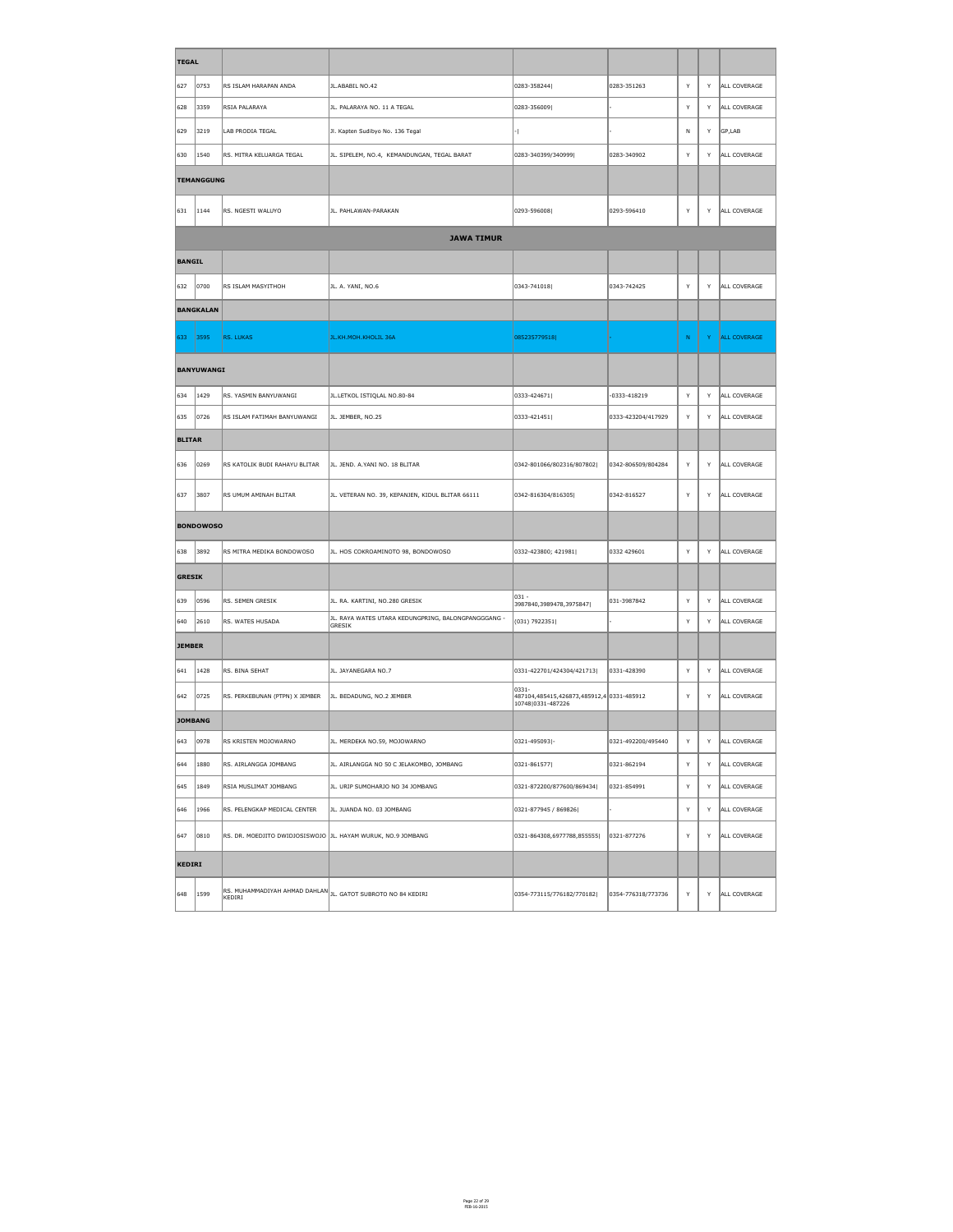| | | | | | | | | |
|---|---|---|---|---|---|---|---|---|
| **TEGAL** | | | | | | | | |
| 627 | 0753 | RS ISLAM HARAPAN ANDA | JL.ABABIL NO.42 | 0283-358244\| | 0283-351263 | Y | Y | ALL COVERAGE |
| 628 | 3359 | RSIA PALARAYA | JL. PALARAYA NO. 11 A TEGAL | 0283-356009\| | - | Y | Y | ALL COVERAGE |
| 629 | 3219 | LAB PRODIA TEGAL | Jl. Kapten Sudibyo No. 136 Tegal | -\| | - | N | Y | GP,LAB |
| 630 | 1540 | RS. MITRA KELUARGA TEGAL | JL. SIPELEM, NO.4, KEMANDUNGAN, TEGAL BARAT | 0283-340399/340999\| | 0283-340902 | Y | Y | ALL COVERAGE |
| **TEMANGGUNG** | | | | | | | | |
| 631 | 1144 | RS. NGESTI WALUYO | JL. PAHLAWAN-PARAKAN | 0293-596008\| | 0293-596410 | Y | Y | ALL COVERAGE |
| **JAWA TIMUR** | | | | | | | | |
| **BANGIL** | | | | | | | | |
| 632 | 0700 | RS ISLAM MASYITHOH | JL. A. YANI, NO.6 | 0343-741018\| | 0343-742425 | Y | Y | ALL COVERAGE |
| **BANGKALAN** | | | | | | | | |
| 633 | 3595 | RS. LUKAS | JL.KH.MOH.KHOLIL 36A | 085235779518\| | - | N | Y | ALL COVERAGE |
| **BANYUWANGI** | | | | | | | | |
| 634 | 1429 | RS. YASMIN BANYUWANGI | JL.LETKOL ISTIQLAL NO.80-84 | 0333-424671\| | -0333-418219 | Y | Y | ALL COVERAGE |
| 635 | 0726 | RS ISLAM FATIMAH BANYUWANGI | JL. JEMBER, NO.25 | 0333-421451\| | 0333-423204/417929 | Y | Y | ALL COVERAGE |
| **BLITAR** | | | | | | | | |
| 636 | 0269 | RS KATOLIK BUDI RAHAYU BLITAR | JL. JEND. A.YANI NO. 18 BLITAR | 0342-801066/802316/807802\| | 0342-806509/804284 | Y | Y | ALL COVERAGE |
| 637 | 3807 | RS UMUM AMINAH BLITAR | JL. VETERAN NO. 39, KEPANJEN, KIDUL BLITAR 66111 | 0342-816304/816305\| | 0342-816527 | Y | Y | ALL COVERAGE |
| **BONDOWOSO** | | | | | | | | |
| 638 | 3892 | RS MITRA MEDIKA BONDOWOSO | JL. HOS COKROAMINOTO 98, BONDOWOSO | 0332-423800; 421981\| | 0332 429601 | Y | Y | ALL COVERAGE |
| **GRESIK** | | | | | | | | |
| 639 | 0596 | RS. SEMEN GRESIK | JL. RA. KARTINI, NO.280 GRESIK | 031 - 3987840,3989478,3975847\| | 031-3987842 | Y | Y | ALL COVERAGE |
| 640 | 2610 | RS. WATES HUSADA | JL. RAYA WATES UTARA KEDUNGPRING, BALONGPANGGGANG - GRESIK | (031) 7922351\| | - | Y | Y | ALL COVERAGE |
| **JEMBER** | | | | | | | | |
| 641 | 1428 | RS. BINA SEHAT | JL. JAYANEGARA NO.7 | 0331-422701/424304/421713\| | 0331-428390 | Y | Y | ALL COVERAGE |
| 642 | 0725 | RS. PERKEBUNAN (PTPN) X JEMBER | JL. BEDADUNG, NO.2 JEMBER | 0331-487104,485415,426873,485912,410748\|0331-487226 | 0331-485912 | Y | Y | ALL COVERAGE |
| **JOMBANG** | | | | | | | | |
| 643 | 0978 | RS KRISTEN MOJOWARNO | JL. MERDEKA NO.59, MOJOWARNO | 0321-495093\|- | 0321-492200/495440 | Y | Y | ALL COVERAGE |
| 644 | 1880 | RS. AIRLANGGA JOMBANG | JL. AIRLANGGA NO 50 C JELAKOMBO, JOMBANG | 0321-861577\| | 0321-862194 | Y | Y | ALL COVERAGE |
| 645 | 1849 | RSIA MUSLIMAT JOMBANG | JL. URIP SUMOHARJO NO 34 JOMBANG | 0321-872200/877600/869434\| | 0321-854991 | Y | Y | ALL COVERAGE |
| 646 | 1966 | RS. PELENGKAP MEDICAL CENTER | JL. JUANDA NO. 03 JOMBANG | 0321-877945 / 869826\| | - | Y | Y | ALL COVERAGE |
| 647 | 0810 | RS. DR. MOEDJITO DWIDJOSISWOJO | JL. HAYAM WURUK, NO.9 JOMBANG | 0321-864308,6977788,855555\| | 0321-877276 | Y | Y | ALL COVERAGE |
| **KEDIRI** | | | | | | | | |
| 648 | 1599 | RS. MUHAMMADIYAH AHMAD DAHLAN KEDIRI | JL. GATOT SUBROTO NO 84 KEDIRI | 0354-773115/776182/770182\| | 0354-776318/773736 | Y | Y | ALL COVERAGE |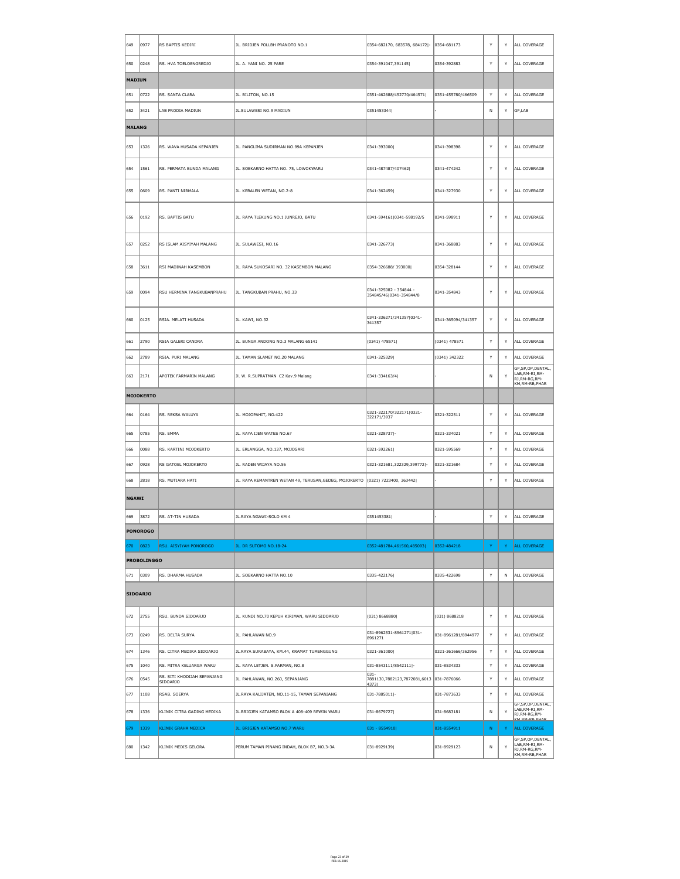| 649 | 0977 | RS BAPTIS KEDIRI | JL. BRIDJEN POLLBH PRANOTO NO.1 | 0354-682170, 683578, 684172\|- | 0354-681173 | Y | Y | ALL COVERAGE |
|---|---|---|---|---|---|---|---|---|
| 650 | 0248 | RS. HVA TOELOENGREDJO | JL. A. YANI NO. 25 PARE | 0354-391047,391145\| | 0354-392883 | Y | Y | ALL COVERAGE |
| **MADIUN** | | | | | | | | |
| 651 | 0722 | RS. SANTA CLARA | JL. BILITON, NO.15 | 0351-462688/452770/464571\| | 0351-455780/466509 | Y | Y | ALL COVERAGE |
| 652 | 3421 | LAB PRODIA MADIUN | JL.SULAWESI NO.9 MADIUN | 0351453344\| | - | N | Y | GP,LAB |
| **MALANG** | | | | | | | | |
| 653 | 1326 | RS. WAVA HUSADA KEPANJEN | JL. PANGLIMA SUDIRMAN NO.99A KEPANJEN | 0341-393000\| | 0341-398398 | Y | Y | ALL COVERAGE |
| 654 | 1561 | RS. PERMATA BUNDA MALANG | JL. SOEKARNO HATTA NO. 75, LOWOKWARU | 0341-487487/407462\| | 0341-474242 | Y | Y | ALL COVERAGE |
| 655 | 0609 | RS. PANTI NIRMALA | JL. KEBALEN WETAN, NO.2-8 | 0341-362459\| | 0341-327930 | Y | Y | ALL COVERAGE |
| 656 | 0192 | RS. BAPTIS BATU | JL. RAYA TLEKUNG NO.1 JUNREJO, BATU | 0341-594161\|0341-598192/5 | 0341-598911 | Y | Y | ALL COVERAGE |
| 657 | 0252 | RS ISLAM AISYIYAH MALANG | JL. SULAWESI, NO.16 | 0341-326773\| | 0341-368883 | Y | Y | ALL COVERAGE |
| 658 | 3611 | RSI MADINAH KASEMBON | JL. RAYA SUKOSARI NO. 32 KASEMBON MALANG | 0354-326688/ 393000\| | 0354-328144 | Y | Y | ALL COVERAGE |
| 659 | 0094 | RSU HERMINA TANGKUBANPRAHU | JL. TANGKUBAN PRAHU, NO.33 | 0341-325082 - 354844 - 354845/46\|0341-354844/8 | 0341-354843 | Y | Y | ALL COVERAGE |
| 660 | 0125 | RSIA. MELATI HUSADA | JL. KAWI, NO.32 | 0341-336271/341357\|0341-341357 | 0341-365094/341357 | Y | Y | ALL COVERAGE |
| 661 | 2790 | RSIA GALERI CANDRA | JL. BUNGA ANDONG NO.3 MALANG 65141 | (0341) 478571\| | (0341) 478571 | Y | Y | ALL COVERAGE |
| 662 | 2789 | RSIA. PURI MALANG | JL. TAMAN SLAMET NO.20 MALANG | 0341-325329\| | (0341) 342322 | Y | Y | ALL COVERAGE |
| 663 | 2171 | APOTEK FARMARIN MALANG | Jl. W. R.SUPRATMAN C2 Kav.9 Malang | 0341-334163/4\| | - | N | Y | GP,SP,OP,DENTAL, LAB,RM-RI,RM-RJ,RM-RG,RM-KM,RM-RB,PHAR |
| **MOJOKERTO** | | | | | | | | |
| 664 | 0164 | RS. REKSA WALUYA | JL. MOJOPAHIT, NO.422 | 0321-322170/322171\|0321-322171/3937 | 0321-322511 | Y | Y | ALL COVERAGE |
| 665 | 0785 | RS. EMMA | JL. RAYA IJEN WATES NO.67 | 0321-328737\|- | 0321-334021 | Y | Y | ALL COVERAGE |
| 666 | 0088 | RS. KARTINI MOJOKERTO | JL. ERLANGGA, NO.137, MOJOSARI | 0321-592261\| | 0321-595569 | Y | Y | ALL COVERAGE |
| 667 | 0928 | RS GATOEL MOJOKERTO | JL. RADEN WIJAYA NO.56 | 0321-321681,322329,399772\|- | 0321-321684 | Y | Y | ALL COVERAGE |
| 668 | 2818 | RS. MUTIARA HATI | JL. RAYA KEMANTREN WETAN 49, TERUSAN,GEDEG, MOJOKERTO | (0321) 7223400, 363442\| | - | Y | Y | ALL COVERAGE |
| **NGAWI** | | | | | | | | |
| 669 | 3872 | RS. AT-TIN HUSADA | JL.RAYA NGAWI-SOLO KM 4 | 0351453381\| | - | Y | Y | ALL COVERAGE |
| **PONOROGO** | | | | | | | | |
| 670 | 0823 | RSU. AISYIYAH PONOROGO | JL. DR SUTOMO NO.18-24 | 0352-481784,461560,485093\| | 0352-484218 | Y | Y | ALL COVERAGE |
| **PROBOLINGGO** | | | | | | | | |
| 671 | 0309 | RS. DHARMA HUSADA | JL. SOEKARNO HATTA NO.10 | 0335-422176\| | 0335-422698 | Y | N | ALL COVERAGE |
| **SIDOARJO** | | | | | | | | |
| 672 | 2755 | RSU. BUNDA SIDOARJO | JL. KUNDI NO.70 KEPUH KIRIMAN, WARU SIDOARJO | (031) 8668880\| | (031) 8688218 | Y | Y | ALL COVERAGE |
| 673 | 0249 | RS. DELTA SURYA | JL. PAHLAWAN NO.9 | 031-8962531-8961271\|031-8961271 | 031-8961281/8944977 | Y | Y | ALL COVERAGE |
| 674 | 1346 | RS. CITRA MEDIKA SIDOARJO | JL.RAYA SURABAYA, KM.44, KRAMAT TUMENGGUNG | 0321-361000\| | 0321-361666/362956 | Y | Y | ALL COVERAGE |
| 675 | 1040 | RS. MITRA KELUARGA WARU | JL. RAYA LETJEN. S.PARMAN, NO.8 | 031-8543111/8542111\|- | 031-8534333 | Y | Y | ALL COVERAGE |
| 676 | 0545 | RS. SITI KHODIJAH SEPANJANG SIDOARJO | JL. PAHLAWAN, NO.260, SEPANJANG | 031-7881130,7882123,7872081,6013 4373\| | 031-7876066 | Y | Y | ALL COVERAGE |
| 677 | 1108 | RSAB. SOERYA | JL.RAYA KALIJATEN, NO.11-15, TAMAN SEPANJANG | 031-7885011\|- | 031-7873633 | Y | Y | ALL COVERAGE |
| 678 | 1336 | KLINIK CITRA GADING MEDIKA | JL.BRIGJEN KATAMSO BLOK A 408-409 REWIN WARU | 031-8679727\| | 031-8683181 | N | Y | GP,SP,OP,DENTAL, LAB,RM-RI,RM-RJ,RM-RG,RM-KM,RM-RB,PHAR |
| 679 | 1339 | KLINIK GRAHA MEDICA | JL. BRIGJEN KATAMSO NO.7 WARU | 031 - 8554910\| | 031-8554911 | N | Y | ALL COVERAGE |
| 680 | 1342 | KLINIK MEDIS GELORA | PERUM TAMAN PINANG INDAH, BLOK B7, NO.3-3A | 031-8929139\| | 031-8929123 | N | Y | GP,SP,OP,DENTAL, LAB,RM-RI,RM-RJ,RM-RG,RM-KM,RM-RB,PHAR |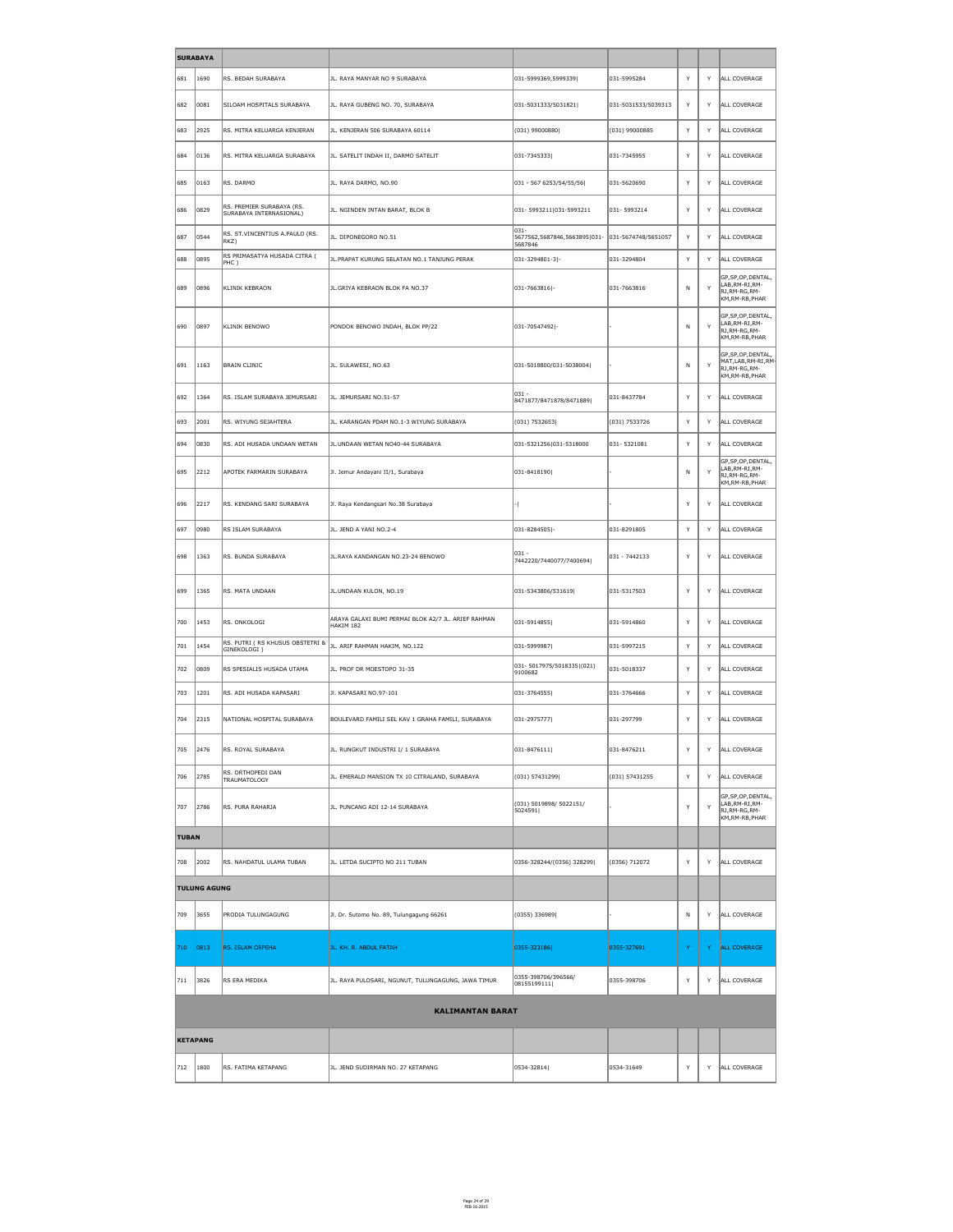| SURABAYA | | | | | | | | |
|---|---|---|---|---|---|---|---|---|
| 681 | 1690 | RS. BEDAH SURABAYA | JL. RAYA MANYAR NO 9 SURABAYA | 031-5999369,5999339\| | 031-5995284 | Y | Y | ALL COVERAGE |
| 682 | 0081 | SILOAM HOSPITALS SURABAYA | JL. RAYA GUBENG NO. 70, SURABAYA | 031-5031333/5031821\| | 031-5031533/5039313 | Y | Y | ALL COVERAGE |
| 683 | 2925 | RS. MITRA KELUARGA KENJERAN | JL. KENJERAN 506 SURABAYA 60114 | (031) 99000880\| | (031) 99000885 | Y | Y | ALL COVERAGE |
| 684 | 0136 | RS. MITRA KELUARGA SURABAYA | JL. SATELIT INDAH II, DARMO SATELIT | 031-7345333\| | 031-7345955 | Y | Y | ALL COVERAGE |
| 685 | 0163 | RS. DARMO | JL. RAYA DARMO, NO.90 | 031 - 567 6253/54/55/56\| | 031-5620690 | Y | Y | ALL COVERAGE |
| 686 | 0829 | RS. PREMIER SURABAYA (RS. SURABAYA INTERNASIONAL) | JL. NGINDEN INTAN BARAT, BLOK B | 031- 5993211\|031-5993211 | 031- 5993214 | Y | Y | ALL COVERAGE |
| 687 | 0544 | RS. ST.VINCENTIUS A.PAULO (RS. RKZ) | JL. DIPONEGORO NO.51 | 031-5677562,5687846,5663895\|031-5687846 | 031-5674748/5651057 | Y | Y | ALL COVERAGE |
| 688 | 0895 | RS PRIMASATYA HUSADA CITRA ( PHC ) | JL.PRAPAT KURUNG SELATAN NO.1 TANJUNG PERAK | 031-3294801-3\|- | 031-3294804 | Y | Y | ALL COVERAGE |
| 689 | 0896 | KLINIK KEBRAON | JL.GRIYA KEBRAON BLOK FA NO.37 | 031-7663816\|- | 031-7663816 | N | Y | GP,SP,OP,DENTAL, LAB,RM-RI,RM-RJ,RM-RG,RM-KM,RM-RB,PHAR |
| 690 | 0897 | KLINIK BENOWO | PONDOK BENOWO INDAH, BLOK PP/22 | 031-70547492\|- | - | N | Y | GP,SP,OP,DENTAL, LAB,RM-RI,RM-RJ,RM-RG,RM-KM,RM-RB,PHAR |
| 691 | 1163 | BRAIN CLINIC | JL. SULAWESI, NO.63 | 031-5018800/031-5038004\| | - | N | Y | GP,SP,OP,DENTAL, MAT,LAB,RM-RI,RM-RJ,RM-RG,RM-KM,RM-RB,PHAR |
| 692 | 1364 | RS. ISLAM SURABAYA JEMURSARI | JL. JEMURSARI NO.51-57 | 031 - 8471877/8471878/8471889\| | 031-8437784 | Y | Y | ALL COVERAGE |
| 693 | 2001 | RS. WIYUNG SEJAHTERA | JL. KARANGAN PDAM NO.1-3 WIYUNG SURABAYA | (031) 7532653\| | (031) 7533726 | Y | Y | ALL COVERAGE |
| 694 | 0830 | RS. ADI HUSADA UNDAAN WETAN | JL.UNDAAN WETAN NO40-44 SURABAYA | 031-5321256\|031-5318000 | 031- 5321081 | Y | Y | ALL COVERAGE |
| 695 | 2212 | APOTEK FARMARIN SURABAYA | Jl. Jemur Andayani II/1, Surabaya | 031-8418190\| | - | N | Y | GP,SP,OP,DENTAL, LAB,RM-RI,RM-RJ,RM-RG,RM-KM,RM-RB,PHAR |
| 696 | 2217 | RS. KENDANG SARI SURABAYA | Jl. Raya Kendangsari No.38 Surabaya | -\| | - | Y | Y | ALL COVERAGE |
| 697 | 0980 | RS ISLAM SURABAYA | JL. JEND A YANI NO.2-4 | 031-8284505\|- | 031-8291805 | Y | Y | ALL COVERAGE |
| 698 | 1363 | RS. BUNDA SURABAYA | JL.RAYA KANDANGAN NO.23-24 BENOWO | 031 - 7442220/7440077/7400694\| | 031 - 7442133 | Y | Y | ALL COVERAGE |
| 699 | 1365 | RS. MATA UNDAAN | JL.UNDAAN KULON, NO.19 | 031-5343806/531619\| | 031-5317503 | Y | Y | ALL COVERAGE |
| 700 | 1453 | RS. ONKOLOGI | ARAYA GALAXI BUMI PERMAI BLOK A2/7 JL. ARIEF RAHMAN HAKIM 182 | 031-5914855\| | 031-5914860 | Y | Y | ALL COVERAGE |
| 701 | 1454 | RS. PUTRI ( RS KHUSUS OBSTETRI & GINEKOLOGI ) | JL. ARIF RAHMAN HAKIM, NO.122 | 031-5999987\| | 031-5997215 | Y | Y | ALL COVERAGE |
| 702 | 0809 | RS SPESIALIS HUSADA UTAMA | JL. PROF DR MOESTOPO 31-35 | 031- 5017975/5018335\|(021) 9100682 | 031-5018337 | Y | Y | ALL COVERAGE |
| 703 | 1201 | RS. ADI HUSADA KAPASARI | Jl. KAPASARI NO.97-101 | 031-3764555\| | 031-3764666 | Y | Y | ALL COVERAGE |
| 704 | 2315 | NATIONAL HOSPITAL SURABAYA | BOULEVARD FAMILI SEL KAV 1 GRAHA FAMILI, SURABAYA | 031-2975777\| | 031-297799 | Y | Y | ALL COVERAGE |
| 705 | 2476 | RS. ROYAL SURABAYA | JL. RUNGKUT INDUSTRI I/ 1 SURABAYA | 031-8476111\| | 031-8476211 | Y | Y | ALL COVERAGE |
| 706 | 2785 | RS. ORTHOPEDI DAN TRAUMATOLOGY | JL. EMERALD MANSION TX 10 CITRALAND, SURABAYA | (031) 57431299\| | (031) 57431255 | Y | Y | ALL COVERAGE |
| 707 | 2786 | RS. PURA RAHARJA | JL. PUNCANG ADI 12-14 SURABAYA | (031) 5019898/ 5022151/ 5024591\| | - | Y | Y | GP,SP,OP,DENTAL, LAB,RM-RI,RM-RJ,RM-RG,RM-KM,RM-RB,PHAR |
| **TUBAN** | | | | | | | | |
| 708 | 2002 | RS. NAHDATUL ULAMA TUBAN | JL. LETDA SUCIPTO NO 211 TUBAN | 0356-328244/(0356) 328299\| | (0356) 712072 | Y | Y | ALL COVERAGE |
| **TULUNG AGUNG** | | | | | | | | |
| 709 | 3655 | PRODIA TULUNGAGUNG | Jl. Dr. Sutomo No. 89, Tulungagung 66261 | (0355) 336989\| | - | N | Y | ALL COVERAGE |
| 710 | 0813 | RS. ISLAM ORPEHA | JL. KH. R. ABDUL FATAH | 0355-323186\| | 0355-327691 | Y | Y | ALL COVERAGE |
| 711 | 3826 | RS ERA MEDIKA | JL. RAYA PULOSARI, NGUNUT, TULUNGAGUNG, JAWA TIMUR | 0355-398706/396566/ 08155199111\| | 0355-398706 | Y | Y | ALL COVERAGE |
| | | | **KALIMANTAN BARAT** | | | | | |
| **KETAPANG** | | | | | | | | |
| 712 | 1800 | RS. FATIMA KETAPANG | JL. JEND SUDIRMAN NO. 27 KETAPANG | 0534-32814\| | 0534-31649 | Y | Y | ALL COVERAGE |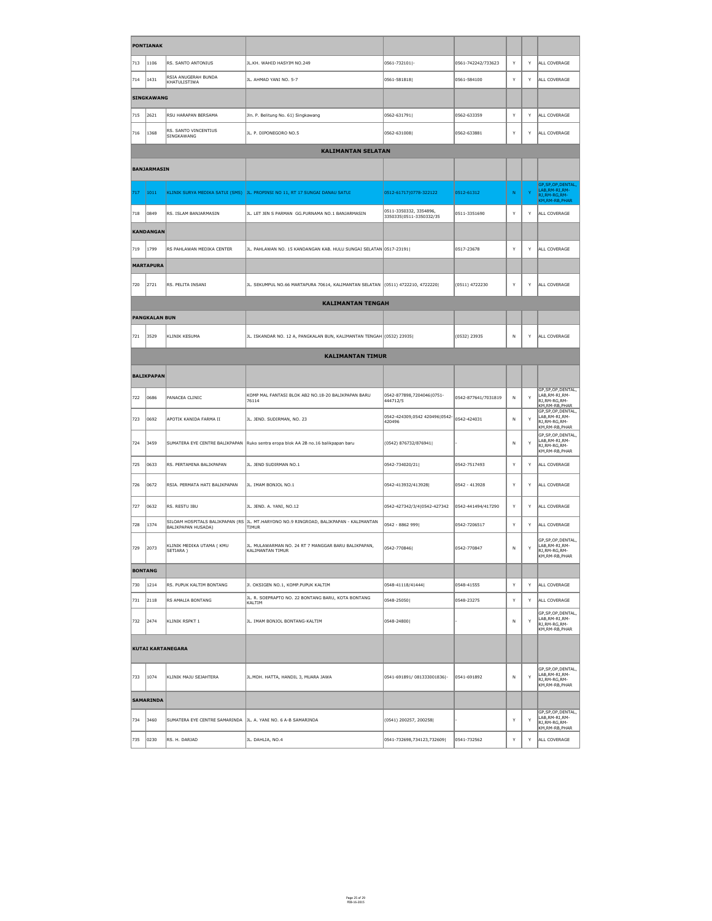| | PONTIANAK | | | | | | | |
|---|---|---|---|---|---|---|---|---|
| 713 | 1106 | RS. SANTO ANTONIUS | JL.KH. WAHID HASYIM NO.249 | 0561-732101\|- | 0561-742242/733623 | Y | Y | ALL COVERAGE |
| 714 | 1431 | RSIA ANUGERAH BUNDA KHATULISTIWA | JL. AHMAD YANI NO. 5-7 | 0561-581818\| | 0561-584100 | Y | Y | ALL COVERAGE |
| | SINGKAWANG | | | | | | | |
| 715 | 2621 | RSU HARAPAN BERSAMA | Jln. P. Belitung No. 61) Singkawang | 0562-631791\| | 0562-633359 | Y | Y | ALL COVERAGE |
| 716 | 1368 | RS. SANTO VINCENTIUS SINGKAWANG | JL. P. DIPONEGORO NO.5 | 0562-631008\| | 0562-633881 | Y | Y | ALL COVERAGE |
| | | | **KALIMANTAN SELATAN** | | | | | |
| | BANJARMASIN | | | | | | | |
| 717 | 1011 | KLINIK SURYA MEDIKA SATUI (SMS) | JL. PROPINSI NO 11, RT 17 SUNGAI DANAU SATUI | 0512-61717\|0778-322122 | 0512-61312 | N | Y | GP,SP,OP,DENTAL, LAB,RM-RI,RM-RJ,RM-RG,RM-KM,RM-RB,PHAR |
| 718 | 0849 | RS. ISLAM BANJARMASIN | JL. LET JEN S PARMAN GG.PURNAMA NO.1 BANJARMASIN | 0511-3350332, 3354896, 3350335\|0511-3350332/35 | 0511-3351690 | Y | Y | ALL COVERAGE |
| | KANDANGAN | | | | | | | |
| 719 | 1799 | RS PAHLAWAN MEDIKA CENTER | JL. PAHLAWAN NO. 15 KANDANGAN KAB. HULU SUNGAI SELATAN | 0517-23191\| | 0517-23678 | Y | Y | ALL COVERAGE |
| | MARTAPURA | | | | | | | |
| 720 | 2721 | RS. PELITA INSANI | JL. SEKUMPUL NO.66 MARTAPURA 70614, KALIMANTAN SELATAN | (0511) 4722210, 4722220\| | (0511) 4722230 | Y | Y | ALL COVERAGE |
| | | | **KALIMANTAN TENGAH** | | | | | |
| | PANGKALAN BUN | | | | | | | |
| 721 | 3529 | KLINIK KESUMA | JL. ISKANDAR NO. 12 A, PANGKALAN BUN, KALIMANTAN TENGAH | (0532) 23935\| | (0532) 23935 | N | Y | ALL COVERAGE |
| | | | **KALIMANTAN TIMUR** | | | | | |
| | BALIKPAPAN | | | | | | | |
| 722 | 0686 | PANACEA CLINIC | KOMP MAL FANTASI BLOK AB2 NO.18-20 BALIKPAPAN BARU 76114 | 0542-877898,7204046\|0751-444712/5 | 0542-877641/7031819 | N | Y | GP,SP,OP,DENTAL, LAB,RM-RI,RM-RJ,RM-RG,RM-KM,RM-RB,PHAR |
| 723 | 0692 | APOTIK KANIDA FARMA II | JL. JEND. SUDIRMAN, NO. 23 | 0542-424309,0542 420496\|0542-420496 | 0542-424031 | N | Y | GP,SP,OP,DENTAL, LAB,RM-RI,RM-RJ,RM-RG,RM-KM,RM-RB,PHAR |
| 724 | 3459 | SUMATERA EYE CENTRE BALIKPAPAN | Ruko sentra eropa blok AA 2B no.16 balikpapan baru | (0542) 876732/876941\| | - | N | Y | GP,SP,OP,DENTAL, LAB,RM-RI,RM-RJ,RM-RG,RM-KM,RM-RB,PHAR |
| 725 | 0633 | RS. PERTAMINA BALIKPAPAN | JL. JEND SUDIRMAN NO.1 | 0542-734020/21\| | 0542-7517493 | Y | Y | ALL COVERAGE |
| 726 | 0672 | RSIA. PERMATA HATI BALIKPAPAN | JL. IMAM BONJOL NO.1 | 0542-413932/413928\| | 0542 - 413928 | Y | Y | ALL COVERAGE |
| 727 | 0632 | RS. RESTU IBU | JL. JEND. A. YANI, NO.12 | 0542-427342/3/4\|0542-427342 | 0542-441494/417290 | Y | Y | ALL COVERAGE |
| 728 | 1374 | SILOAM HOSPITALS BALIKPAPAN (RS BALIKPAPAN HUSADA) | JL. MT.HARYONO NO.9 RINGROAD, BALIKPAPAN - KALIMANTAN TIMUR | 0542 - 8862 999\| | 0542-7206517 | Y | Y | ALL COVERAGE |
| 729 | 2073 | KLINIK MEDIKA UTAMA ( KMU SETIARA ) | JL. MULAWARMAN NO. 24 RT 7 MANGGAR BARU BALIKPAPAN, KALIMANTAN TIMUR | 0542-770846\| | 0542-770847 | N | Y | GP,SP,OP,DENTAL, LAB,RM-RI,RM-RJ,RM-RG,RM-KM,RM-RB,PHAR |
| | BONTANG | | | | | | | |
| 730 | 1214 | RS. PUPUK KALTIM BONTANG | Jl. OKSIGEN NO.1, KOMP.PUPUK KALTIM | 0548-41118/41444\| | 0548-41555 | Y | Y | ALL COVERAGE |
| 731 | 2118 | RS AMALIA BONTANG | JL. R. SOEPRAPTO NO. 22 BONTANG BARU, KOTA BONTANG KALTIM | 0548-25050\| | 0548-23275 | Y | Y | ALL COVERAGE |
| 732 | 2474 | KLINIK RSPKT 1 | JL. IMAM BONJOL BONTANG-KALTIM | 0548-24800\| | - | N | Y | GP,SP,OP,DENTAL, LAB,RM-RI,RM-RJ,RM-RG,RM-KM,RM-RB,PHAR |
| | KUTAI KARTANEGARA | | | | | | | |
| 733 | 1074 | KLINIK MAJU SEJAHTERA | JL.MOH. HATTA, HANDIL 3, MUARA JAWA | 0541-691891/ 081333001836\|- | 0541-691892 | N | Y | GP,SP,OP,DENTAL, LAB,RM-RI,RM-RJ,RM-RG,RM-KM,RM-RB,PHAR |
| | SAMARINDA | | | | | | | |
| 734 | 3460 | SUMATERA EYE CENTRE SAMARINDA | JL. A. YANI NO. 6 A-B SAMARINDA | (0541) 200257, 200258\| | - | Y | Y | GP,SP,OP,DENTAL, LAB,RM-RI,RM-RJ,RM-RG,RM-KM,RM-RB,PHAR |
| 735 | 0230 | RS. H. DARJAD | JL. DAHLIA, NO.4 | 0541-732698,734123,732609\| | 0541-732562 | Y | Y | ALL COVERAGE |

FEB-16-2015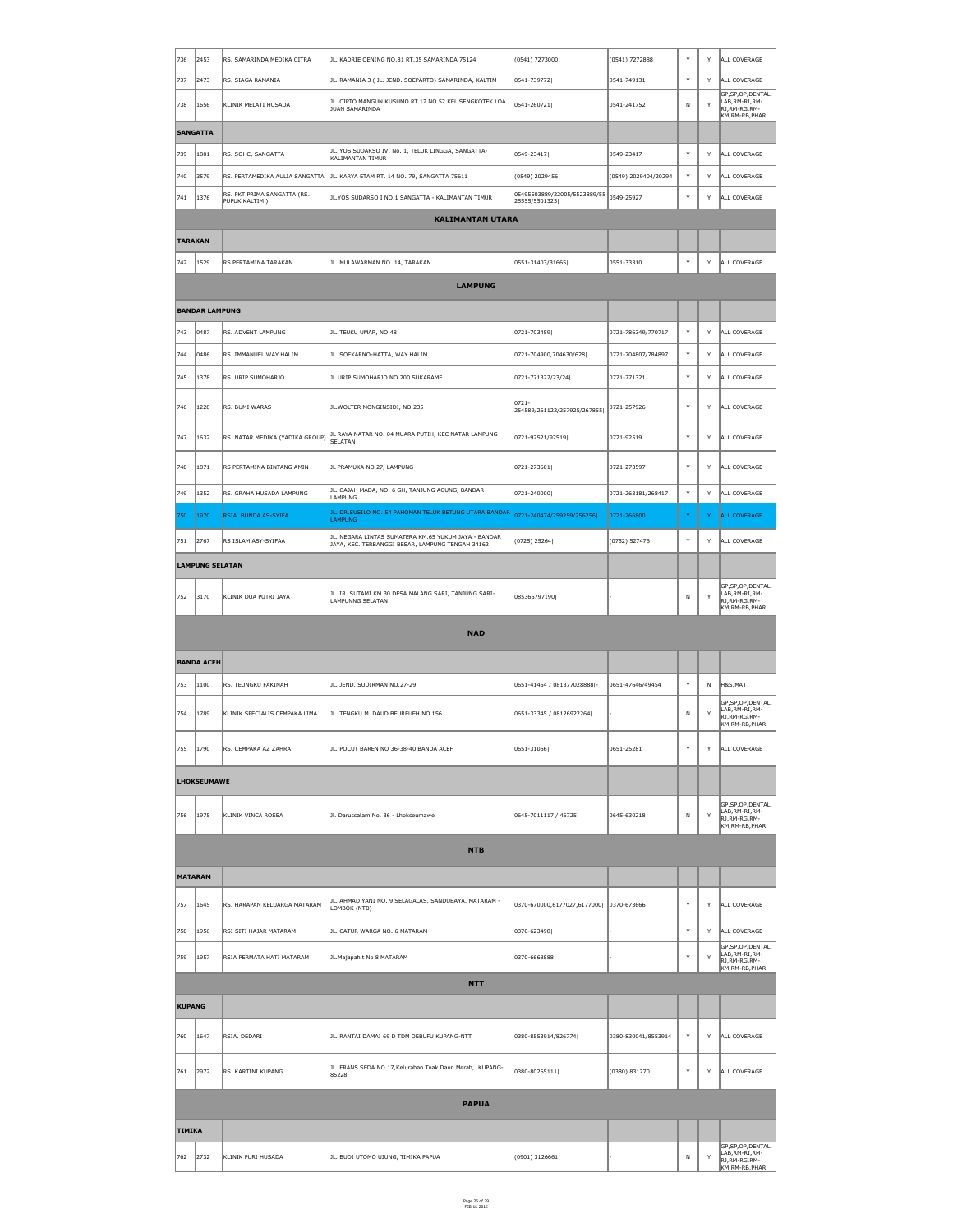| | | | | | | | | |
|---|---|---|---|---|---|---|---|---|
| 736 | 2453 | RS. SAMARINDA MEDIKA CITRA | JL. KADRIE OENING NO.81 RT.35 SAMARINDA 75124 | (0541) 7273000\| | (0541) 7272888 | Y | Y | ALL COVERAGE |
| 737 | 2473 | RS. SIAGA RAMANIA | JL. RAMANIA 3 ( JL. JEND. SOEPARTO) SAMARINDA, KALTIM | 0541-739772\| | 0541-749131 | Y | Y | ALL COVERAGE |
| 738 | 1656 | KLINIK MELATI HUSADA | JL. CIPTO MANGUN KUSUMO RT 12 NO 52 KEL SENGKOTEK LOA JUAN SAMARINDA | 0541-260721\| | 0541-241752 | N | Y | GP,SP,OP,DENTAL, LAB,RM-RI,RM-RJ,RM-RG,RM-KM,RM-RB,PHAR |
| **SANGATTA** | | | | | | | | |
| 739 | 1801 | RS. SOHC, SANGATTA | JL. YOS SUDARSO IV, No. 1, TELUK LINGGA, SANGATTA-KALIMANTAN TIMUR | 0549-23417\| | 0549-23417 | Y | Y | ALL COVERAGE |
| 740 | 3579 | RS. PERTAMEDIKA AULIA SANGATTA | JL. KARYA ETAM RT. 14 NO. 79, SANGATTA 75611 | (0549) 2029456\| | (0549) 2029404/20294 | Y | Y | ALL COVERAGE |
| 741 | 1376 | RS. PKT PRIMA SANGATTA (RS. PUPUK KALTIM ) | JL.YOS SUDARSO I NO.1 SANGATTA - KALIMANTAN TIMUR | 05495503889/22005/5523889/5525555/5501323\| | 0549-25927 | Y | Y | ALL COVERAGE |
| **KALIMANTAN UTARA** | | | | | | | | |
| **TARAKAN** | | | | | | | | |
| 742 | 1529 | RS PERTAMINA TARAKAN | JL. MULAWARMAN NO. 14, TARAKAN | 0551-31403/31665\| | 0551-33310 | Y | Y | ALL COVERAGE |
| **LAMPUNG** | | | | | | | | |
| **BANDAR LAMPUNG** | | | | | | | | |
| 743 | 0487 | RS. ADVENT LAMPUNG | JL. TEUKU UMAR, NO.48 | 0721-703459\| | 0721-786349/770717 | Y | Y | ALL COVERAGE |
| 744 | 0486 | RS. IMMANUEL WAY HALIM | JL. SOEKARNO-HATTA, WAY HALIM | 0721-704900,704630/628\| | 0721-704807/784897 | Y | Y | ALL COVERAGE |
| 745 | 1378 | RS. URIP SUMOHARJO | JL.URIP SUMOHARJO NO.200 SUKARAME | 0721-771322/23/24\| | 0721-771321 | Y | Y | ALL COVERAGE |
| 746 | 1228 | RS. BUMI WARAS | JL.WOLTER MONGINSIDI, NO.235 | 0721-254589/261122/257925/267855\| | 0721-257926 | Y | Y | ALL COVERAGE |
| 747 | 1632 | RS. NATAR MEDIKA (YADIKA GROUP) | JL RAYA NATAR NO. 04 MUARA PUTIH, KEC NATAR LAMPUNG SELATAN | 0721-92521/92519\| | 0721-92519 | Y | Y | ALL COVERAGE |
| 748 | 1871 | RS PERTAMINA BINTANG AMIN | JL PRAMUKA NO 27, LAMPUNG | 0721-273601\| | 0721-273597 | Y | Y | ALL COVERAGE |
| 749 | 1352 | RS. GRAHA HUSADA LAMPUNG | JL. GAJAH MADA, NO. 6 GH, TANJUNG AGUNG, BANDAR LAMPUNG | 0721-240000\| | 0721-263181/268417 | Y | Y | ALL COVERAGE |
| 750 | 1970 | RSIA. BUNDA AS-SYIFA | JL. DR.SUSILO NO. 54 PAHOMAN TELUK BETUNG UTARA BANDAR LAMPUNG | 0721-240474/259259/256256\| | 0721-266800 | Y | Y | ALL COVERAGE |
| 751 | 2767 | RS ISLAM ASY-SYIFAA | JL. NEGARA LINTAS SUMATERA KM.65 YUKUM JAYA - BANDAR JAYA, KEC. TERBANGGI BESAR, LAMPUNG TENGAH 34162 | (0725) 25264\| | (0752) 527476 | Y | Y | ALL COVERAGE |
| **LAMPUNG SELATAN** | | | | | | | | |
| 752 | 3170 | KLINIK DUA PUTRI JAYA | JL. IR. SUTAMI KM.30 DESA MALANG SARI, TANJUNG SARI-LAMPUNNG SELATAN | 085366797190\| | - | N | Y | GP,SP,OP,DENTAL, LAB,RM-RI,RM-RJ,RM-RG,RM-KM,RM-RB,PHAR |
| **NAD** | | | | | | | | |
| **BANDA ACEH** | | | | | | | | |
| 753 | 1100 | RS. TEUNGKU FAKINAH | JL. JEND. SUDIRMAN NO.27-29 | 0651-41454 / 081377028888\|- | 0651-47646/49454 | Y | N | H&S,MAT |
| 754 | 1789 | KLINIK SPECIALIS CEMPAKA LIMA | JL. TENGKU M. DAUD BEUREUEH NO 156 | 0651-33345 / 08126922264\| | - | N | Y | GP,SP,OP,DENTAL, LAB,RM-RI,RM-RJ,RM-RG,RM-KM,RM-RB,PHAR |
| 755 | 1790 | RS. CEMPAKA AZ ZAHRA | JL. POCUT BAREN NO 36-38-40 BANDA ACEH | 0651-31066\| | 0651-25281 | Y | Y | ALL COVERAGE |
| **LHOKSEUMAWE** | | | | | | | | |
| 756 | 1975 | KLINIK VINCA ROSEA | Jl. Darussalam No. 36 - Lhokseumawe | 0645-7011117 / 46725\| | 0645-630218 | N | Y | GP,SP,OP,DENTAL, LAB,RM-RI,RM-RJ,RM-RG,RM-KM,RM-RB,PHAR |
| **NTB** | | | | | | | | |
| **MATARAM** | | | | | | | | |
| 757 | 1645 | RS. HARAPAN KELUARGA MATARAM | JL. AHMAD YANI NO. 9 SELAGALAS, SANDUBAYA, MATARAM - LOMBOK (NTB) | 0370-670000,6177027,6177000\| | 0370-673666 | Y | Y | ALL COVERAGE |
| 758 | 1956 | RSI SITI HAJAR MATARAM | JL. CATUR WARGA NO. 6 MATARAM | 0370-623498\| | - | Y | Y | ALL COVERAGE |
| 759 | 1957 | RSIA PERMATA HATI MATARAM | JL.Majapahit No 8 MATARAM | 0370-6668888\| | - | Y | Y | GP,SP,OP,DENTAL, LAB,RM-RI,RM-RJ,RM-RG,RM-KM,RM-RB,PHAR |
| **NTT** | | | | | | | | |
| **KUPANG** | | | | | | | | |
| 760 | 1647 | RSIA. DEDARI | JL. RANTAI DAMAI 69 D TDM OEBUFU KUPANG-NTT | 0380-8553914/826774\| | 0380-830041/8553914 | Y | Y | ALL COVERAGE |
| 761 | 2972 | RS. KARTINI KUPANG | JL. FRANS SEDA NO.17,Kelurahan Tuak Daun Merah, KUPANG-85228 | 0380-80265111\| | (0380) 831270 | Y | Y | ALL COVERAGE |
| **PAPUA** | | | | | | | | |
| **TIMIKA** | | | | | | | | |
| 762 | 2732 | KLINIK PURI HUSADA | JL. BUDI UTOMO UJUNG, TIMIKA PAPUA | (0901) 3126661\| | - | N | Y | GP,SP,OP,DENTAL, LAB,RM-RI,RM-RJ,RM-RG,RM-KM,RM-RB,PHAR |

FEB-16-2015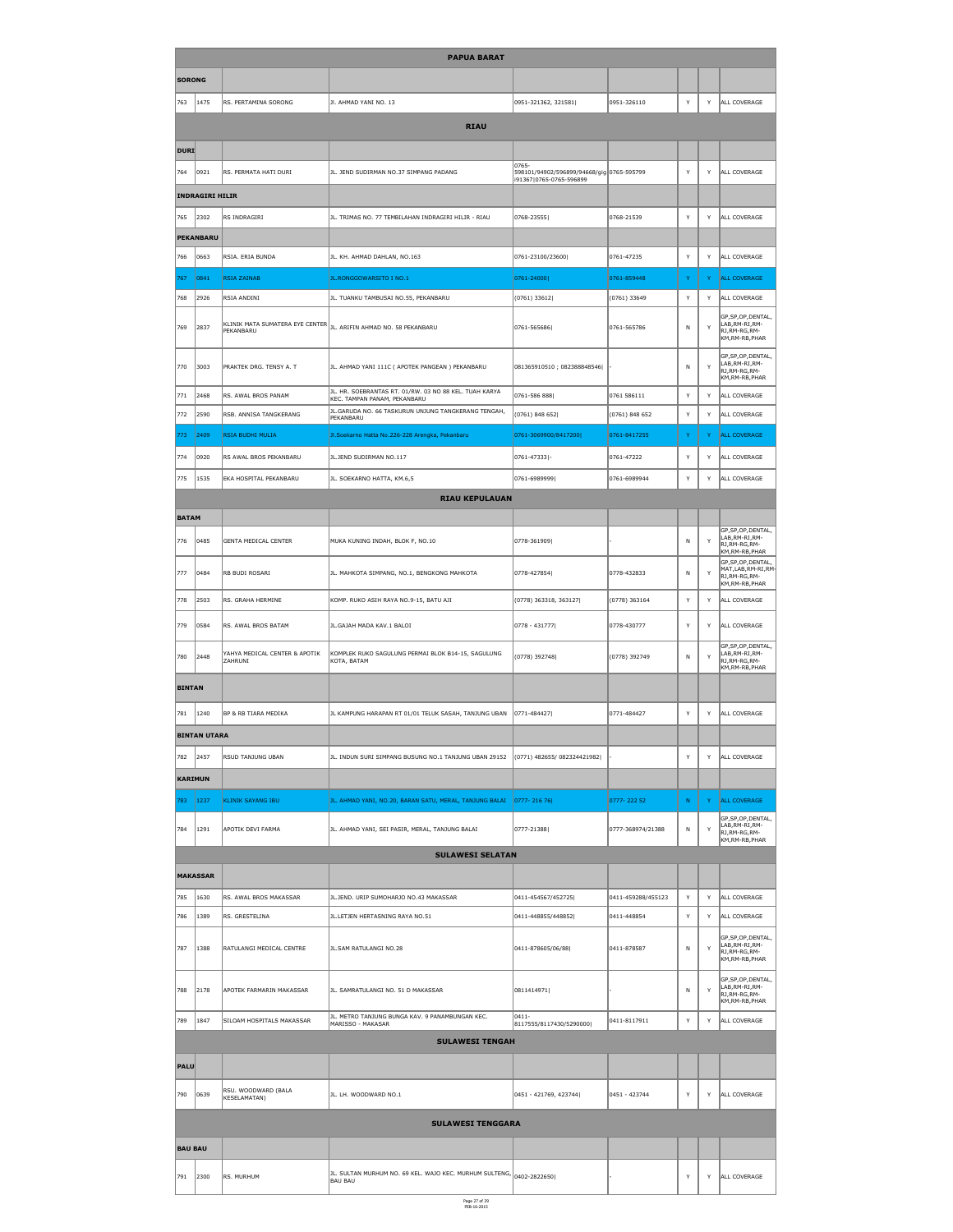| | | | | | | | | |
|---|---|---|---|---|---|---|---|---|
| **PAPUA BARAT** | | | | | | | | |
| **SORONG** | | | | | | | | |
| 763 | 1475 | RS. PERTAMINA SORONG | Jl. AHMAD YANI NO. 13 | 0951-321362, 321581\| | 0951-326110 | Y | Y | ALL COVERAGE |
| **RIAU** | | | | | | | | |
| **DURI** | | | | | | | | |
| 764 | 0921 | RS. PERMATA HATI DURI | JL. JEND SUDIRMAN NO.37 SIMPANG PADANG | 0765-598101/94902/596899/94668/gig i91367\|0765-0765-596899 | 0765-595799 | Y | Y | ALL COVERAGE |
| **INDRAGIRI HILIR** | | | | | | | | |
| 765 | 2302 | RS INDRAGIRI | JL. TRIMAS NO. 77 TEMBILAHAN INDRAGIRI HILIR - RIAU | 0768-23555\| | 0768-21539 | Y | Y | ALL COVERAGE |
| **PEKANBARU** | | | | | | | | |
| 766 | 0663 | RSIA. ERIA BUNDA | JL. KH. AHMAD DAHLAN, NO.163 | 0761-23100/23600\| | 0761-47235 | Y | Y | ALL COVERAGE |
| 767 | 0841 | RSIA ZAINAB | JL.RONGGOWARSITO I NO.1 | 0761-24000\| | 0761-859448 | Y | Y | ALL COVERAGE |
| 768 | 2926 | RSIA ANDINI | JL. TUANKU TAMBUSAI NO.55, PEKANBARU | (0761) 33612\| | (0761) 33649 | Y | Y | ALL COVERAGE |
| 769 | 2837 | KLINIK MATA SUMATERA EYE CENTER PEKANBARU | JL. ARIFIN AHMAD NO. 58 PEKANBARU | 0761-565686\| | 0761-565786 | N | Y | GP,SP,OP,DENTAL, LAB,RM-RI,RM-RJ,RM-RG,RM-KM,RM-RB,PHAR |
| 770 | 3003 | PRAKTEK DRG. TENSY A. T | JL. AHMAD YANI 111C ( APOTEK PANGEAN ) PEKANBARU | 081365910510 ; 082388848546\| | - | N | Y | GP,SP,OP,DENTAL, LAB,RM-RI,RM-RJ,RM-RG,RM-KM,RM-RB,PHAR |
| 771 | 2468 | RS. AWAL BROS PANAM | JL. HR. SOEBRANTAS RT. 01/RW. 03 NO 88 KEL. TUAH KARYA KEC. TAMPAN PANAM, PEKANBARU | 0761-586 888\| | 0761 586111 | Y | Y | ALL COVERAGE |
| 772 | 2590 | RSB. ANNISA TANGKERANG | JL.GARUDA NO. 66 TASKURUN UNJUNG TANGKERANG TENGAH, PEKANBARU | (0761) 848 652\| | (0761) 848 652 | Y | Y | ALL COVERAGE |
| 773 | 2409 | RSIA BUDHI MULIA | Jl.Soekarno Hatta No.226-228 Arengka, Pekanbaru | 0761-3069900/8417200\| | 0761-8417255 | Y | Y | ALL COVERAGE |
| 774 | 0920 | RS AWAL BROS PEKANBARU | JL.JEND SUDIRMAN NO.117 | 0761-47333\|- | 0761-47222 | Y | Y | ALL COVERAGE |
| 775 | 1535 | EKA HOSPITAL PEKANBARU | JL. SOEKARNO HATTA, KM.6,5 | 0761-6989999\| | 0761-6989944 | Y | Y | ALL COVERAGE |
| **RIAU KEPULAUAN** | | | | | | | | |
| **BATAM** | | | | | | | | |
| 776 | 0485 | GENTA MEDICAL CENTER | MUKA KUNING INDAH, BLOK F, NO.10 | 0778-361909\| | - | N | Y | GP,SP,OP,DENTAL, LAB,RM-RI,RM-RJ,RM-RG,RM-KM,RM-RB,PHAR |
| 777 | 0484 | RB BUDI ROSARI | JL. MAHKOTA SIMPANG, NO.1, BENGKONG MAHKOTA | 0778-427854\| | 0778-432833 | N | Y | GP,SP,OP,DENTAL, MAT,LAB,RM-RI,RM-RJ,RM-RG,RM-KM,RM-RB,PHAR |
| 778 | 2503 | RS. GRAHA HERMINE | KOMP. RUKO ASIH RAYA NO.9-15, BATU AJI | (0778) 363318, 363127\| | (0778) 363164 | Y | Y | ALL COVERAGE |
| 779 | 0584 | RS. AWAL BROS BATAM | JL.GAJAH MADA KAV.1 BALOI | 0778 - 431777\| | 0778-430777 | Y | Y | ALL COVERAGE |
| 780 | 2448 | YAHYA MEDICAL CENTER & APOTIK ZAHRUNI | KOMPLEK RUKO SAGULUNG PERMAI BLOK B14-15, SAGULUNG KOTA, BATAM | (0778) 392748\| | (0778) 392749 | N | Y | GP,SP,OP,DENTAL, LAB,RM-RI,RM-RJ,RM-RG,RM-KM,RM-RB,PHAR |
| **BINTAN** | | | | | | | | |
| 781 | 1240 | BP & RB TIARA MEDIKA | JL KAMPUNG HARAPAN RT 01/01 TELUK SASAH, TANJUNG UBAN | 0771-484427\| | 0771-484427 | Y | Y | ALL COVERAGE |
| **BINTAN UTARA** | | | | | | | | |
| 782 | 2457 | RSUD TANJUNG UBAN | JL. INDUN SURI SIMPANG BUSUNG NO.1 TANJUNG UBAN 29152 | (0771) 482655/ 082324421982\| | - | Y | Y | ALL COVERAGE |
| **KARIMUN** | | | | | | | | |
| 783 | 1237 | KLINIK SAYANG IBU | JL. AHMAD YANI, NO.20, BARAN SATU, MERAL, TANJUNG BALAI | 0777- 216 76\| | 0777- 222 52 | N | Y | ALL COVERAGE |
| 784 | 1291 | APOTIK DEVI FARMA | JL. AHMAD YANI, SEI PASIR, MERAL, TANJUNG BALAI | 0777-21388\| | 0777-368974/21388 | N | Y | GP,SP,OP,DENTAL, LAB,RM-RI,RM-RJ,RM-RG,RM-KM,RM-RB,PHAR |
| **SULAWESI SELATAN** | | | | | | | | |
| **MAKASSAR** | | | | | | | | |
| 785 | 1630 | RS. AWAL BROS MAKASSAR | JL.JEND. URIP SUMOHARJO NO.43 MAKASSAR | 0411-454567/452725\| | 0411-459288/455123 | Y | Y | ALL COVERAGE |
| 786 | 1389 | RS. GRESTELINA | JL.LETJEN HERTASNING RAYA NO.51 | 0411-448855/448852\| | 0411-448854 | Y | Y | ALL COVERAGE |
| 787 | 1388 | RATULANGI MEDICAL CENTRE | JL.SAM RATULANGI NO.28 | 0411-878605/06/88\| | 0411-878587 | N | Y | GP,SP,OP,DENTAL, LAB,RM-RI,RM-RJ,RM-RG,RM-KM,RM-RB,PHAR |
| 788 | 2178 | APOTEK FARMARIN MAKASSAR | JL. SAMRATULANGI NO. 51 D MAKASSAR | 0811414971\| | - | N | Y | GP,SP,OP,DENTAL, LAB,RM-RI,RM-RJ,RM-RG,RM-KM,RM-RB,PHAR |
| 789 | 1847 | SILOAM HOSPITALS MAKASSAR | JL. METRO TANJUNG BUNGA KAV. 9 PANAMBUNGAN KEC. MARISSO - MAKASAR | 0411-8117555/8117430/5290000\| | 0411-8117911 | Y | Y | ALL COVERAGE |
| **SULAWESI TENGAH** | | | | | | | | |
| **PALU** | | | | | | | | |
| 790 | 0639 | RSU. WOODWARD (BALA KESELAMATAN) | JL. LH. WOODWARD NO.1 | 0451 - 421769, 423744\| | 0451 - 423744 | Y | Y | ALL COVERAGE |
| **SULAWESI TENGGARA** | | | | | | | | |
| **BAU BAU** | | | | | | | | |
| 791 | 2300 | RS. MURHUM | JL. SULTAN MURHUM NO. 69 KEL. WAJO KEC. MURHUM SULTENG, BAU BAU | 0402-2822650\| | - | Y | Y | ALL COVERAGE |

FEB-16-2015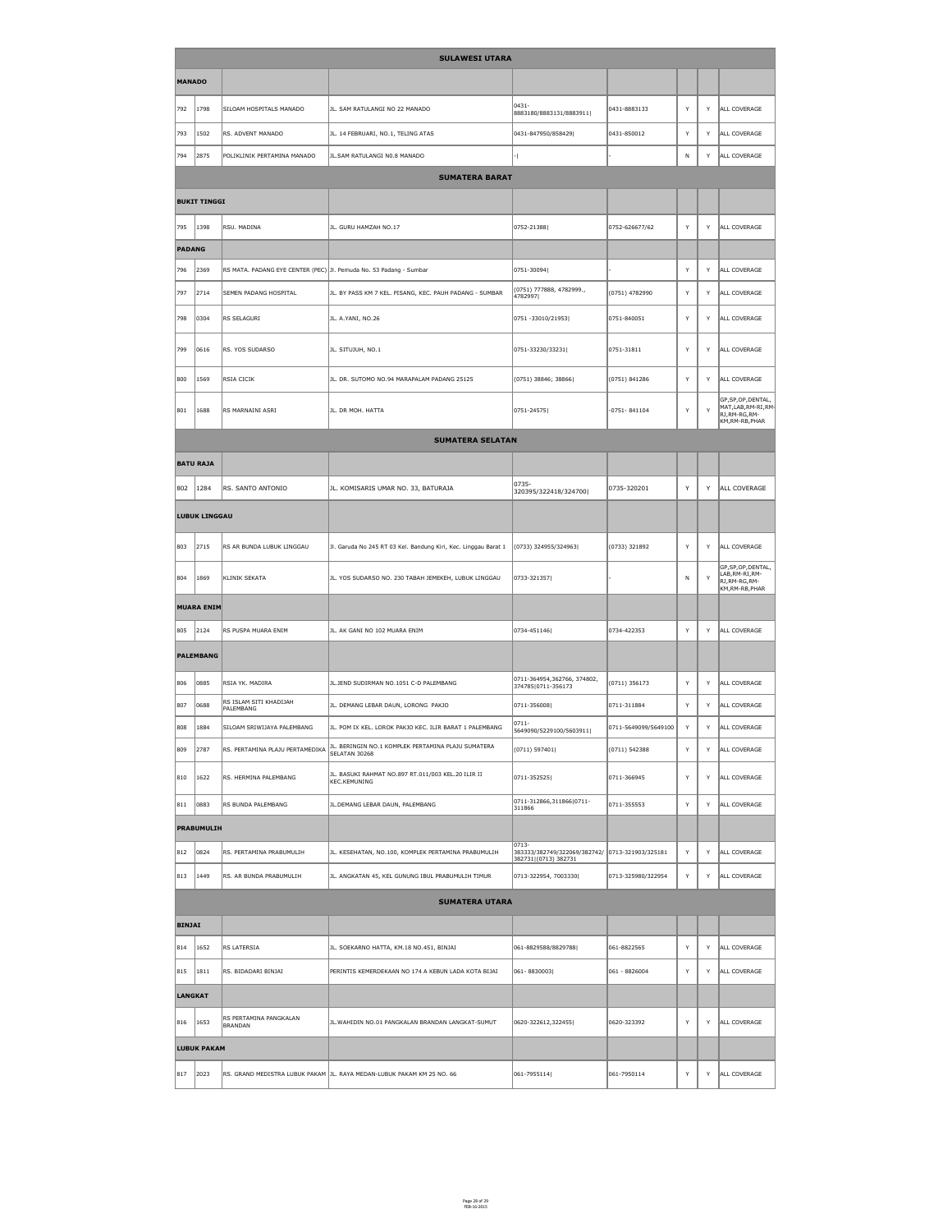| | | | | | | | | |
|---|---|---|---|---|---|---|---|---|
| **SULAWESI UTARA** | | | | | | | | |
| **MANADO** | | | | | | | | |
| 792 | 1798 | SILOAM HOSPITALS MANADO | JL. SAM RATULANGI NO 22 MANADO | 0431-8883180/8883131/8883911\| | 0431-8883133 | Y | Y | ALL COVERAGE |
| 793 | 1502 | RS. ADVENT MANADO | JL. 14 FEBRUARI, NO.1, TELING ATAS | 0431-847950/858429\| | 0431-850012 | Y | Y | ALL COVERAGE |
| 794 | 2875 | POLIKLINIK PERTAMINA MANADO | JL.SAM RATULANGI N0.8 MANADO | -\| | - | N | Y | ALL COVERAGE |
| **SUMATERA BARAT** | | | | | | | | |
| **BUKIT TINGGI** | | | | | | | | |
| 795 | 1398 | RSU. MADINA | JL. GURU HAMZAH NO.17 | 0752-21388\| | 0752-626677/62 | Y | Y | ALL COVERAGE |
| **PADANG** | | | | | | | | |
| 796 | 2369 | RS MATA. PADANG EYE CENTER (PEC) | Jl. Pemuda No. 53 Padang - Sumbar | 0751-30094\| | - | Y | Y | ALL COVERAGE |
| 797 | 2714 | SEMEN PADANG HOSPITAL | JL. BY PASS KM 7 KEL. PISANG, KEC. PAUH PADANG - SUMBAR | (0751) 777888, 4782999., 4782997\| | (0751) 4782990 | Y | Y | ALL COVERAGE |
| 798 | 0304 | RS SELAGURI | JL. A.YANI, NO.26 | 0751 -33010/21953\| | 0751-840051 | Y | Y | ALL COVERAGE |
| 799 | 0616 | RS. YOS SUDARSO | JL. SITUJUH, NO.1 | 0751-33230/33231\| | 0751-31811 | Y | Y | ALL COVERAGE |
| 800 | 1569 | RSIA CICIK | JL. DR. SUTOMO NO.94 MARAPALAM PADANG 25125 | (0751) 38846; 38866\| | (0751) 841286 | Y | Y | ALL COVERAGE |
| 801 | 1688 | RS MARNAINI ASRI | JL. DR MOH. HATTA | 0751-24575\| | -0751- 841104 | Y | Y | GP,SP,OP,DENTAL, MAT,LAB,RM-RI,RM-RJ,RM-RG,RM-KM,RM-RB,PHAR |
| **SUMATERA SELATAN** | | | | | | | | |
| **BATU RAJA** | | | | | | | | |
| 802 | 1284 | RS. SANTO ANTONIO | JL. KOMISARIS UMAR NO. 33, BATURAJA | 0735-320395/322418/324700\| | 0735-320201 | Y | Y | ALL COVERAGE |
| **LUBUK LINGGAU** | | | | | | | | |
| 803 | 2715 | RS AR BUNDA LUBUK LINGGAU | Jl. Garuda No 245 RT 03 Kel. Bandung Kiri, Kec. Linggau Barat 1 | (0733) 324955/324963\| | (0733) 321892 | Y | Y | ALL COVERAGE |
| 804 | 1869 | KLINIK SEKATA | JL. YOS SUDARSO NO. 230 TABAH JEMEKEH, LUBUK LINGGAU | 0733-321357\| | - | N | Y | GP,SP,OP,DENTAL, LAB,RM-RI,RM-RJ,RM-RG,RM-KM,RM-RB,PHAR |
| **MUARA ENIM** | | | | | | | | |
| 805 | 2124 | RS PUSPA MUARA ENIM | JL. AK GANI NO 102 MUARA ENIM | 0734-451146\| | 0734-422353 | Y | Y | ALL COVERAGE |
| **PALEMBANG** | | | | | | | | |
| 806 | 0885 | RSIA YK. MADIRA | JL.JEND SUDIRMAN NO.1051 C-D PALEMBANG | 0711-364954,362766, 374802, 374785\|0711-356173 | (0711) 356173 | Y | Y | ALL COVERAGE |
| 807 | 0688 | RS ISLAM SITI KHADIJAH PALEMBANG | JL. DEMANG LEBAR DAUN, LORONG PAKJO | 0711-356008\| | 0711-311884 | Y | Y | ALL COVERAGE |
| 808 | 1884 | SILOAM SRIWIJAYA PALEMBANG | JL. POM IX KEL. LOROK PAKJO KEC. ILIR BARAT 1 PALEMBANG | 0711-5649090/5229100/5603911\| | 0711-5649099/5649100 | Y | Y | ALL COVERAGE |
| 809 | 2787 | RS. PERTAMINA PLAJU PERTAMEDIKA | JL. BERINGIN NO.1 KOMPLEK PERTAMINA PLAJU SUMATERA SELATAN 30268 | (0711) 597401\| | (0711) 542388 | Y | Y | ALL COVERAGE |
| 810 | 1622 | RS. HERMINA PALEMBANG | JL. BASUKI RAHMAT NO.897 RT.011/003 KEL.20 ILIR II KEC.KEMUNING | 0711-352525\| | 0711-366945 | Y | Y | ALL COVERAGE |
| 811 | 0883 | RS BUNDA PALEMBANG | JL.DEMANG LEBAR DAUN, PALEMBANG | 0711-312866,311866\|0711-311866 | 0711-355553 | Y | Y | ALL COVERAGE |
| **PRABUMULIH** | | | | | | | | |
| 812 | 0824 | RS. PERTAMINA PRABUMULIH | JL. KESEHATAN, NO.100, KOMPLEK PERTAMINA PRABUMULIH | 0713-383333/382749/322069/382742/382731\|(0713) 382731 | 0713-321903/325181 | Y | Y | ALL COVERAGE |
| 813 | 1449 | RS. AR BUNDA PRABUMULIH | JL. ANGKATAN 45, KEL GUNUNG IBUL PRABUMULIH TIMUR | 0713-322954, 7003330\| | 0713-325980/322954 | Y | Y | ALL COVERAGE |
| **SUMATERA UTARA** | | | | | | | | |
| **BINJAI** | | | | | | | | |
| 814 | 1652 | RS LATERSIA | JL. SOEKARNO HATTA, KM.18 NO.451, BINJAI | 061-8829588/8829788\| | 061-8822565 | Y | Y | ALL COVERAGE |
| 815 | 1811 | RS. BIDADARI BINJAI | PERINTIS KEMERDEKAAN NO 174 A KEBUN LADA KOTA BIJAI | 061- 8830003\| | 061 - 8826004 | Y | Y | ALL COVERAGE |
| **LANGKAT** | | | | | | | | |
| 816 | 1653 | RS PERTAMINA PANGKALAN BRANDAN | JL.WAHIDIN NO.01 PANGKALAN BRANDAN LANGKAT-SUMUT | 0620-322612,322455\| | 0620-323392 | Y | Y | ALL COVERAGE |
| **LUBUK PAKAM** | | | | | | | | |
| 817 | 2023 | RS. GRAND MEDISTRA LUBUK PAKAM | JL. RAYA MEDAN-LUBUK PAKAM KM 25 NO. 66 | 061-7955114\| | 061-7950114 | Y | Y | ALL COVERAGE |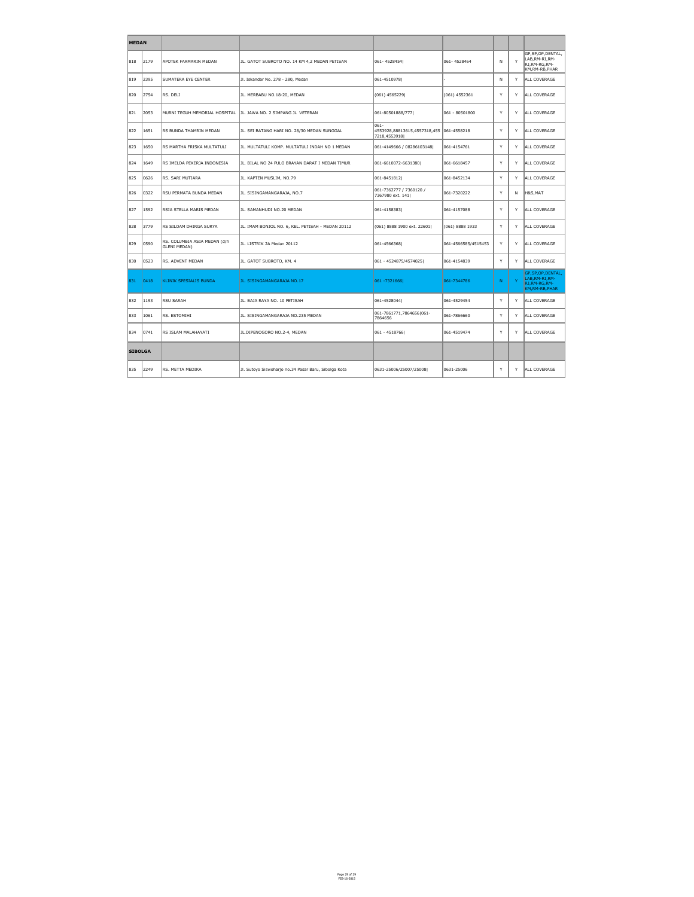| | | | | | | | | |
|---|---|---|---|---|---|---|---|---|
| **MEDAN** | | | | | | | | |
| 818 | 2179 | APOTEK FARMARIN MEDAN | JL. GATOT SUBROTO NO. 14 KM 4,2 MEDAN PETISAN | 061- 4528454\| | 061- 4528464 | N | Y | GP,SP,OP,DENTAL, LAB,RM-RI,RM-RJ,RM-RG,RM-KM,RM-RB,PHAR |
| 819 | 2395 | SUMATERA EYE CENTER | Jl. Iskandar No. 278 - 280, Medan | 061-4510978\| | - | N | Y | ALL COVERAGE |
| 820 | 2754 | RS. DELI | JL. MERBABU NO.18-20, MEDAN | (061) 4565229\| | (061) 4552361 | Y | Y | ALL COVERAGE |
| 821 | 2053 | MURNI TEGUH MEMORIAL HOSPITAL | JL. JAWA NO. 2 SIMPANG JL VETERAN | 061-80501888/777\| | 061 - 80501800 | Y | Y | ALL COVERAGE |
| 822 | 1651 | RS BUNDA THAMRIN MEDAN | JL. SEI BATANG HARI NO. 28/30 MEDAN SUNGGAL | 061-4553928,88813615,4557318,4557218,4553918\| | 061-4558218 | Y | Y | ALL COVERAGE |
| 823 | 1650 | RS MARTHA FRISKA MULTATULI | JL. MULTATULI KOMP. MULTATULI INDAH NO 1 MEDAN | 061-4149666 / 08286103148\| | 061-4154761 | Y | Y | ALL COVERAGE |
| 824 | 1649 | RS IMELDA PEKERJA INDONESIA | JL. BILAL NO 24 PULO BRAYAN DARAT I MEDAN TIMUR | 061-6610072-6631380\| | 061-6618457 | Y | Y | ALL COVERAGE |
| 825 | 0626 | RS. SARI MUTIARA | JL. KAPTEN MUSLIM, NO.79 | 061-8451812\| | 061-8452134 | Y | Y | ALL COVERAGE |
| 826 | 0322 | RSU PERMATA BUNDA MEDAN | JL. SISINGAMANGARAJA, NO.7 | 061-7362777 / 7360120 / 7367980 ext. 141\| | 061-7320222 | Y | N | H&S,MAT |
| 827 | 1592 | RSIA STELLA MARIS MEDAN | JL. SAMANHUDI NO.20 MEDAN | 061-4158383\| | 061-4157088 | Y | Y | ALL COVERAGE |
| 828 | 3779 | RS SILOAM DHIRGA SURYA | JL. IMAM BONJOL NO. 6, KEL. PETISAH - MEDAN 20112 | (061) 8888 1900 ext. 22601\| | (061) 8888 1933 | Y | Y | ALL COVERAGE |
| 829 | 0590 | RS. COLUMBIA ASIA MEDAN (d/h GLENI MEDAN) | JL. LISTRIK 2A Medan 20112 | 061-4566368\| | 061-4566585/4515453 | Y | Y | ALL COVERAGE |
| 830 | 0523 | RS. ADVENT MEDAN | JL. GATOT SUBROTO, KM. 4 | 061 - 4524875/4574025\| | 061-4154839 | Y | Y | ALL COVERAGE |
| 831 | 0418 | KLINIK SPESIALIS BUNDA | JL. SISINGAMANGARAJA NO.17 | 061 -7321666\| | 061-7344786 | N | Y | GP,SP,OP,DENTAL, LAB,RM-RI,RM-RJ,RM-RG,RM-KM,RM-RB,PHAR |
| 832 | 1193 | RSU SARAH | JL. BAJA RAYA NO. 10 PETISAH | 061-4528044\| | 061-4529454 | Y | Y | ALL COVERAGE |
| 833 | 1061 | RS. ESTOMIHI | JL. SISINGAMANGARAJA NO.235 MEDAN | 061-7861771,7864656\|061-7864656 | 061-7866660 | Y | Y | ALL COVERAGE |
| 834 | 0741 | RS ISLAM MALAHAYATI | JL.DIPENOGORO NO.2-4, MEDAN | 061 - 4518766\| | 061-4519474 | Y | Y | ALL COVERAGE |
| **SIBOLGA** | | | | | | | | |
| 835 | 2249 | RS. METTA MEDIKA | Jl. Sutoyo Siswoharjo no.34 Pasar Baru, Sibolga Kota | 0631-25006/25007/25008\| | 0631-25006 | Y | Y | ALL COVERAGE |

FEB-16-2015